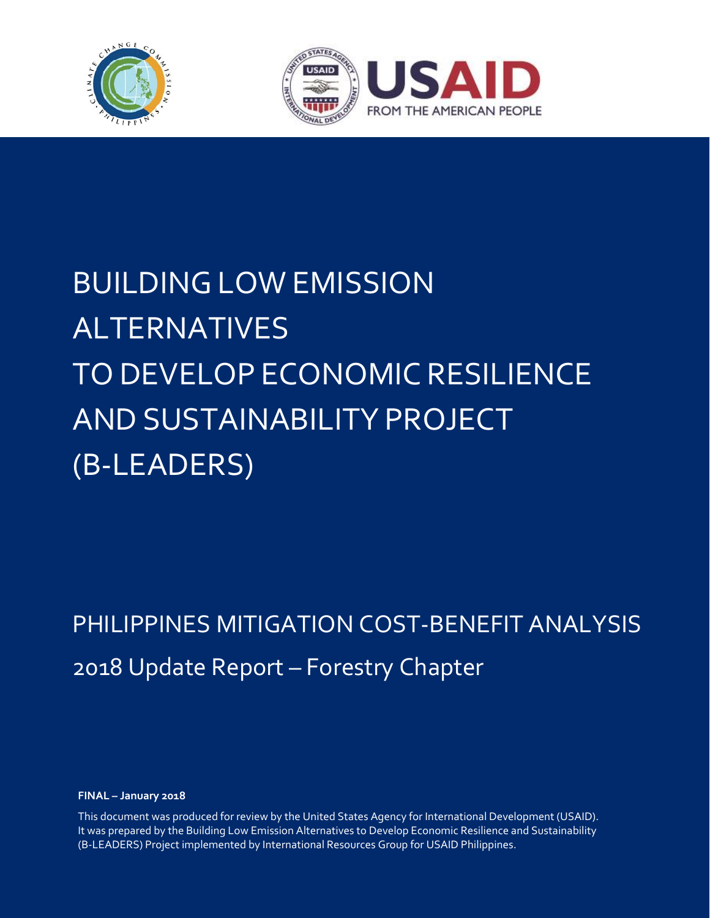# BUILDING LOW EMISSION ALTERNATIVES TO DEVELOP ECONOMIC RESILIENCE AND SUSTAINABILITY PROJECT (B-LEADERS)

## PHILIPPINES MITIGATION COST-BENEFIT ANALYSIS

## 2018 Update Report – Forestry Chapter

**FINAL – January 2018**

This document was produced for review by the United States Agency for International Development (USAID). It was prepared by the Building Low Emission Alternatives to Develop Economic Resilience and Sustainability (B-LEADERS) Project implemented by International Resources Group for USAID Philippines.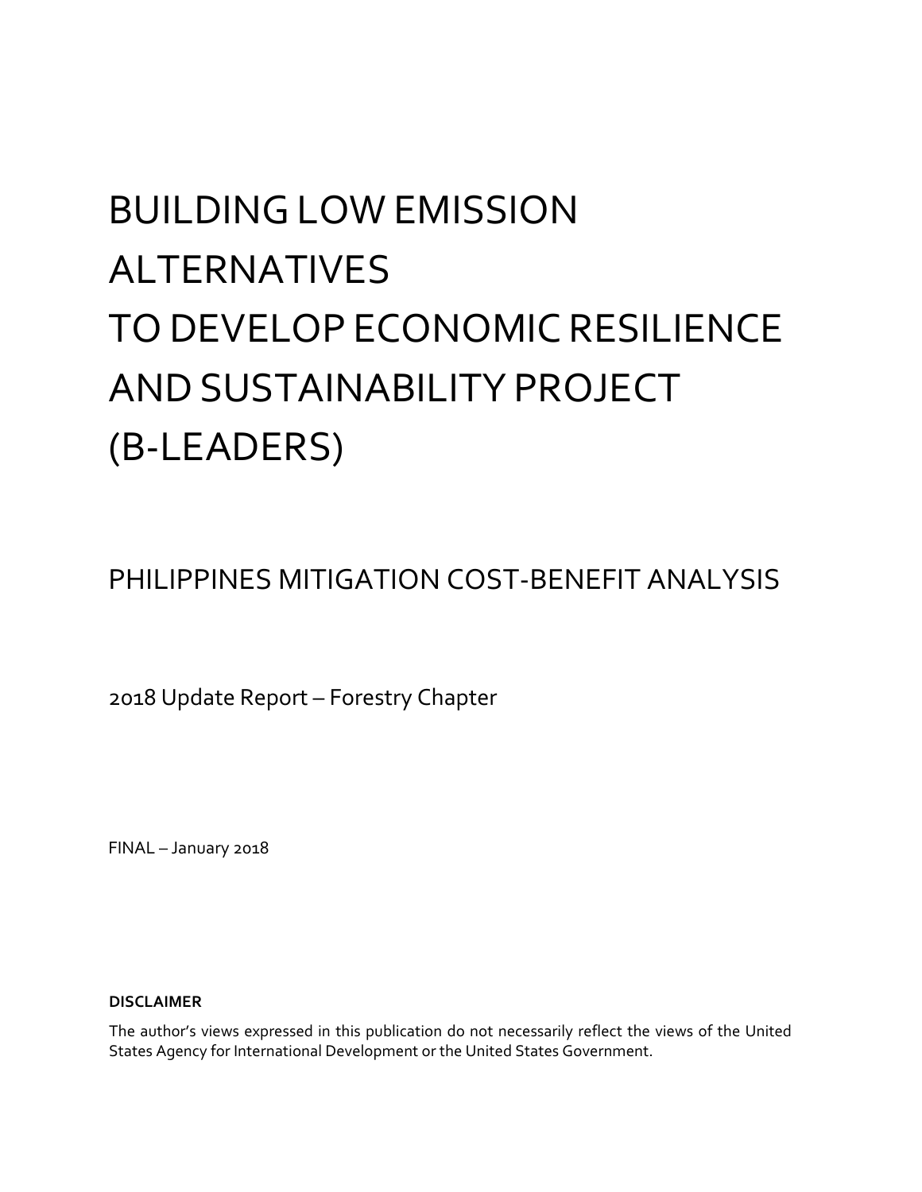# BUILDING LOW EMISSION ALTERNATIVES TO DEVELOP ECONOMIC RESILIENCE AND SUSTAINABILITY PROJECT (B-LEADERS)

## PHILIPPINES MITIGATION COST-BENEFIT ANALYSIS

2018 Update Report – Forestry Chapter

FINAL – January 2018

**DISCLAIMER**

The author's views expressed in this publication do not necessarily reflect the views of the United States Agency for International Development or the United States Government.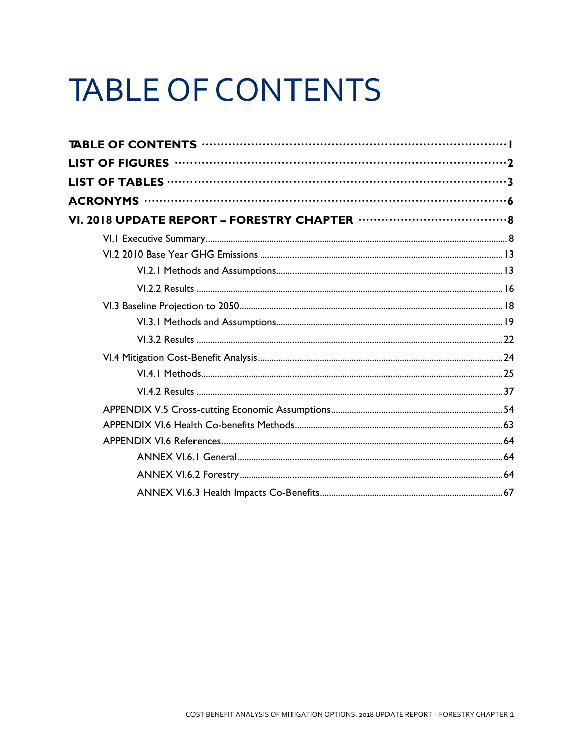# TABLE OF CONTENTS

**TABLE OF CONTENTS** ........................................ 1

**LIST OF FIGURES** ........................................ 2

**LIST OF TABLES** ........................................ 3

**ACRONYMS** ........................................ 6

**VI. 2018 UPDATE REPORT – FORESTRY CHAPTER** ........................................ 8

- VI.1 Executive Summary ........................................ 8
- VI.2 2010 Base Year GHG Emissions ........................................ 13
  - VI.2.1 Methods and Assumptions ........................................ 13
  - VI.2.2 Results ........................................ 16
- VI.3 Baseline Projection to 2050 ........................................ 18
  - VI.3.1 Methods and Assumptions ........................................ 19
  - VI.3.2 Results ........................................ 22
- VI.4 Mitigation Cost-Benefit Analysis ........................................ 24
  - VI.4.1 Methods ........................................ 25
  - VI.4.2 Results ........................................ 37
- APPENDIX V.5 Cross-cutting Economic Assumptions ........................................ 54
- APPENDIX VI.6 Health Co-benefits Methods ........................................ 63
- APPENDIX VI.6 References ........................................ 64
  - ANNEX VI.6.1 General ........................................ 64
  - ANNEX VI.6.2 Forestry ........................................ 64
  - ANNEX VI.6.3 Health Impacts Co-Benefits ........................................ 67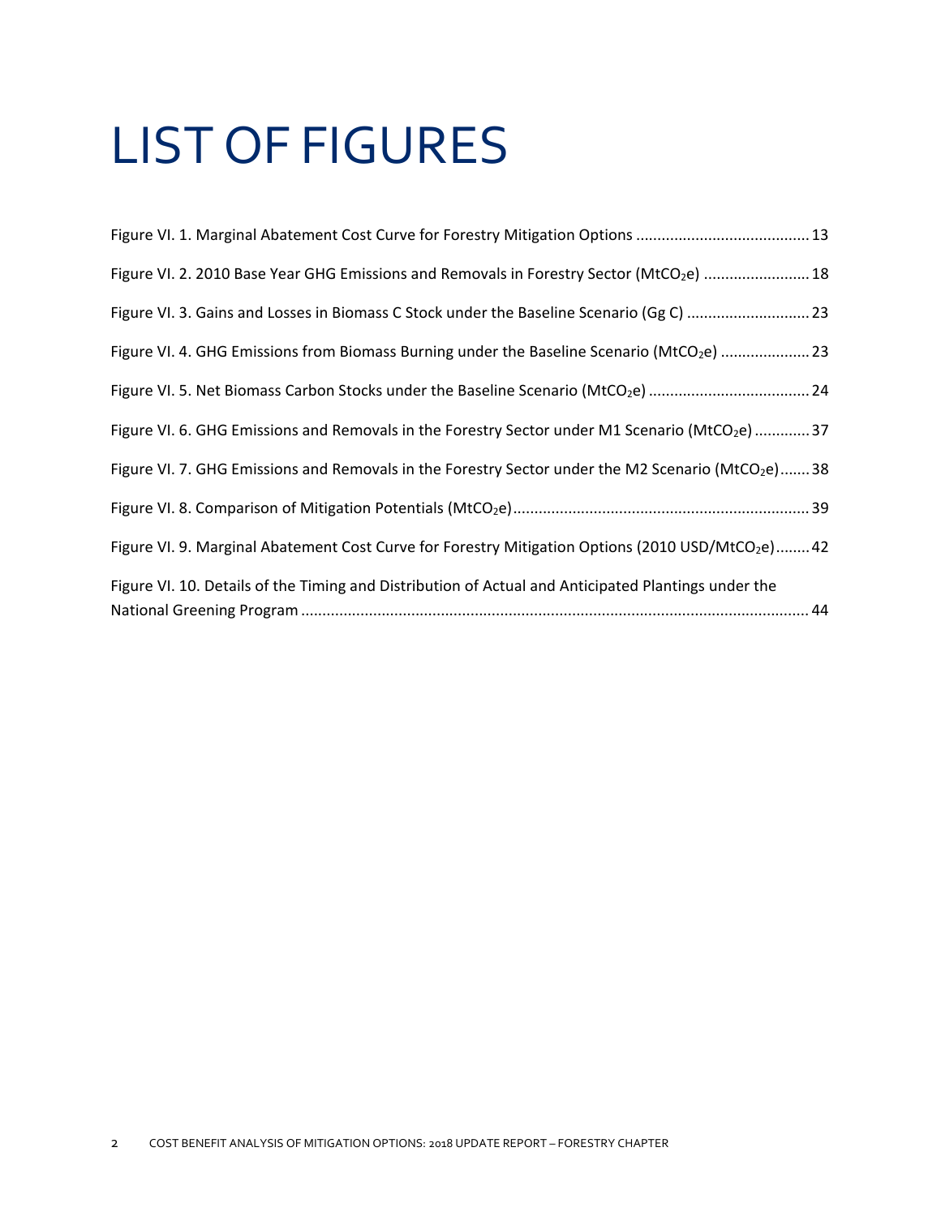# LIST OF FIGURES

Figure VI. 1. Marginal Abatement Cost Curve for Forestry Mitigation Options ........................................ 13

Figure VI. 2. 2010 Base Year GHG Emissions and Removals in Forestry Sector ($MtCO_2e$) ........................ 18

Figure VI. 3. Gains and Losses in Biomass C Stock under the Baseline Scenario (Gg C) ............................ 23

Figure VI. 4. GHG Emissions from Biomass Burning under the Baseline Scenario ($MtCO_2e$) .................... 23

Figure VI. 5. Net Biomass Carbon Stocks under the Baseline Scenario ($MtCO_2e$) ..................................... 24

Figure VI. 6. GHG Emissions and Removals in the Forestry Sector under M1 Scenario ($MtCO_2e$) ............ 37

Figure VI. 7. GHG Emissions and Removals in the Forestry Sector under the M2 Scenario ($MtCO_2e$) ....... 38

Figure VI. 8. Comparison of Mitigation Potentials ($MtCO_2e$) ..................................................................... 39

Figure VI. 9. Marginal Abatement Cost Curve for Forestry Mitigation Options (2010 USD/$MtCO_2e$) ........ 42

Figure VI. 10. Details of the Timing and Distribution of Actual and Anticipated Plantings under the National Greening Program ...................................................................................................................... 44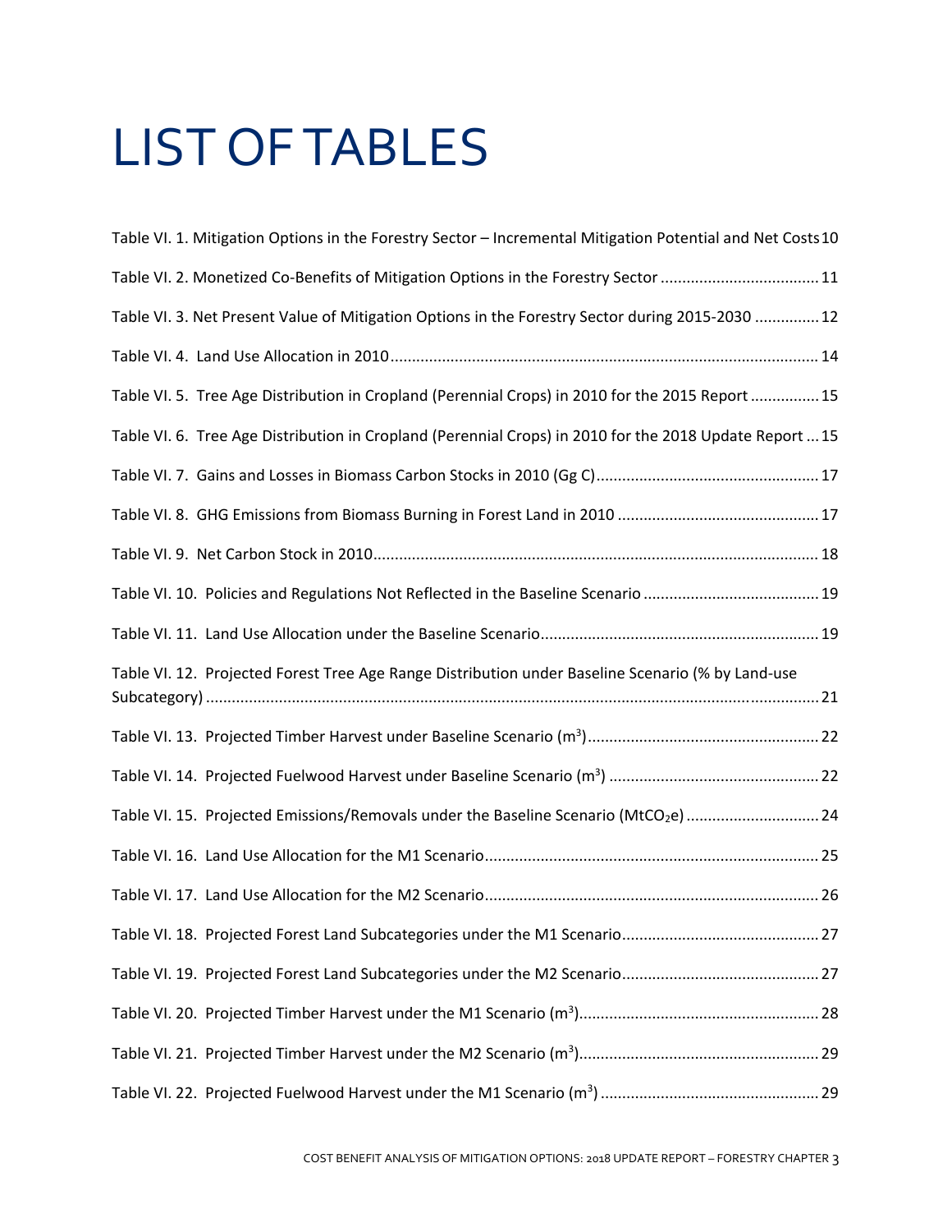# LIST OF TABLES

Table VI. 1. Mitigation Options in the Forestry Sector – Incremental Mitigation Potential and Net Costs 10

Table VI. 2. Monetized Co-Benefits of Mitigation Options in the Forestry Sector .................................... 11

Table VI. 3. Net Present Value of Mitigation Options in the Forestry Sector during 2015-2030 ............... 12

Table VI. 4. Land Use Allocation in 2010 ................................................................................................. 14

Table VI. 5. Tree Age Distribution in Cropland (Perennial Crops) in 2010 for the 2015 Report ................ 15

Table VI. 6. Tree Age Distribution in Cropland (Perennial Crops) in 2010 for the 2018 Update Report ... 15

Table VI. 7. Gains and Losses in Biomass Carbon Stocks in 2010 (Gg C) ................................................... 17

Table VI. 8. GHG Emissions from Biomass Burning in Forest Land in 2010 .............................................. 17

Table VI. 9. Net Carbon Stock in 2010 ..................................................................................................... 18

Table VI. 10. Policies and Regulations Not Reflected in the Baseline Scenario ......................................... 19

Table VI. 11. Land Use Allocation under the Baseline Scenario ................................................................ 19

Table VI. 12. Projected Forest Tree Age Range Distribution under Baseline Scenario (% by Land-use Subcategory) ............................................................................................................................................ 21

Table VI. 13. Projected Timber Harvest under Baseline Scenario ($m^3$) ..................................................... 22

Table VI. 14. Projected Fuelwood Harvest under Baseline Scenario ($m^3$) ................................................. 22

Table VI. 15. Projected Emissions/Removals under the Baseline Scenario ($MtCO_2e$) ............................... 24

Table VI. 16. Land Use Allocation for the M1 Scenario ............................................................................. 25

Table VI. 17. Land Use Allocation for the M2 Scenario ............................................................................. 26

Table VI. 18. Projected Forest Land Subcategories under the M1 Scenario .............................................. 27

Table VI. 19. Projected Forest Land Subcategories under the M2 Scenario .............................................. 27

Table VI. 20. Projected Timber Harvest under the M1 Scenario ($m^3$) ....................................................... 28

Table VI. 21. Projected Timber Harvest under the M2 Scenario ($m^3$) ....................................................... 29

Table VI. 22. Projected Fuelwood Harvest under the M1 Scenario ($m^3$) .................................................. 29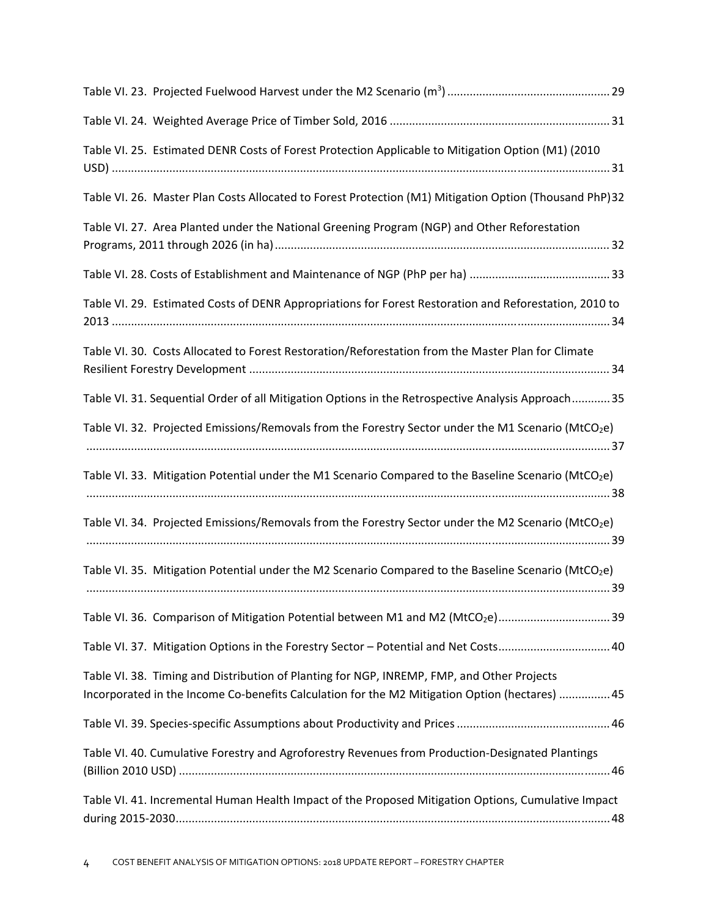Table VI. 23. Projected Fuelwood Harvest under the M2 Scenario ($m^3$) .................................................. 29

Table VI. 24. Weighted Average Price of Timber Sold, 2016 .................................................................... 31

Table VI. 25. Estimated DENR Costs of Forest Protection Applicable to Mitigation Option (M1) (2010 USD) ............................................................................................................................................ 31

Table VI. 26. Master Plan Costs Allocated to Forest Protection (M1) Mitigation Option (Thousand PhP) 32

Table VI. 27. Area Planted under the National Greening Program (NGP) and Other Reforestation Programs, 2011 through 2026 (in ha) ........................................................................................................ 32

Table VI. 28. Costs of Establishment and Maintenance of NGP (PhP per ha) ........................................... 33

Table VI. 29. Estimated Costs of DENR Appropriations for Forest Restoration and Reforestation, 2010 to 2013 ............................................................................................................................................ 34

Table VI. 30. Costs Allocated to Forest Restoration/Reforestation from the Master Plan for Climate Resilient Forestry Development ................................................................................................ 34

Table VI. 31. Sequential Order of all Mitigation Options in the Retrospective Analysis Approach ............ 35

Table VI. 32. Projected Emissions/Removals from the Forestry Sector under the M1 Scenario ($MtCO_2e$) ............................................................................................................................................ 37

Table VI. 33. Mitigation Potential under the M1 Scenario Compared to the Baseline Scenario ($MtCO_2e$) ............................................................................................................................................ 38

Table VI. 34. Projected Emissions/Removals from the Forestry Sector under the M2 Scenario ($MtCO_2e$) ............................................................................................................................................ 39

Table VI. 35. Mitigation Potential under the M2 Scenario Compared to the Baseline Scenario ($MtCO_2e$) ............................................................................................................................................ 39

Table VI. 36. Comparison of Mitigation Potential between M1 and M2 ($MtCO_2e$) .................................. 39

Table VI. 37. Mitigation Options in the Forestry Sector – Potential and Net Costs .................................. 40

Table VI. 38. Timing and Distribution of Planting for NGP, INREMP, FMP, and Other Projects Incorporated in the Income Co-benefits Calculation for the M2 Mitigation Option (hectares) ................ 45

Table VI. 39. Species-specific Assumptions about Productivity and Prices ................................................ 46

Table VI. 40. Cumulative Forestry and Agroforestry Revenues from Production-Designated Plantings (Billion 2010 USD) ..................................................................................................................... 46

Table VI. 41. Incremental Human Health Impact of the Proposed Mitigation Options, Cumulative Impact during 2015-2030 ...................................................................................................................... 48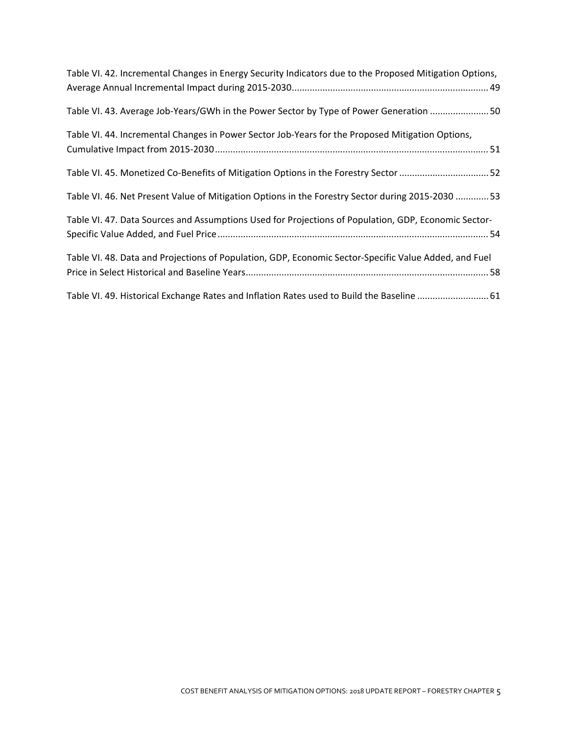Table VI. 42. Incremental Changes in Energy Security Indicators due to the Proposed Mitigation Options, Average Annual Incremental Impact during 2015-2030 ........................................................................... 49

Table VI. 43. Average Job-Years/GWh in the Power Sector by Type of Power Generation ....................... 50

Table VI. 44. Incremental Changes in Power Sector Job-Years for the Proposed Mitigation Options, Cumulative Impact from 2015-2030 ........................................................................................................ 51

Table VI. 45. Monetized Co-Benefits of Mitigation Options in the Forestry Sector .................................. 52

Table VI. 46. Net Present Value of Mitigation Options in the Forestry Sector during 2015-2030 ............. 53

Table VI. 47. Data Sources and Assumptions Used for Projections of Population, GDP, Economic Sector-Specific Value Added, and Fuel Price ........................................................................................................ 54

Table VI. 48. Data and Projections of Population, GDP, Economic Sector-Specific Value Added, and Fuel Price in Select Historical and Baseline Years ............................................................................................. 58

Table VI. 49. Historical Exchange Rates and Inflation Rates used to Build the Baseline ............................ 61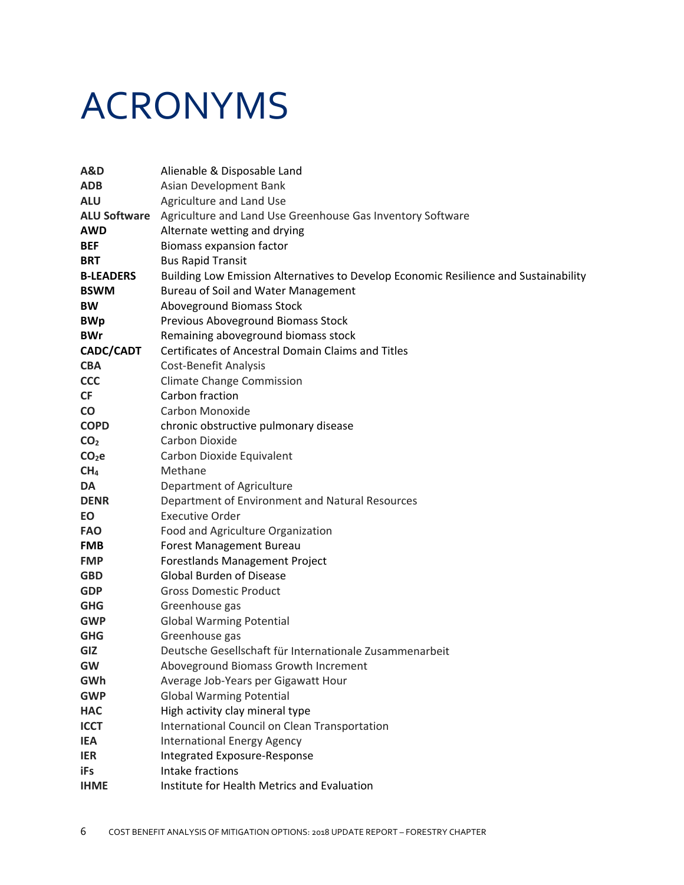# ACRONYMS

| | |
|---|---|
| **A&D** | Alienable & Disposable Land |
| **ADB** | Asian Development Bank |
| **ALU** | Agriculture and Land Use |
| **ALU Software** | Agriculture and Land Use Greenhouse Gas Inventory Software |
| **AWD** | Alternate wetting and drying |
| **BEF** | Biomass expansion factor |
| **BRT** | Bus Rapid Transit |
| **B-LEADERS** | Building Low Emission Alternatives to Develop Economic Resilience and Sustainability |
| **BSWM** | Bureau of Soil and Water Management |
| **BW** | Aboveground Biomass Stock |
| **BWp** | Previous Aboveground Biomass Stock |
| **BWr** | Remaining aboveground biomass stock |
| **CADC/CADT** | Certificates of Ancestral Domain Claims and Titles |
| **CBA** | Cost-Benefit Analysis |
| **CCC** | Climate Change Commission |
| **CF** | Carbon fraction |
| **CO** | Carbon Monoxide |
| **COPD** | chronic obstructive pulmonary disease |
| **$CO_2$** | Carbon Dioxide |
| **$CO_2e$** | Carbon Dioxide Equivalent |
| **$CH_4$** | Methane |
| **DA** | Department of Agriculture |
| **DENR** | Department of Environment and Natural Resources |
| **EO** | Executive Order |
| **FAO** | Food and Agriculture Organization |
| **FMB** | Forest Management Bureau |
| **FMP** | Forestlands Management Project |
| **GBD** | Global Burden of Disease |
| **GDP** | Gross Domestic Product |
| **GHG** | Greenhouse gas |
| **GWP** | Global Warming Potential |
| **GHG** | Greenhouse gas |
| **GIZ** | Deutsche Gesellschaft für Internationale Zusammenarbeit |
| **GW** | Aboveground Biomass Growth Increment |
| **GWh** | Average Job-Years per Gigawatt Hour |
| **GWP** | Global Warming Potential |
| **HAC** | High activity clay mineral type |
| **ICCT** | International Council on Clean Transportation |
| **IEA** | International Energy Agency |
| **IER** | Integrated Exposure-Response |
| **iFs** | Intake fractions |
| **IHME** | Institute for Health Metrics and Evaluation |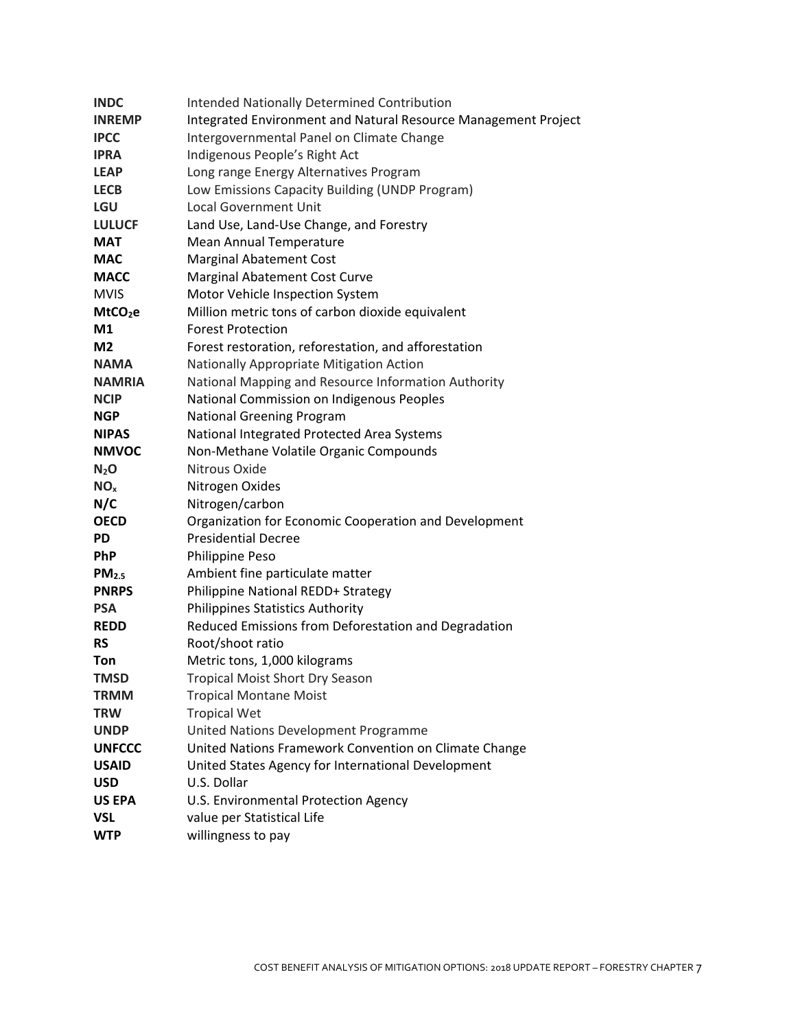| | |
|---|---|
| **INDC** | Intended Nationally Determined Contribution |
| **INREMP** | Integrated Environment and Natural Resource Management Project |
| **IPCC** | Intergovernmental Panel on Climate Change |
| **IPRA** | Indigenous People's Right Act |
| **LEAP** | Long range Energy Alternatives Program |
| **LECB** | Low Emissions Capacity Building (UNDP Program) |
| **LGU** | Local Government Unit |
| **LULUCF** | Land Use, Land-Use Change, and Forestry |
| **MAT** | Mean Annual Temperature |
| **MAC** | Marginal Abatement Cost |
| **MACC** | Marginal Abatement Cost Curve |
| MVIS | Motor Vehicle Inspection System |
| **$MtCO_2e$** | Million metric tons of carbon dioxide equivalent |
| **M1** | Forest Protection |
| **M2** | Forest restoration, reforestation, and afforestation |
| **NAMA** | Nationally Appropriate Mitigation Action |
| **NAMRIA** | National Mapping and Resource Information Authority |
| **NCIP** | National Commission on Indigenous Peoples |
| **NGP** | National Greening Program |
| **NIPAS** | National Integrated Protected Area Systems |
| **NMVOC** | Non-Methane Volatile Organic Compounds |
| **$N_2O$** | Nitrous Oxide |
| **$NO_x$** | Nitrogen Oxides |
| **N/C** | Nitrogen/carbon |
| **OECD** | Organization for Economic Cooperation and Development |
| **PD** | Presidential Decree |
| **PhP** | Philippine Peso |
| **$PM_{2.5}$** | Ambient fine particulate matter |
| **PNRPS** | Philippine National REDD+ Strategy |
| **PSA** | Philippines Statistics Authority |
| **REDD** | Reduced Emissions from Deforestation and Degradation |
| **RS** | Root/shoot ratio |
| **Ton** | Metric tons, 1,000 kilograms |
| **TMSD** | Tropical Moist Short Dry Season |
| **TRMM** | Tropical Montane Moist |
| **TRW** | Tropical Wet |
| **UNDP** | United Nations Development Programme |
| **UNFCCC** | United Nations Framework Convention on Climate Change |
| **USAID** | United States Agency for International Development |
| **USD** | U.S. Dollar |
| **US EPA** | U.S. Environmental Protection Agency |
| **VSL** | value per Statistical Life |
| **WTP** | willingness to pay |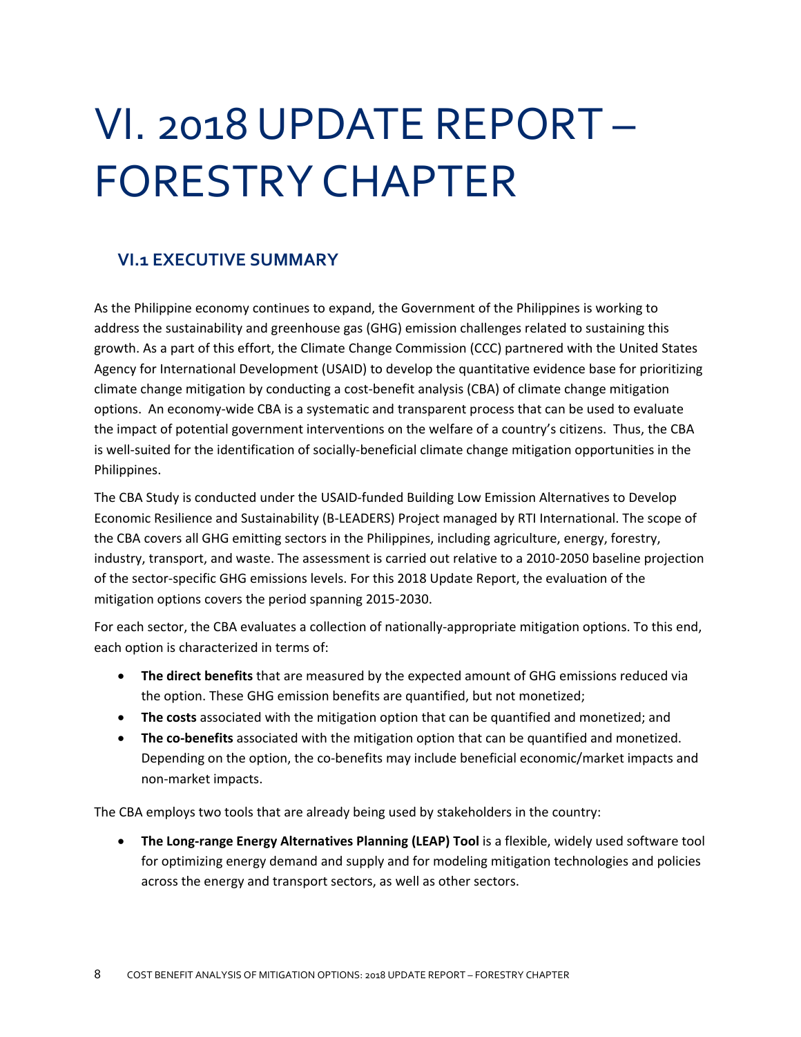# VI. 2018 UPDATE REPORT – FORESTRY CHAPTER

## VI.1 EXECUTIVE SUMMARY

As the Philippine economy continues to expand, the Government of the Philippines is working to address the sustainability and greenhouse gas (GHG) emission challenges related to sustaining this growth. As a part of this effort, the Climate Change Commission (CCC) partnered with the United States Agency for International Development (USAID) to develop the quantitative evidence base for prioritizing climate change mitigation by conducting a cost-benefit analysis (CBA) of climate change mitigation options. An economy-wide CBA is a systematic and transparent process that can be used to evaluate the impact of potential government interventions on the welfare of a country's citizens. Thus, the CBA is well-suited for the identification of socially-beneficial climate change mitigation opportunities in the Philippines.

The CBA Study is conducted under the USAID-funded Building Low Emission Alternatives to Develop Economic Resilience and Sustainability (B-LEADERS) Project managed by RTI International. The scope of the CBA covers all GHG emitting sectors in the Philippines, including agriculture, energy, forestry, industry, transport, and waste. The assessment is carried out relative to a 2010-2050 baseline projection of the sector-specific GHG emissions levels. For this 2018 Update Report, the evaluation of the mitigation options covers the period spanning 2015-2030.

For each sector, the CBA evaluates a collection of nationally-appropriate mitigation options. To this end, each option is characterized in terms of:

- **The direct benefits** that are measured by the expected amount of GHG emissions reduced via the option. These GHG emission benefits are quantified, but not monetized;
- **The costs** associated with the mitigation option that can be quantified and monetized; and
- **The co-benefits** associated with the mitigation option that can be quantified and monetized. Depending on the option, the co-benefits may include beneficial economic/market impacts and non-market impacts.

The CBA employs two tools that are already being used by stakeholders in the country:

- **The Long-range Energy Alternatives Planning (LEAP) Tool** is a flexible, widely used software tool for optimizing energy demand and supply and for modeling mitigation technologies and policies across the energy and transport sectors, as well as other sectors.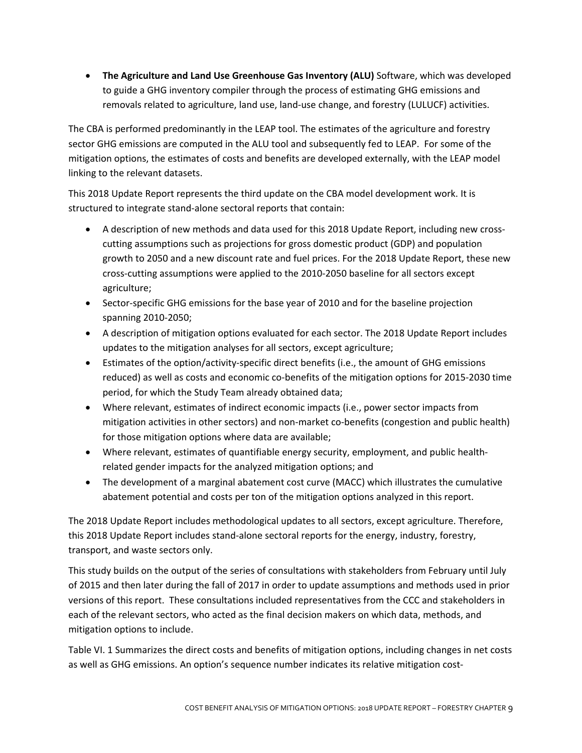- **The Agriculture and Land Use Greenhouse Gas Inventory (ALU)** Software, which was developed to guide a GHG inventory compiler through the process of estimating GHG emissions and removals related to agriculture, land use, land-use change, and forestry (LULUCF) activities.

The CBA is performed predominantly in the LEAP tool. The estimates of the agriculture and forestry sector GHG emissions are computed in the ALU tool and subsequently fed to LEAP. For some of the mitigation options, the estimates of costs and benefits are developed externally, with the LEAP model linking to the relevant datasets.

This 2018 Update Report represents the third update on the CBA model development work. It is structured to integrate stand-alone sectoral reports that contain:

- A description of new methods and data used for this 2018 Update Report, including new cross-cutting assumptions such as projections for gross domestic product (GDP) and population growth to 2050 and a new discount rate and fuel prices. For the 2018 Update Report, these new cross-cutting assumptions were applied to the 2010-2050 baseline for all sectors except agriculture;
- Sector-specific GHG emissions for the base year of 2010 and for the baseline projection spanning 2010-2050;
- A description of mitigation options evaluated for each sector. The 2018 Update Report includes updates to the mitigation analyses for all sectors, except agriculture;
- Estimates of the option/activity-specific direct benefits (i.e., the amount of GHG emissions reduced) as well as costs and economic co-benefits of the mitigation options for 2015-2030 time period, for which the Study Team already obtained data;
- Where relevant, estimates of indirect economic impacts (i.e., power sector impacts from mitigation activities in other sectors) and non-market co-benefits (congestion and public health) for those mitigation options where data are available;
- Where relevant, estimates of quantifiable energy security, employment, and public health-related gender impacts for the analyzed mitigation options; and
- The development of a marginal abatement cost curve (MACC) which illustrates the cumulative abatement potential and costs per ton of the mitigation options analyzed in this report.

The 2018 Update Report includes methodological updates to all sectors, except agriculture. Therefore, this 2018 Update Report includes stand-alone sectoral reports for the energy, industry, forestry, transport, and waste sectors only.

This study builds on the output of the series of consultations with stakeholders from February until July of 2015 and then later during the fall of 2017 in order to update assumptions and methods used in prior versions of this report. These consultations included representatives from the CCC and stakeholders in each of the relevant sectors, who acted as the final decision makers on which data, methods, and mitigation options to include.

Table VI. 1 Summarizes the direct costs and benefits of mitigation options, including changes in net costs as well as GHG emissions. An option's sequence number indicates its relative mitigation cost-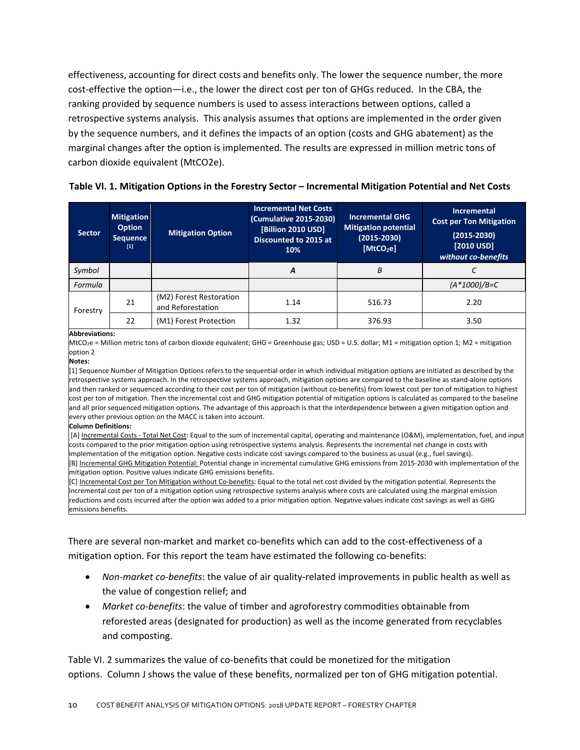effectiveness, accounting for direct costs and benefits only. The lower the sequence number, the more cost-effective the option—i.e., the lower the direct cost per ton of GHGs reduced. In the CBA, the ranking provided by sequence numbers is used to assess interactions between options, called a retrospective systems analysis. This analysis assumes that options are implemented in the order given by the sequence numbers, and it defines the impacts of an option (costs and GHG abatement) as the marginal changes after the option is implemented. The results are expressed in million metric tons of carbon dioxide equivalent (MtCO2e).

**Table VI. 1. Mitigation Options in the Forestry Sector – Incremental Mitigation Potential and Net Costs**

| Sector | Mitigation Option Sequence [1] | Mitigation Option | Incremental Net Costs (Cumulative 2015-2030) [Billion 2010 USD] Discounted to 2015 at 10% | Incremental GHG Mitigation potential (2015-2030) [MtCO$_2$e] | Incremental Cost per Ton Mitigation (2015-2030) [2010 USD] *without co-benefits* |
|---|---|---|---|---|---|
| *Symbol* | | | ***A*** | *B* | *C* |
| *Formula* | | | | | *(A\*1000)/B=C* |
| Forestry | 21 | (M2) Forest Restoration and Reforestation | 1.14 | 516.73 | 2.20 |
| | 22 | (M1) Forest Protection | 1.32 | 376.93 | 3.50 |

**Abbreviations:**
MtCO$_2$e = Million metric tons of carbon dioxide equivalent; GHG = Greenhouse gas; USD = U.S. dollar; M1 = mitigation option 1; M2 = mitigation option 2

**Notes:**
[1] Sequence Number of Mitigation Options refers to the sequential order in which individual mitigation options are initiated as described by the retrospective systems approach. In the retrospective systems approach, mitigation options are compared to the baseline as stand-alone options and then ranked or sequenced according to their cost per ton of mitigation (without co-benefits) from lowest cost per ton of mitigation to highest cost per ton of mitigation. Then the incremental cost and GHG mitigation potential of mitigation options is calculated as compared to the baseline and all prior sequenced mitigation options. The advantage of this approach is that the interdependence between a given mitigation option and every other previous option on the MACC is taken into account.

**Column Definitions:**
[A] Incremental Costs - Total Net Cost: Equal to the sum of incremental capital, operating and maintenance (O&M), implementation, fuel, and input costs compared to the prior mitigation option using retrospective systems analysis. Represents the incremental net change in costs with implementation of the mitigation option. Negative costs indicate cost savings compared to the business as usual (e.g., fuel savings).
[B] Incremental GHG Mitigation Potential: Potential change in incremental cumulative GHG emissions from 2015-2030 with implementation of the mitigation option. Positive values indicate GHG emissions benefits.
[C] Incremental Cost per Ton Mitigation without Co-benefits: Equal to the total net cost divided by the mitigation potential. Represents the incremental cost per ton of a mitigation option using retrospective systems analysis where costs are calculated using the marginal emission reductions and costs incurred after the option was added to a prior mitigation option. Negative values indicate cost savings as well as GHG emissions benefits.

There are several non-market and market co-benefits which can add to the cost-effectiveness of a mitigation option. For this report the team have estimated the following co-benefits:

- *Non-market co-benefits*: the value of air quality-related improvements in public health as well as the value of congestion relief; and
- *Market co-benefits*: the value of timber and agroforestry commodities obtainable from reforested areas (designated for production) as well as the income generated from recyclables and composting.

Table VI. 2 summarizes the value of co-benefits that could be monetized for the mitigation options. Column J shows the value of these benefits, normalized per ton of GHG mitigation potential.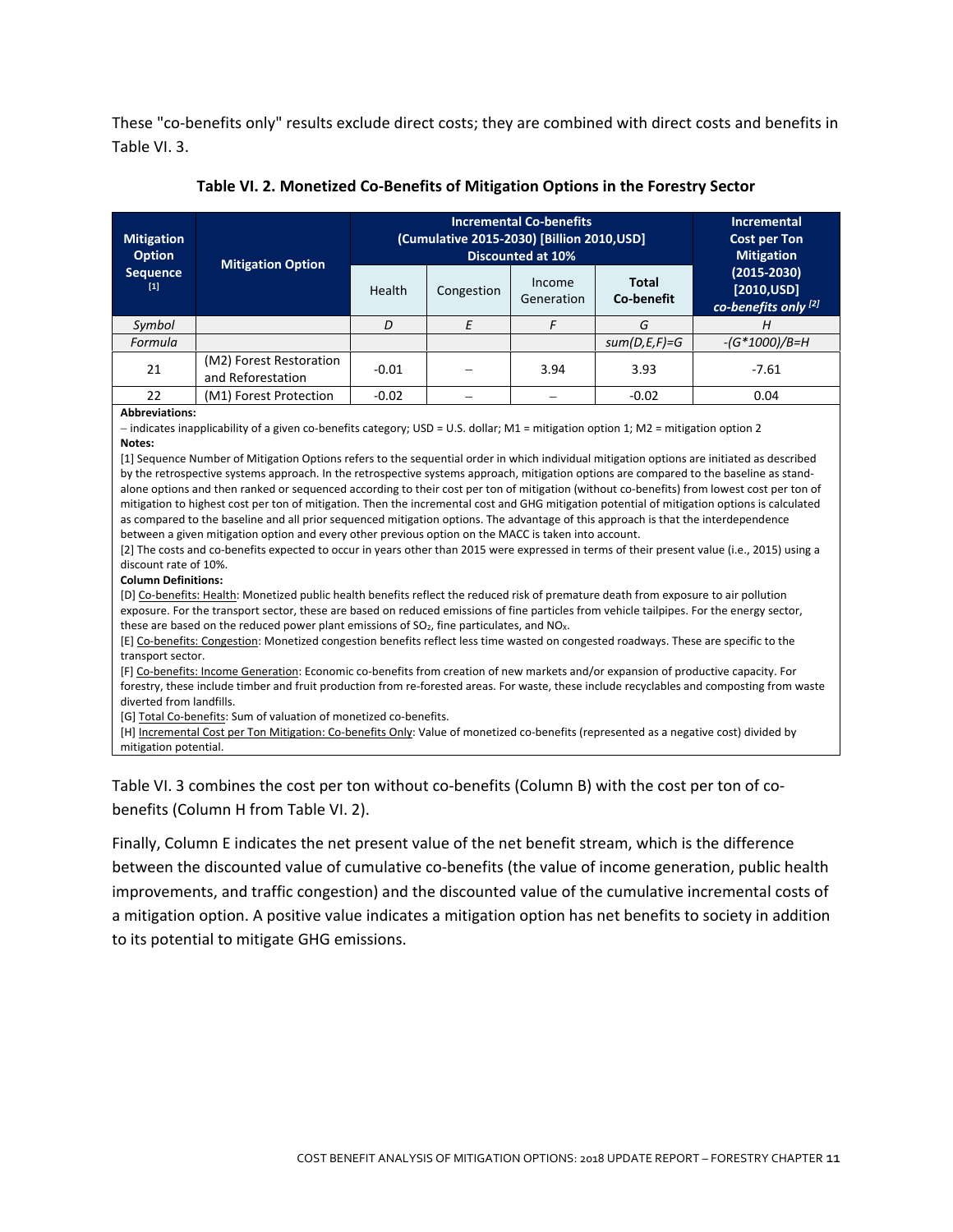These "co-benefits only" results exclude direct costs; they are combined with direct costs and benefits in Table VI. 3.

**Table VI. 2. Monetized Co-Benefits of Mitigation Options in the Forestry Sector**

| Mitigation Option Sequence [1] | Mitigation Option | Incremental Co-benefits (Cumulative 2015-2030) [Billion 2010,USD] Discounted at 10% | | | | Incremental Cost per Ton Mitigation (2015-2030) [2010,USD] *co-benefits only* [2] |
|---|---|---|---|---|---|---|
| | | Health | Congestion | Income Generation | Total Co-benefit | |
| *Symbol* | | *D* | *E* | *F* | *G* | *H* |
| *Formula* | | | | | *sum(D,E,F)=G* | *-(G\*1000)/B=H* |
| 21 | (M2) Forest Restoration and Reforestation | -0.01 | – | 3.94 | 3.93 | -7.61 |
| 22 | (M1) Forest Protection | -0.02 | – | – | -0.02 | 0.04 |

**Abbreviations:**

– indicates inapplicability of a given co-benefits category; USD = U.S. dollar; M1 = mitigation option 1; M2 = mitigation option 2

**Notes:**

[1] Sequence Number of Mitigation Options refers to the sequential order in which individual mitigation options are initiated as described by the retrospective systems approach. In the retrospective systems approach, mitigation options are compared to the baseline as stand-alone options and then ranked or sequenced according to their cost per ton of mitigation (without co-benefits) from lowest cost per ton of mitigation to highest cost per ton of mitigation. Then the incremental cost and GHG mitigation potential of mitigation options is calculated as compared to the baseline and all prior sequenced mitigation options. The advantage of this approach is that the interdependence between a given mitigation option and every other previous option on the MACC is taken into account.

[2] The costs and co-benefits expected to occur in years other than 2015 were expressed in terms of their present value (i.e., 2015) using a discount rate of 10%.

**Column Definitions:**

[D] Co-benefits: Health: Monetized public health benefits reflect the reduced risk of premature death from exposure to air pollution exposure. For the transport sector, these are based on reduced emissions of fine particles from vehicle tailpipes. For the energy sector, these are based on the reduced power plant emissions of $SO_2$, fine particulates, and $NO_x$.

[E] Co-benefits: Congestion: Monetized congestion benefits reflect less time wasted on congested roadways. These are specific to the transport sector.

[F] Co-benefits: Income Generation: Economic co-benefits from creation of new markets and/or expansion of productive capacity. For forestry, these include timber and fruit production from re-forested areas. For waste, these include recyclables and composting from waste diverted from landfills.

[G] Total Co-benefits: Sum of valuation of monetized co-benefits.

[H] Incremental Cost per Ton Mitigation: Co-benefits Only: Value of monetized co-benefits (represented as a negative cost) divided by mitigation potential.

Table VI. 3 combines the cost per ton without co-benefits (Column B) with the cost per ton of co-benefits (Column H from Table VI. 2).

Finally, Column E indicates the net present value of the net benefit stream, which is the difference between the discounted value of cumulative co-benefits (the value of income generation, public health improvements, and traffic congestion) and the discounted value of the cumulative incremental costs of a mitigation option. A positive value indicates a mitigation option has net benefits to society in addition to its potential to mitigate GHG emissions.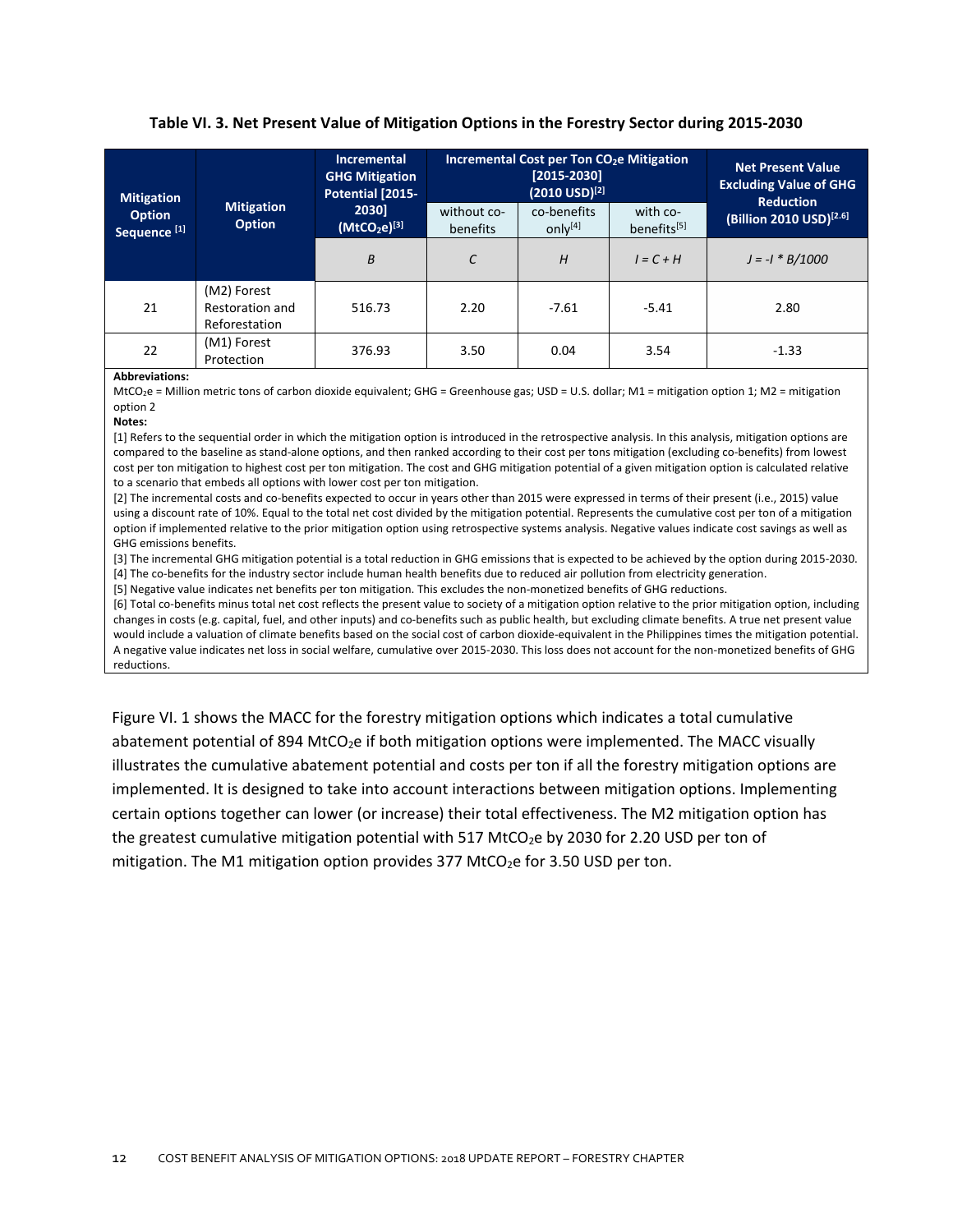**Table VI. 3. Net Present Value of Mitigation Options in the Forestry Sector during 2015-2030**

| Mitigation Option Sequence [1] | Mitigation Option | Incremental GHG Mitigation Potential [2015-2030] ($MtCO_2e$)[3] | Incremental Cost per Ton $CO_2e$ Mitigation [2015-2030] (2010 USD)[2] | | | Net Present Value Excluding Value of GHG Reduction (Billion 2010 USD)[2,6] |
|---|---|---|---|---|---|---|
| | | | without co-benefits | co-benefits only[4] | with co-benefits[5] | |
| | | *B* | *C* | *H* | *I = C + H* | *J = -I * B/1000* |
| 21 | (M2) Forest Restoration and Reforestation | 516.73 | 2.20 | -7.61 | -5.41 | 2.80 |
| 22 | (M1) Forest Protection | 376.93 | 3.50 | 0.04 | 3.54 | -1.33 |

**Abbreviations:**

$MtCO_2e$ = Million metric tons of carbon dioxide equivalent; GHG = Greenhouse gas; USD = U.S. dollar; M1 = mitigation option 1; M2 = mitigation option 2

**Notes:**

[1] Refers to the sequential order in which the mitigation option is introduced in the retrospective analysis. In this analysis, mitigation options are compared to the baseline as stand-alone options, and then ranked according to their cost per tons mitigation (excluding co-benefits) from lowest cost per ton mitigation to highest cost per ton mitigation. The cost and GHG mitigation potential of a given mitigation option is calculated relative to a scenario that embeds all options with lower cost per ton mitigation.

[2] The incremental costs and co-benefits expected to occur in years other than 2015 were expressed in terms of their present (i.e., 2015) value using a discount rate of 10%. Equal to the total net cost divided by the mitigation potential. Represents the cumulative cost per ton of a mitigation option if implemented relative to the prior mitigation option using retrospective systems analysis. Negative values indicate cost savings as well as GHG emissions benefits.

[3] The incremental GHG mitigation potential is a total reduction in GHG emissions that is expected to be achieved by the option during 2015-2030.

[4] The co-benefits for the industry sector include human health benefits due to reduced air pollution from electricity generation.

[5] Negative value indicates net benefits per ton mitigation. This excludes the non-monetized benefits of GHG reductions.

[6] Total co-benefits minus total net cost reflects the present value to society of a mitigation option relative to the prior mitigation option, including changes in costs (e.g. capital, fuel, and other inputs) and co-benefits such as public health, but excluding climate benefits. A true net present value would include a valuation of climate benefits based on the social cost of carbon dioxide-equivalent in the Philippines times the mitigation potential. A negative value indicates net loss in social welfare, cumulative over 2015-2030. This loss does not account for the non-monetized benefits of GHG reductions.

Figure VI. 1 shows the MACC for the forestry mitigation options which indicates a total cumulative abatement potential of 894 $MtCO_2e$ if both mitigation options were implemented. The MACC visually illustrates the cumulative abatement potential and costs per ton if all the forestry mitigation options are implemented. It is designed to take into account interactions between mitigation options. Implementing certain options together can lower (or increase) their total effectiveness. The M2 mitigation option has the greatest cumulative mitigation potential with 517 $MtCO_2e$ by 2030 for 2.20 USD per ton of mitigation. The M1 mitigation option provides 377 $MtCO_2e$ for 3.50 USD per ton.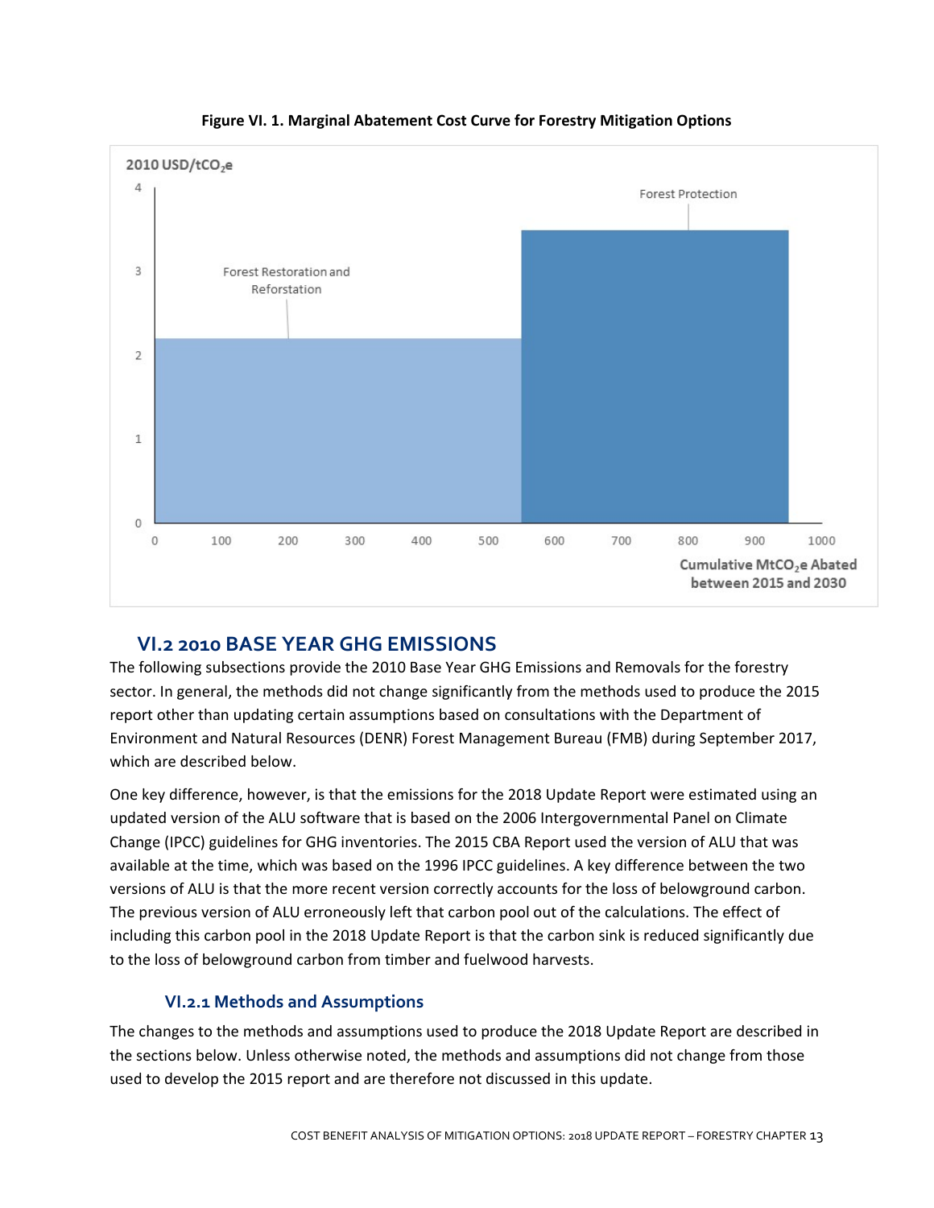**Figure VI. 1. Marginal Abatement Cost Curve for Forestry Mitigation Options**

2010 USD/$tCO_2e$

4
3
2
1
0

Forest Protection

Forest Restoration and Reforstation

0 100 200 300 400 500 600 700 800 900 1000

Cumulative $MtCO_2e$ Abated between 2015 and 2030

## VI.2 2010 BASE YEAR GHG EMISSIONS

The following subsections provide the 2010 Base Year GHG Emissions and Removals for the forestry sector. In general, the methods did not change significantly from the methods used to produce the 2015 report other than updating certain assumptions based on consultations with the Department of Environment and Natural Resources (DENR) Forest Management Bureau (FMB) during September 2017, which are described below.

One key difference, however, is that the emissions for the 2018 Update Report were estimated using an updated version of the ALU software that is based on the 2006 Intergovernmental Panel on Climate Change (IPCC) guidelines for GHG inventories. The 2015 CBA Report used the version of ALU that was available at the time, which was based on the 1996 IPCC guidelines. A key difference between the two versions of ALU is that the more recent version correctly accounts for the loss of belowground carbon. The previous version of ALU erroneously left that carbon pool out of the calculations. The effect of including this carbon pool in the 2018 Update Report is that the carbon sink is reduced significantly due to the loss of belowground carbon from timber and fuelwood harvests.

### VI.2.1 Methods and Assumptions

The changes to the methods and assumptions used to produce the 2018 Update Report are described in the sections below. Unless otherwise noted, the methods and assumptions did not change from those used to develop the 2015 report and are therefore not discussed in this update.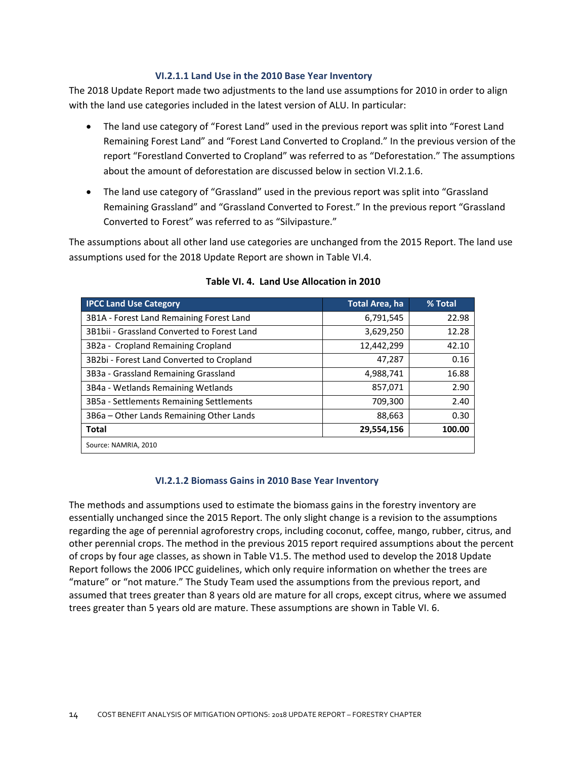### VI.2.1.1 Land Use in the 2010 Base Year Inventory

The 2018 Update Report made two adjustments to the land use assumptions for 2010 in order to align with the land use categories included in the latest version of ALU. In particular:

- The land use category of "Forest Land" used in the previous report was split into "Forest Land Remaining Forest Land" and "Forest Land Converted to Cropland." In the previous version of the report "Forestland Converted to Cropland" was referred to as "Deforestation." The assumptions about the amount of deforestation are discussed below in section VI.2.1.6.
- The land use category of "Grassland" used in the previous report was split into "Grassland Remaining Grassland" and "Grassland Converted to Forest." In the previous report "Grassland Converted to Forest" was referred to as "Silvipasture."

The assumptions about all other land use categories are unchanged from the 2015 Report. The land use assumptions used for the 2018 Update Report are shown in Table VI.4.

**Table VI. 4. Land Use Allocation in 2010**

| IPCC Land Use Category | Total Area, ha | % Total |
|---|---|---|
| 3B1A - Forest Land Remaining Forest Land | 6,791,545 | 22.98 |
| 3B1bii - Grassland Converted to Forest Land | 3,629,250 | 12.28 |
| 3B2a - Cropland Remaining Cropland | 12,442,299 | 42.10 |
| 3B2bi - Forest Land Converted to Cropland | 47,287 | 0.16 |
| 3B3a - Grassland Remaining Grassland | 4,988,741 | 16.88 |
| 3B4a - Wetlands Remaining Wetlands | 857,071 | 2.90 |
| 3B5a - Settlements Remaining Settlements | 709,300 | 2.40 |
| 3B6a – Other Lands Remaining Other Lands | 88,663 | 0.30 |
| **Total** | **29,554,156** | **100.00** |
| Source: NAMRIA, 2010 | | |

### VI.2.1.2 Biomass Gains in 2010 Base Year Inventory

The methods and assumptions used to estimate the biomass gains in the forestry inventory are essentially unchanged since the 2015 Report. The only slight change is a revision to the assumptions regarding the age of perennial agroforestry crops, including coconut, coffee, mango, rubber, citrus, and other perennial crops. The method in the previous 2015 report required assumptions about the percent of crops by four age classes, as shown in Table V1.5. The method used to develop the 2018 Update Report follows the 2006 IPCC guidelines, which only require information on whether the trees are "mature" or "not mature." The Study Team used the assumptions from the previous report, and assumed that trees greater than 8 years old are mature for all crops, except citrus, where we assumed trees greater than 5 years old are mature. These assumptions are shown in Table VI. 6.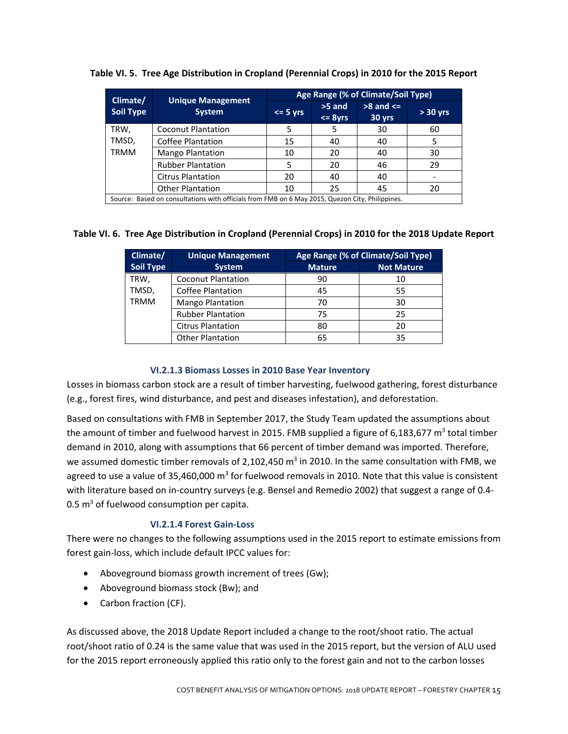**Table VI. 5. Tree Age Distribution in Cropland (Perennial Crops) in 2010 for the 2015 Report**

| Climate/ Soil Type | Unique Management System | Age Range (% of Climate/Soil Type) | | | |
|---|---|---|---|---|---|
| | | <= 5 yrs | >5 and <= 8yrs | >8 and <= 30 yrs | > 30 yrs |
| TRW, TMSD, TRMM | Coconut Plantation | 5 | 5 | 30 | 60 |
| | Coffee Plantation | 15 | 40 | 40 | 5 |
| | Mango Plantation | 10 | 20 | 40 | 30 |
| | Rubber Plantation | 5 | 20 | 46 | 29 |
| | Citrus Plantation | 20 | 40 | 40 | - |
| | Other Plantation | 10 | 25 | 45 | 20 |

Source: Based on consultations with officials from FMB on 6 May 2015, Quezon City, Philippines.

**Table VI. 6. Tree Age Distribution in Cropland (Perennial Crops) in 2010 for the 2018 Update Report**

| Climate/ Soil Type | Unique Management System | Age Range (% of Climate/Soil Type) | |
|---|---|---|---|
| | | Mature | Not Mature |
| TRW, TMSD, TRMM | Coconut Plantation | 90 | 10 |
| | Coffee Plantation | 45 | 55 |
| | Mango Plantation | 70 | 30 |
| | Rubber Plantation | 75 | 25 |
| | Citrus Plantation | 80 | 20 |
| | Other Plantation | 65 | 35 |

#### VI.2.1.3 Biomass Losses in 2010 Base Year Inventory

Losses in biomass carbon stock are a result of timber harvesting, fuelwood gathering, forest disturbance (e.g., forest fires, wind disturbance, and pest and diseases infestation), and deforestation.

Based on consultations with FMB in September 2017, the Study Team updated the assumptions about the amount of timber and fuelwood harvest in 2015. FMB supplied a figure of 6,183,677 $m^3$ total timber demand in 2010, along with assumptions that 66 percent of timber demand was imported. Therefore, we assumed domestic timber removals of 2,102,450 $m^3$ in 2010. In the same consultation with FMB, we agreed to use a value of 35,460,000 $m^3$ for fuelwood removals in 2010. Note that this value is consistent with literature based on in-country surveys (e.g. Bensel and Remedio 2002) that suggest a range of 0.4-0.5 $m^3$ of fuelwood consumption per capita.

#### VI.2.1.4 Forest Gain-Loss

There were no changes to the following assumptions used in the 2015 report to estimate emissions from forest gain-loss, which include default IPCC values for:

- Aboveground biomass growth increment of trees (Gw);
- Aboveground biomass stock (Bw); and
- Carbon fraction (CF).

As discussed above, the 2018 Update Report included a change to the root/shoot ratio. The actual root/shoot ratio of 0.24 is the same value that was used in the 2015 report, but the version of ALU used for the 2015 report erroneously applied this ratio only to the forest gain and not to the carbon losses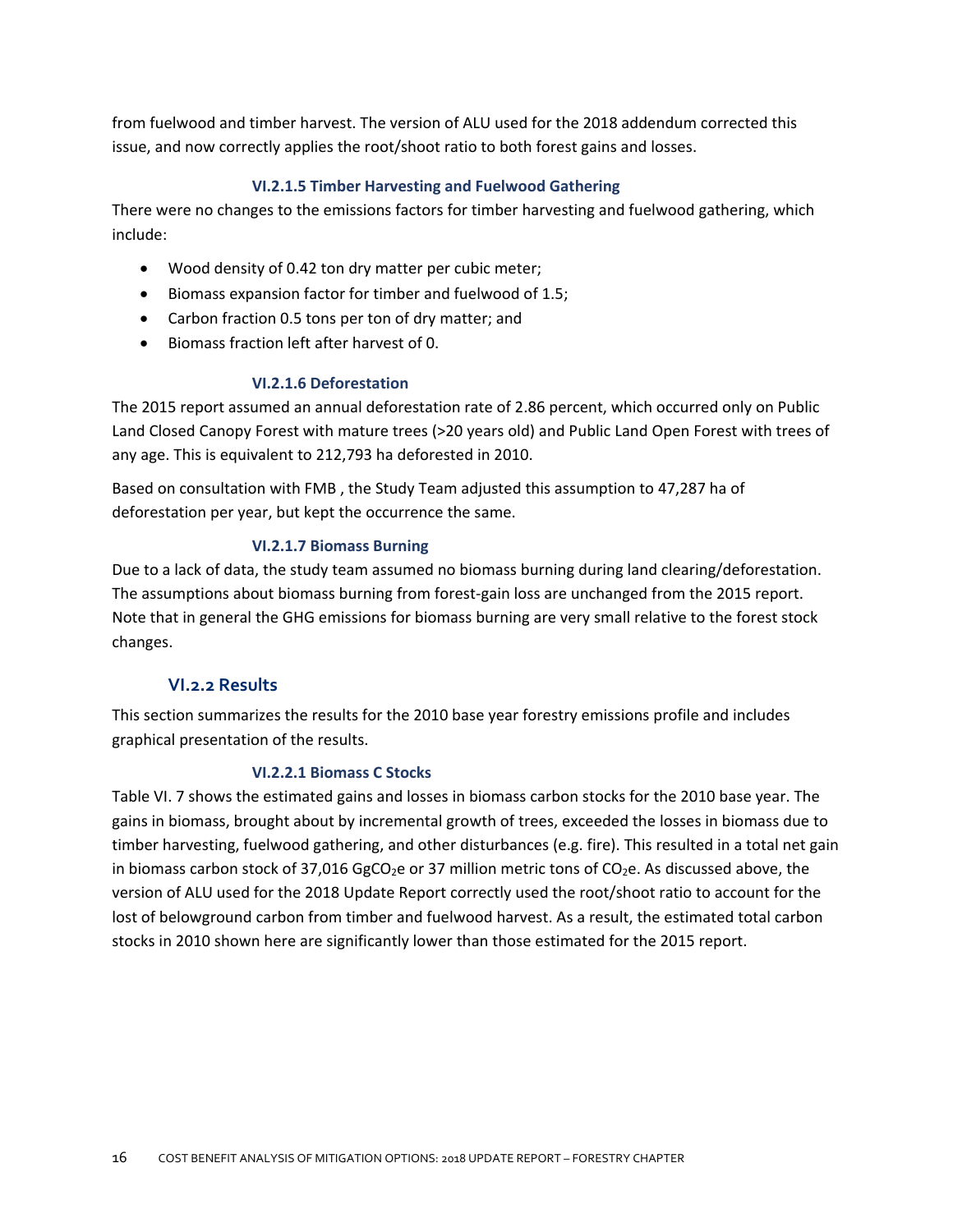from fuelwood and timber harvest. The version of ALU used for the 2018 addendum corrected this issue, and now correctly applies the root/shoot ratio to both forest gains and losses.

#### VI.2.1.5 Timber Harvesting and Fuelwood Gathering

There were no changes to the emissions factors for timber harvesting and fuelwood gathering, which include:

- Wood density of 0.42 ton dry matter per cubic meter;
- Biomass expansion factor for timber and fuelwood of 1.5;
- Carbon fraction 0.5 tons per ton of dry matter; and
- Biomass fraction left after harvest of 0.

#### VI.2.1.6 Deforestation

The 2015 report assumed an annual deforestation rate of 2.86 percent, which occurred only on Public Land Closed Canopy Forest with mature trees (>20 years old) and Public Land Open Forest with trees of any age. This is equivalent to 212,793 ha deforested in 2010.

Based on consultation with FMB , the Study Team adjusted this assumption to 47,287 ha of deforestation per year, but kept the occurrence the same.

#### VI.2.1.7 Biomass Burning

Due to a lack of data, the study team assumed no biomass burning during land clearing/deforestation. The assumptions about biomass burning from forest-gain loss are unchanged from the 2015 report. Note that in general the GHG emissions for biomass burning are very small relative to the forest stock changes.

### VI.2.2 Results

This section summarizes the results for the 2010 base year forestry emissions profile and includes graphical presentation of the results.

#### VI.2.2.1 Biomass C Stocks

Table VI. 7 shows the estimated gains and losses in biomass carbon stocks for the 2010 base year. The gains in biomass, brought about by incremental growth of trees, exceeded the losses in biomass due to timber harvesting, fuelwood gathering, and other disturbances (e.g. fire). This resulted in a total net gain in biomass carbon stock of 37,016 Gg$CO_2$e or 37 million metric tons of $CO_2$e. As discussed above, the version of ALU used for the 2018 Update Report correctly used the root/shoot ratio to account for the lost of belowground carbon from timber and fuelwood harvest. As a result, the estimated total carbon stocks in 2010 shown here are significantly lower than those estimated for the 2015 report.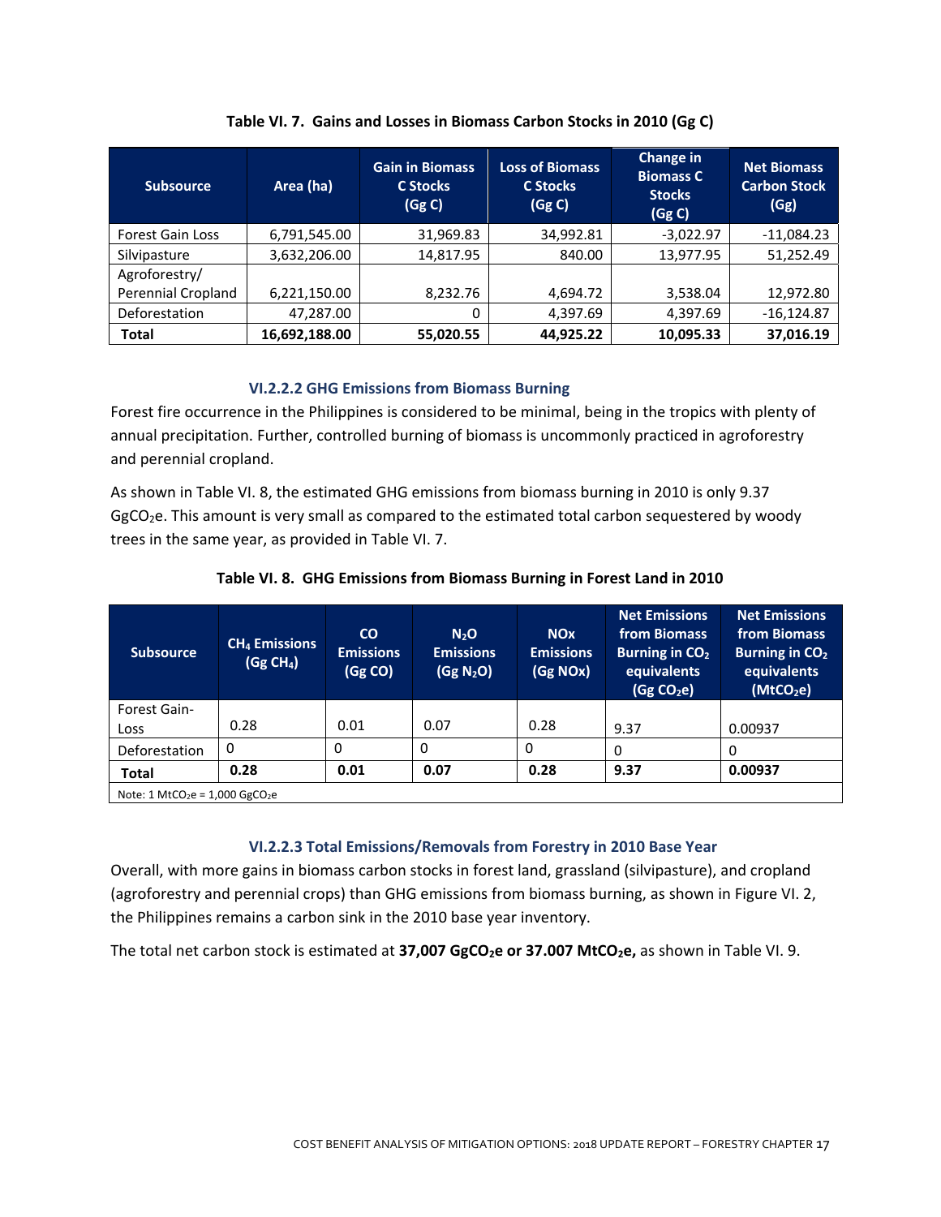**Table VI. 7. Gains and Losses in Biomass Carbon Stocks in 2010 (Gg C)**

| Subsource | Area (ha) | Gain in Biomass C Stocks (Gg C) | Loss of Biomass C Stocks (Gg C) | Change in Biomass C Stocks (Gg C) | Net Biomass Carbon Stock (Gg) |
|---|---|---|---|---|---|
| Forest Gain Loss | 6,791,545.00 | 31,969.83 | 34,992.81 | -3,022.97 | -11,084.23 |
| Silvipasture | 3,632,206.00 | 14,817.95 | 840.00 | 13,977.95 | 51,252.49 |
| Agroforestry/ Perennial Cropland | 6,221,150.00 | 8,232.76 | 4,694.72 | 3,538.04 | 12,972.80 |
| Deforestation | 47,287.00 | 0 | 4,397.69 | 4,397.69 | -16,124.87 |
| **Total** | **16,692,188.00** | **55,020.55** | **44,925.22** | **10,095.33** | **37,016.19** |

### VI.2.2.2 GHG Emissions from Biomass Burning

Forest fire occurrence in the Philippines is considered to be minimal, being in the tropics with plenty of annual precipitation. Further, controlled burning of biomass is uncommonly practiced in agroforestry and perennial cropland.

As shown in Table VI. 8, the estimated GHG emissions from biomass burning in 2010 is only 9.37 $GgCO_2e$. This amount is very small as compared to the estimated total carbon sequestered by woody trees in the same year, as provided in Table VI. 7.

**Table VI. 8. GHG Emissions from Biomass Burning in Forest Land in 2010**

| Subsource | $CH_4$ Emissions (Gg $CH_4$) | CO Emissions (Gg CO) | $N_2O$ Emissions (Gg $N_2O$) | NOx Emissions (Gg NOx) | Net Emissions from Biomass Burning in $CO_2$ equivalents (Gg $CO_2e$) | Net Emissions from Biomass Burning in $CO_2$ equivalents ($MtCO_2e$) |
|---|---|---|---|---|---|---|
| Forest Gain-Loss | 0.28 | 0.01 | 0.07 | 0.28 | 9.37 | 0.00937 |
| Deforestation | 0 | 0 | 0 | 0 | 0 | 0 |
| **Total** | **0.28** | **0.01** | **0.07** | **0.28** | **9.37** | **0.00937** |

Note: 1 $MtCO_2e$ = 1,000 $GgCO_2e$

### VI.2.2.3 Total Emissions/Removals from Forestry in 2010 Base Year

Overall, with more gains in biomass carbon stocks in forest land, grassland (silvipasture), and cropland (agroforestry and perennial crops) than GHG emissions from biomass burning, as shown in Figure VI. 2, the Philippines remains a carbon sink in the 2010 base year inventory.

The total net carbon stock is estimated at **37,007 $GgCO_2e$ or 37.007 $MtCO_2e$,** as shown in Table VI. 9.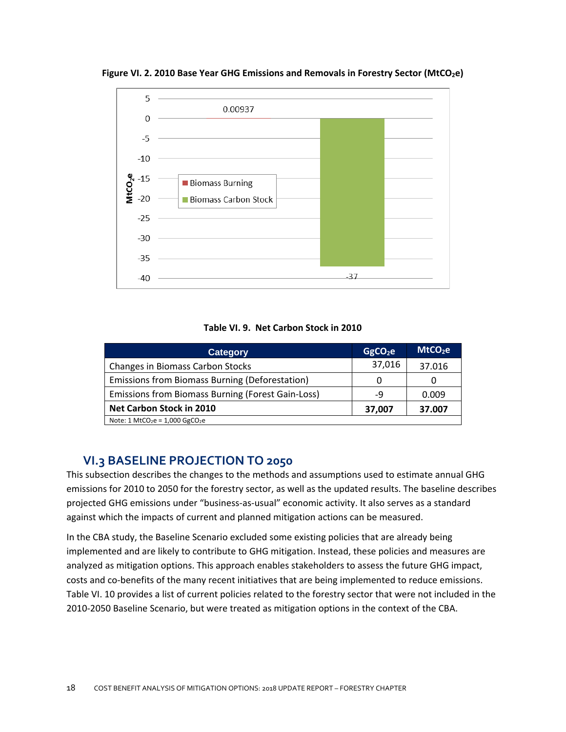**Figure VI. 2. 2010 Base Year GHG Emissions and Removals in Forestry Sector ($MtCO_2e$)**

5
0
-5
-10
-15
-20
-25
-30
-35
-40

$MtCO_2e$

0.00937

Biomass Burning
Biomass Carbon Stock

-37

**Table VI. 9. Net Carbon Stock in 2010**

| Category | $GgCO_2e$ | $MtCO_2e$ |
|---|---|---|
| Changes in Biomass Carbon Stocks | 37,016 | 37.016 |
| Emissions from Biomass Burning (Deforestation) | 0 | 0 |
| Emissions from Biomass Burning (Forest Gain-Loss) | -9 | 0.009 |
| **Net Carbon Stock in 2010** | **37,007** | **37.007** |
| Note: 1 $MtCO_2e$ = 1,000 $GgCO_2e$ | | |

## VI.3 BASELINE PROJECTION TO 2050

This subsection describes the changes to the methods and assumptions used to estimate annual GHG emissions for 2010 to 2050 for the forestry sector, as well as the updated results. The baseline describes projected GHG emissions under "business-as-usual" economic activity. It also serves as a standard against which the impacts of current and planned mitigation actions can be measured.

In the CBA study, the Baseline Scenario excluded some existing policies that are already being implemented and are likely to contribute to GHG mitigation. Instead, these policies and measures are analyzed as mitigation options. This approach enables stakeholders to assess the future GHG impact, costs and co-benefits of the many recent initiatives that are being implemented to reduce emissions. Table VI. 10 provides a list of current policies related to the forestry sector that were not included in the 2010-2050 Baseline Scenario, but were treated as mitigation options in the context of the CBA.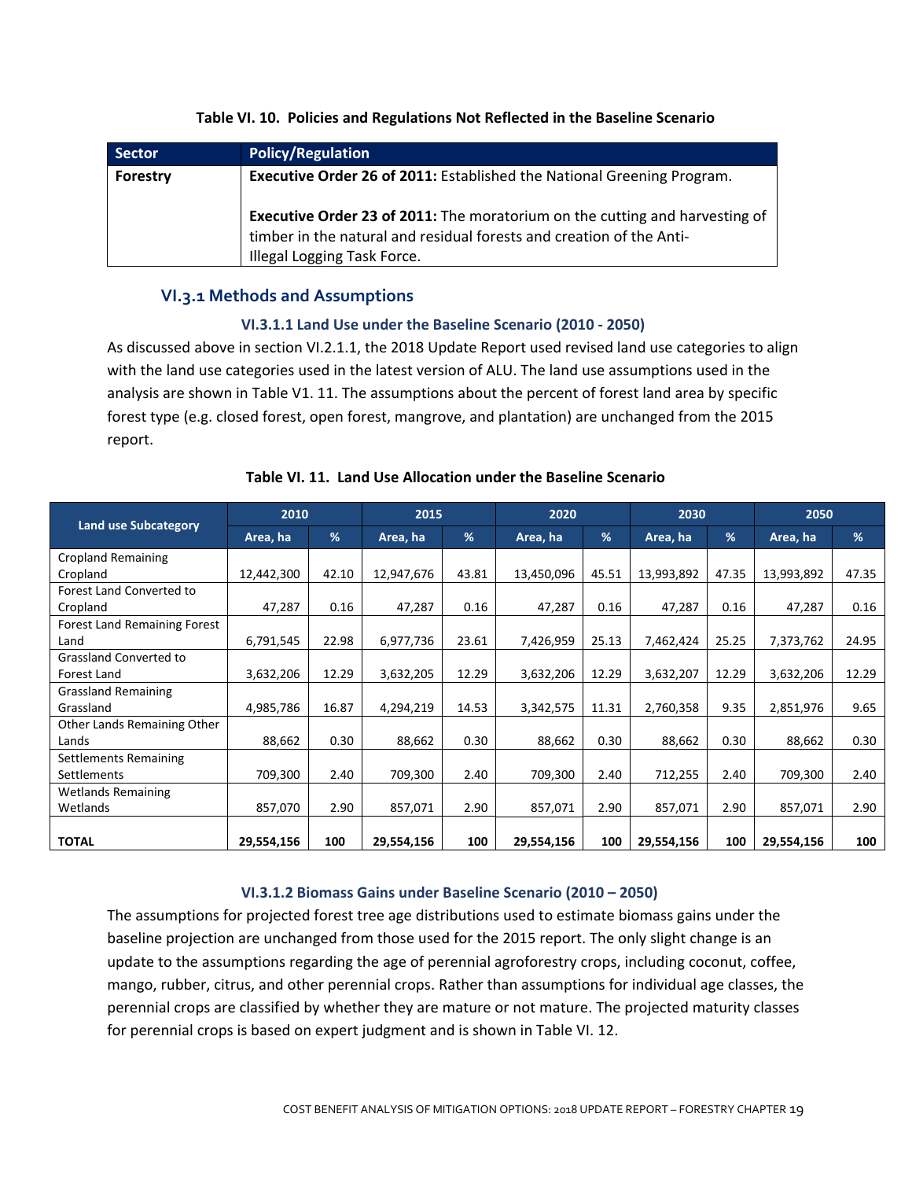**Table VI. 10. Policies and Regulations Not Reflected in the Baseline Scenario**

| Sector | Policy/Regulation |
|---|---|
| **Forestry** | **Executive Order 26 of 2011:** Established the National Greening Program.<br><br>**Executive Order 23 of 2011:** The moratorium on the cutting and harvesting of timber in the natural and residual forests and creation of the Anti-Illegal Logging Task Force. |

## VI.3.1 Methods and Assumptions

### VI.3.1.1 Land Use under the Baseline Scenario (2010 - 2050)

As discussed above in section VI.2.1.1, the 2018 Update Report used revised land use categories to align with the land use categories used in the latest version of ALU. The land use assumptions used in the analysis are shown in Table V1. 11. The assumptions about the percent of forest land area by specific forest type (e.g. closed forest, open forest, mangrove, and plantation) are unchanged from the 2015 report.

**Table VI. 11. Land Use Allocation under the Baseline Scenario**

| Land use Subcategory | 2010 | | 2015 | | 2020 | | 2030 | | 2050 | |
|---|---|---|---|---|---|---|---|---|---|---|
| | Area, ha | % | Area, ha | % | Area, ha | % | Area, ha | % | Area, ha | % |
| Cropland Remaining Cropland | 12,442,300 | 42.10 | 12,947,676 | 43.81 | 13,450,096 | 45.51 | 13,993,892 | 47.35 | 13,993,892 | 47.35 |
| Forest Land Converted to Cropland | 47,287 | 0.16 | 47,287 | 0.16 | 47,287 | 0.16 | 47,287 | 0.16 | 47,287 | 0.16 |
| Forest Land Remaining Forest Land | 6,791,545 | 22.98 | 6,977,736 | 23.61 | 7,426,959 | 25.13 | 7,462,424 | 25.25 | 7,373,762 | 24.95 |
| Grassland Converted to Forest Land | 3,632,206 | 12.29 | 3,632,205 | 12.29 | 3,632,206 | 12.29 | 3,632,207 | 12.29 | 3,632,206 | 12.29 |
| Grassland Remaining Grassland | 4,985,786 | 16.87 | 4,294,219 | 14.53 | 3,342,575 | 11.31 | 2,760,358 | 9.35 | 2,851,976 | 9.65 |
| Other Lands Remaining Other Lands | 88,662 | 0.30 | 88,662 | 0.30 | 88,662 | 0.30 | 88,662 | 0.30 | 88,662 | 0.30 |
| Settlements Remaining Settlements | 709,300 | 2.40 | 709,300 | 2.40 | 709,300 | 2.40 | 712,255 | 2.40 | 709,300 | 2.40 |
| Wetlands Remaining Wetlands | 857,070 | 2.90 | 857,071 | 2.90 | 857,071 | 2.90 | 857,071 | 2.90 | 857,071 | 2.90 |
| **TOTAL** | **29,554,156** | **100** | **29,554,156** | **100** | **29,554,156** | **100** | **29,554,156** | **100** | **29,554,156** | **100** |

### VI.3.1.2 Biomass Gains under Baseline Scenario (2010 – 2050)

The assumptions for projected forest tree age distributions used to estimate biomass gains under the baseline projection are unchanged from those used for the 2015 report. The only slight change is an update to the assumptions regarding the age of perennial agroforestry crops, including coconut, coffee, mango, rubber, citrus, and other perennial crops. Rather than assumptions for individual age classes, the perennial crops are classified by whether they are mature or not mature. The projected maturity classes for perennial crops is based on expert judgment and is shown in Table VI. 12.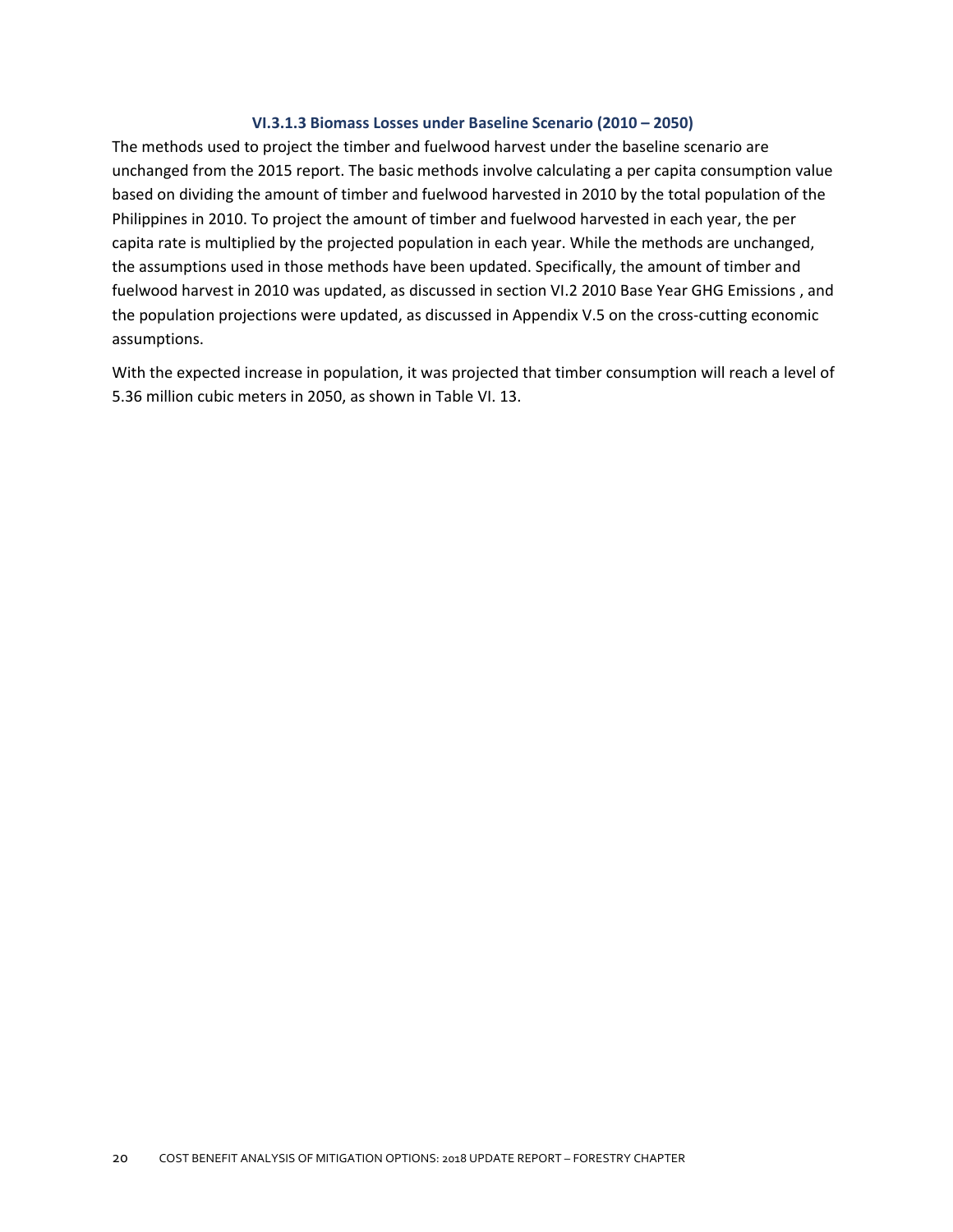#### VI.3.1.3 Biomass Losses under Baseline Scenario (2010 – 2050)

The methods used to project the timber and fuelwood harvest under the baseline scenario are unchanged from the 2015 report. The basic methods involve calculating a per capita consumption value based on dividing the amount of timber and fuelwood harvested in 2010 by the total population of the Philippines in 2010. To project the amount of timber and fuelwood harvested in each year, the per capita rate is multiplied by the projected population in each year. While the methods are unchanged, the assumptions used in those methods have been updated. Specifically, the amount of timber and fuelwood harvest in 2010 was updated, as discussed in section VI.2 2010 Base Year GHG Emissions , and the population projections were updated, as discussed in Appendix V.5 on the cross-cutting economic assumptions.

With the expected increase in population, it was projected that timber consumption will reach a level of 5.36 million cubic meters in 2050, as shown in Table VI. 13.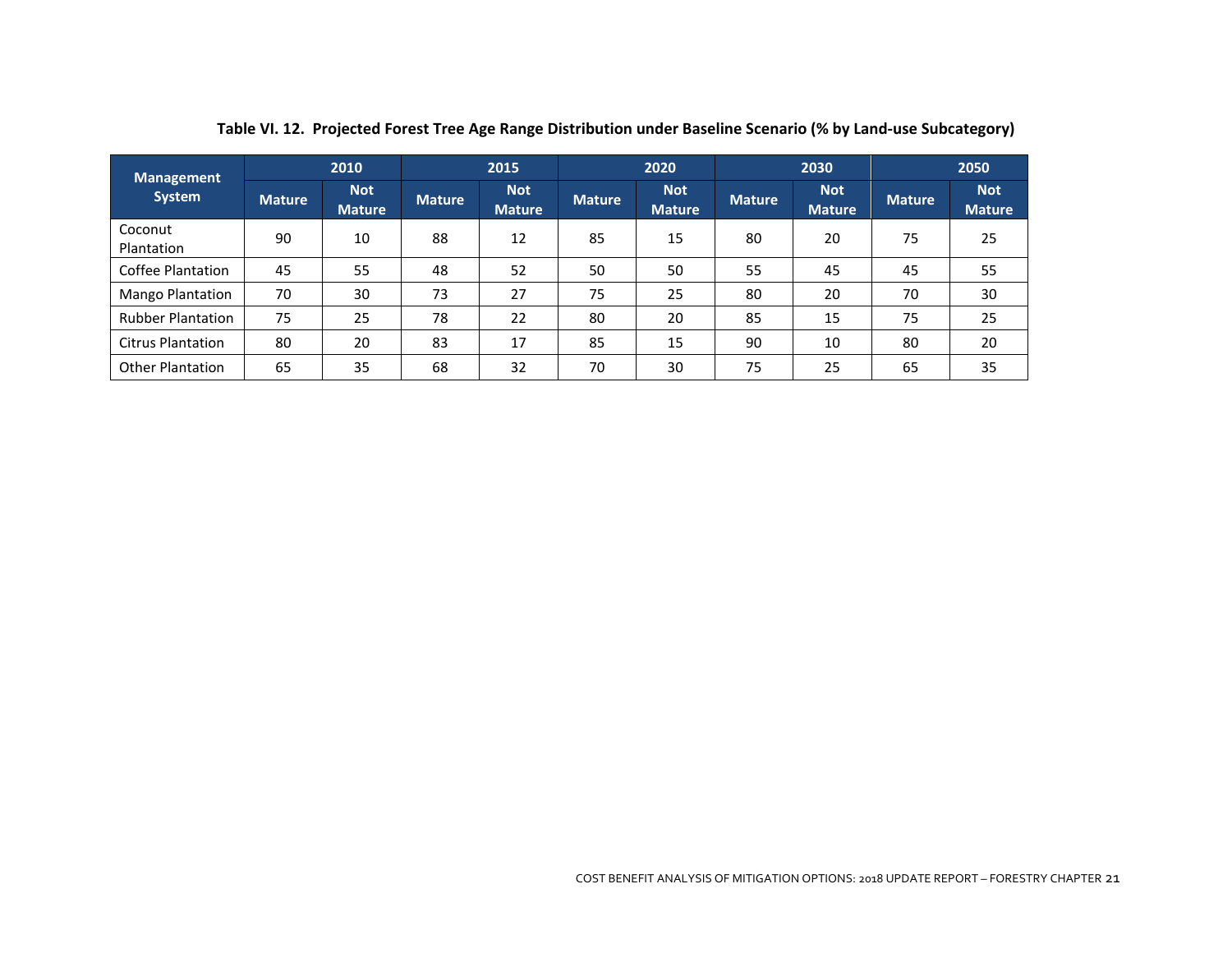**Table VI. 12. Projected Forest Tree Age Range Distribution under Baseline Scenario (% by Land-use Subcategory)**

| Management System | 2010 | | 2015 | | 2020 | | 2030 | | 2050 | |
|---|---|---|---|---|---|---|---|---|---|---|
| | Mature | Not Mature | Mature | Not Mature | Mature | Not Mature | Mature | Not Mature | Mature | Not Mature |
| Coconut Plantation | 90 | 10 | 88 | 12 | 85 | 15 | 80 | 20 | 75 | 25 |
| Coffee Plantation | 45 | 55 | 48 | 52 | 50 | 50 | 55 | 45 | 45 | 55 |
| Mango Plantation | 70 | 30 | 73 | 27 | 75 | 25 | 80 | 20 | 70 | 30 |
| Rubber Plantation | 75 | 25 | 78 | 22 | 80 | 20 | 85 | 15 | 75 | 25 |
| Citrus Plantation | 80 | 20 | 83 | 17 | 85 | 15 | 90 | 10 | 80 | 20 |
| Other Plantation | 65 | 35 | 68 | 32 | 70 | 30 | 75 | 25 | 65 | 35 |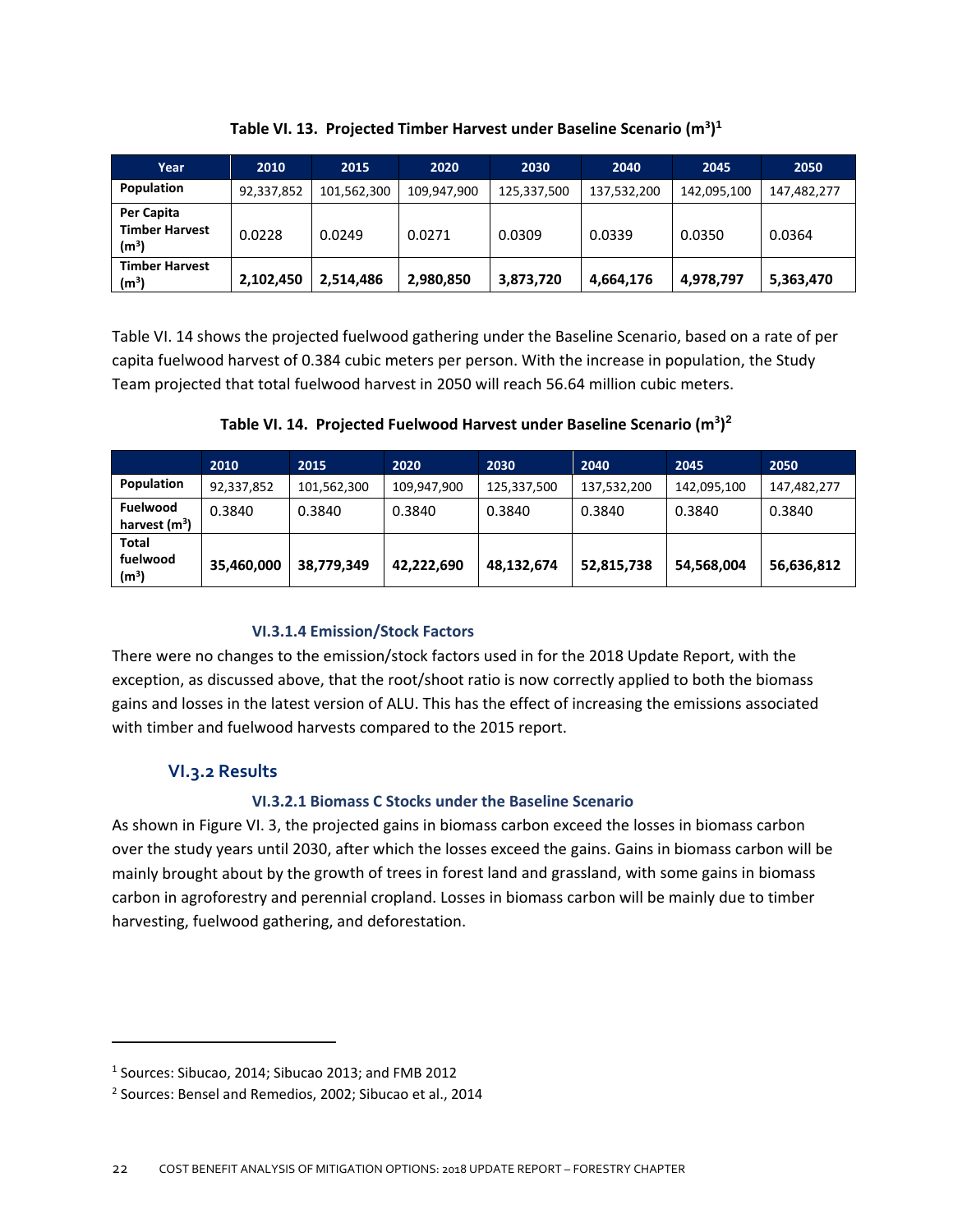**Table VI. 13. Projected Timber Harvest under Baseline Scenario ($m^3$)[1]**

| Year | 2010 | 2015 | 2020 | 2030 | 2040 | 2045 | 2050 |
|---|---|---|---|---|---|---|---|
| **Population** | 92,337,852 | 101,562,300 | 109,947,900 | 125,337,500 | 137,532,200 | 142,095,100 | 147,482,277 |
| **Per Capita Timber Harvest ($m^3$)** | 0.0228 | 0.0249 | 0.0271 | 0.0309 | 0.0339 | 0.0350 | 0.0364 |
| **Timber Harvest ($m^3$)** | **2,102,450** | **2,514,486** | **2,980,850** | **3,873,720** | **4,664,176** | **4,978,797** | **5,363,470** |

Table VI. 14 shows the projected fuelwood gathering under the Baseline Scenario, based on a rate of per capita fuelwood harvest of 0.384 cubic meters per person. With the increase in population, the Study Team projected that total fuelwood harvest in 2050 will reach 56.64 million cubic meters.

**Table VI. 14. Projected Fuelwood Harvest under Baseline Scenario ($m^3$)[2]**

| | 2010 | 2015 | 2020 | 2030 | 2040 | 2045 | 2050 |
|---|---|---|---|---|---|---|---|
| **Population** | 92,337,852 | 101,562,300 | 109,947,900 | 125,337,500 | 137,532,200 | 142,095,100 | 147,482,277 |
| **Fuelwood harvest ($m^3$)** | 0.3840 | 0.3840 | 0.3840 | 0.3840 | 0.3840 | 0.3840 | 0.3840 |
| **Total fuelwood ($m^3$)** | **35,460,000** | **38,779,349** | **42,222,690** | **48,132,674** | **52,815,738** | **54,568,004** | **56,636,812** |

#### VI.3.1.4 Emission/Stock Factors

There were no changes to the emission/stock factors used in for the 2018 Update Report, with the exception, as discussed above, that the root/shoot ratio is now correctly applied to both the biomass gains and losses in the latest version of ALU. This has the effect of increasing the emissions associated with timber and fuelwood harvests compared to the 2015 report.

### VI.3.2 Results

#### VI.3.2.1 Biomass C Stocks under the Baseline Scenario

As shown in Figure VI. 3, the projected gains in biomass carbon exceed the losses in biomass carbon over the study years until 2030, after which the losses exceed the gains. Gains in biomass carbon will be mainly brought about by the growth of trees in forest land and grassland, with some gains in biomass carbon in agroforestry and perennial cropland. Losses in biomass carbon will be mainly due to timber harvesting, fuelwood gathering, and deforestation.

---

[1] Sources: Sibucao, 2014; Sibucao 2013; and FMB 2012

[2] Sources: Bensel and Remedios, 2002; Sibucao et al., 2014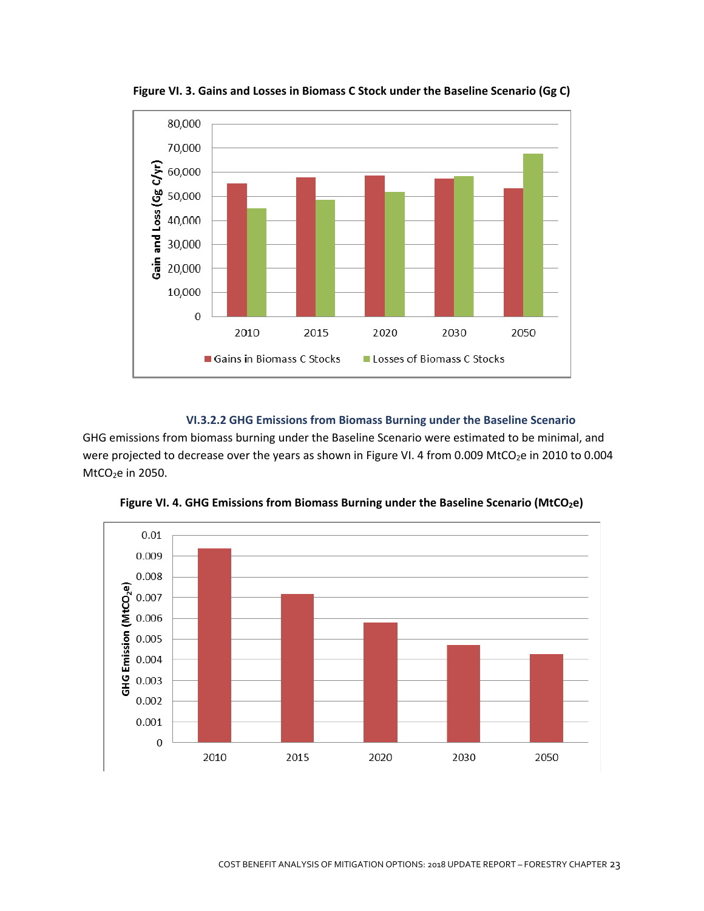**Figure VI. 3. Gains and Losses in Biomass C Stock under the Baseline Scenario (Gg C)**

Gain and Loss (Gg C/yr)

80,000
70,000
60,000
50,000
40,000
30,000
20,000
10,000
0

2010 2015 2020 2030 2050

Gains in Biomass C Stocks   Losses of Biomass C Stocks

### VI.3.2.2 GHG Emissions from Biomass Burning under the Baseline Scenario

GHG emissions from biomass burning under the Baseline Scenario were estimated to be minimal, and were projected to decrease over the years as shown in Figure VI. 4 from 0.009 $MtCO_2e$ in 2010 to 0.004 $MtCO_2e$ in 2050.

**Figure VI. 4. GHG Emissions from Biomass Burning under the Baseline Scenario ($MtCO_2e$)**

GHG Emission ($MtCO_2e$)

0.01
0.009
0.008
0.007
0.006
0.005
0.004
0.003
0.002
0.001
0

2010 2015 2020 2030 2050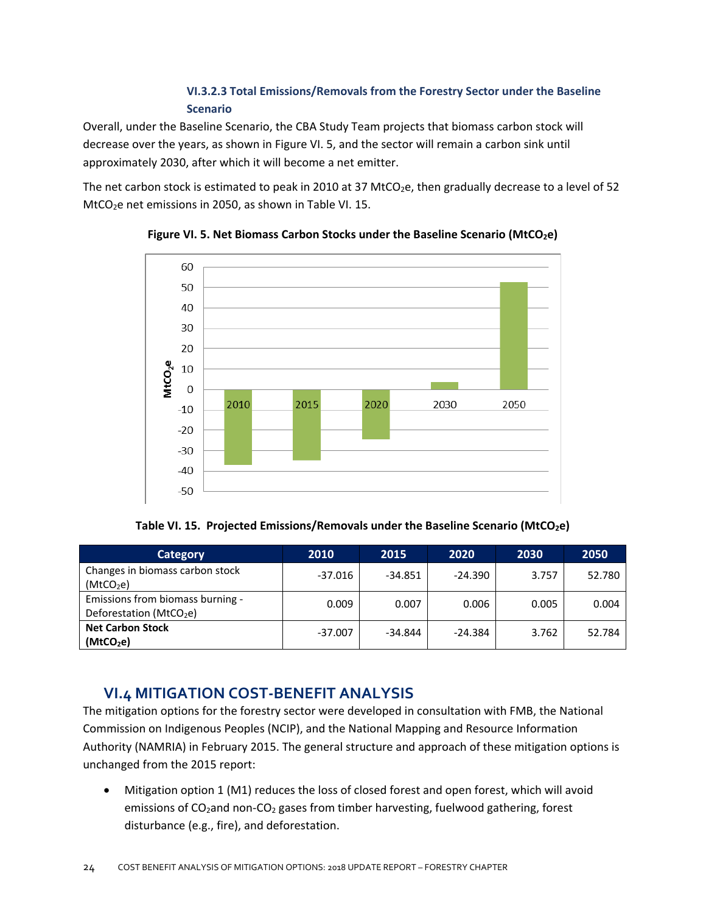### VI.3.2.3 Total Emissions/Removals from the Forestry Sector under the Baseline Scenario

Overall, under the Baseline Scenario, the CBA Study Team projects that biomass carbon stock will decrease over the years, as shown in Figure VI. 5, and the sector will remain a carbon sink until approximately 2030, after which it will become a net emitter.

The net carbon stock is estimated to peak in 2010 at 37 $MtCO_2e$, then gradually decrease to a level of 52 $MtCO_2e$ net emissions in 2050, as shown in Table VI. 15.

**Figure VI. 5. Net Biomass Carbon Stocks under the Baseline Scenario ($MtCO_2e$)**

$MtCO_2e$

60
50
40
30
20
10
0
-10
-20
-30
-40
-50

2010
2015
2020
2030
2050

**Table VI. 15. Projected Emissions/Removals under the Baseline Scenario ($MtCO_2e$)**

| Category | 2010 | 2015 | 2020 | 2030 | 2050 |
|---|---|---|---|---|---|
| Changes in biomass carbon stock ($MtCO_2e$) | -37.016 | -34.851 | -24.390 | 3.757 | 52.780 |
| Emissions from biomass burning - Deforestation ($MtCO_2e$) | 0.009 | 0.007 | 0.006 | 0.005 | 0.004 |
| **Net Carbon Stock ($MtCO_2e$)** | -37.007 | -34.844 | -24.384 | 3.762 | 52.784 |

## VI.4 MITIGATION COST-BENEFIT ANALYSIS

The mitigation options for the forestry sector were developed in consultation with FMB, the National Commission on Indigenous Peoples (NCIP), and the National Mapping and Resource Information Authority (NAMRIA) in February 2015. The general structure and approach of these mitigation options is unchanged from the 2015 report:

- Mitigation option 1 (M1) reduces the loss of closed forest and open forest, which will avoid emissions of $CO_2$ and non-$CO_2$ gases from timber harvesting, fuelwood gathering, forest disturbance (e.g., fire), and deforestation.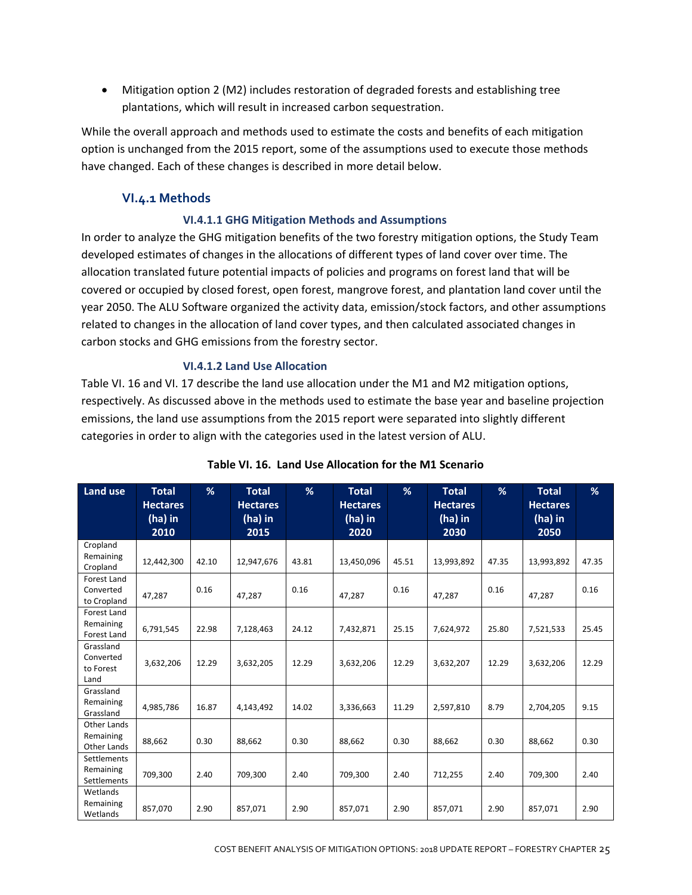- Mitigation option 2 (M2) includes restoration of degraded forests and establishing tree plantations, which will result in increased carbon sequestration.

While the overall approach and methods used to estimate the costs and benefits of each mitigation option is unchanged from the 2015 report, some of the assumptions used to execute those methods have changed. Each of these changes is described in more detail below.

## VI.4.1 Methods

### VI.4.1.1 GHG Mitigation Methods and Assumptions

In order to analyze the GHG mitigation benefits of the two forestry mitigation options, the Study Team developed estimates of changes in the allocations of different types of land cover over time. The allocation translated future potential impacts of policies and programs on forest land that will be covered or occupied by closed forest, open forest, mangrove forest, and plantation land cover until the year 2050. The ALU Software organized the activity data, emission/stock factors, and other assumptions related to changes in the allocation of land cover types, and then calculated associated changes in carbon stocks and GHG emissions from the forestry sector.

### VI.4.1.2 Land Use Allocation

Table VI. 16 and VI. 17 describe the land use allocation under the M1 and M2 mitigation options, respectively. As discussed above in the methods used to estimate the base year and baseline projection emissions, the land use assumptions from the 2015 report were separated into slightly different categories in order to align with the categories used in the latest version of ALU.

**Table VI. 16. Land Use Allocation for the M1 Scenario**

| Land use | Total Hectares (ha) in 2010 | % | Total Hectares (ha) in 2015 | % | Total Hectares (ha) in 2020 | % | Total Hectares (ha) in 2030 | % | Total Hectares (ha) in 2050 | % |
|---|---|---|---|---|---|---|---|---|---|---|
| Cropland Remaining Cropland | 12,442,300 | 42.10 | 12,947,676 | 43.81 | 13,450,096 | 45.51 | 13,993,892 | 47.35 | 13,993,892 | 47.35 |
| Forest Land Converted to Cropland | 47,287 | 0.16 | 47,287 | 0.16 | 47,287 | 0.16 | 47,287 | 0.16 | 47,287 | 0.16 |
| Forest Land Remaining Forest Land | 6,791,545 | 22.98 | 7,128,463 | 24.12 | 7,432,871 | 25.15 | 7,624,972 | 25.80 | 7,521,533 | 25.45 |
| Grassland Converted to Forest Land | 3,632,206 | 12.29 | 3,632,205 | 12.29 | 3,632,206 | 12.29 | 3,632,207 | 12.29 | 3,632,206 | 12.29 |
| Grassland Remaining Grassland | 4,985,786 | 16.87 | 4,143,492 | 14.02 | 3,336,663 | 11.29 | 2,597,810 | 8.79 | 2,704,205 | 9.15 |
| Other Lands Remaining Other Lands | 88,662 | 0.30 | 88,662 | 0.30 | 88,662 | 0.30 | 88,662 | 0.30 | 88,662 | 0.30 |
| Settlements Remaining Settlements | 709,300 | 2.40 | 709,300 | 2.40 | 709,300 | 2.40 | 712,255 | 2.40 | 709,300 | 2.40 |
| Wetlands Remaining Wetlands | 857,070 | 2.90 | 857,071 | 2.90 | 857,071 | 2.90 | 857,071 | 2.90 | 857,071 | 2.90 |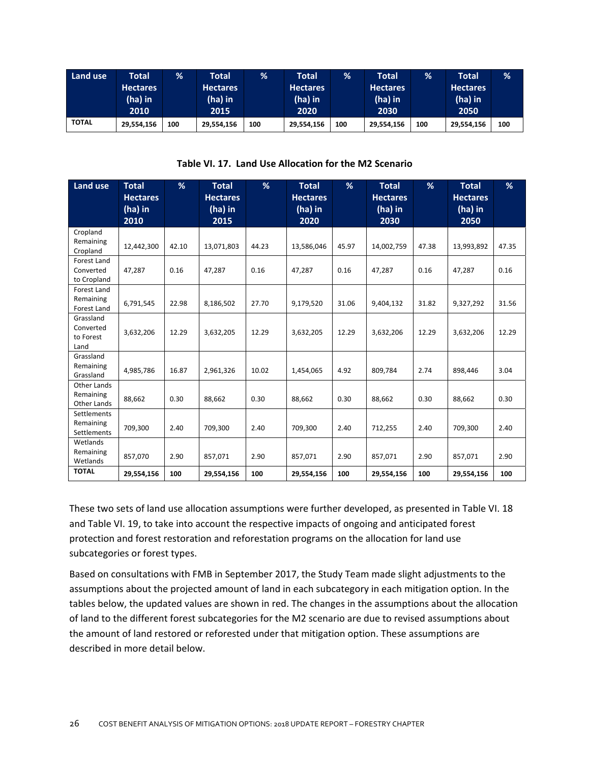| Land use | Total Hectares (ha) in 2010 | % | Total Hectares (ha) in 2015 | % | Total Hectares (ha) in 2020 | % | Total Hectares (ha) in 2030 | % | Total Hectares (ha) in 2050 | % |
|---|---|---|---|---|---|---|---|---|---|---|
| **TOTAL** | **29,554,156** | **100** | **29,554,156** | **100** | **29,554,156** | **100** | **29,554,156** | **100** | **29,554,156** | **100** |

**Table VI. 17. Land Use Allocation for the M2 Scenario**

| Land use | Total Hectares (ha) in 2010 | % | Total Hectares (ha) in 2015 | % | Total Hectares (ha) in 2020 | % | Total Hectares (ha) in 2030 | % | Total Hectares (ha) in 2050 | % |
|---|---|---|---|---|---|---|---|---|---|---|
| Cropland Remaining Cropland | 12,442,300 | 42.10 | 13,071,803 | 44.23 | 13,586,046 | 45.97 | 14,002,759 | 47.38 | 13,993,892 | 47.35 |
| Forest Land Converted to Cropland | 47,287 | 0.16 | 47,287 | 0.16 | 47,287 | 0.16 | 47,287 | 0.16 | 47,287 | 0.16 |
| Forest Land Remaining Forest Land | 6,791,545 | 22.98 | 8,186,502 | 27.70 | 9,179,520 | 31.06 | 9,404,132 | 31.82 | 9,327,292 | 31.56 |
| Grassland Converted to Forest Land | 3,632,206 | 12.29 | 3,632,205 | 12.29 | 3,632,205 | 12.29 | 3,632,206 | 12.29 | 3,632,206 | 12.29 |
| Grassland Remaining Grassland | 4,985,786 | 16.87 | 2,961,326 | 10.02 | 1,454,065 | 4.92 | 809,784 | 2.74 | 898,446 | 3.04 |
| Other Lands Remaining Other Lands | 88,662 | 0.30 | 88,662 | 0.30 | 88,662 | 0.30 | 88,662 | 0.30 | 88,662 | 0.30 |
| Settlements Remaining Settlements | 709,300 | 2.40 | 709,300 | 2.40 | 709,300 | 2.40 | 712,255 | 2.40 | 709,300 | 2.40 |
| Wetlands Remaining Wetlands | 857,070 | 2.90 | 857,071 | 2.90 | 857,071 | 2.90 | 857,071 | 2.90 | 857,071 | 2.90 |
| **TOTAL** | **29,554,156** | **100** | **29,554,156** | **100** | **29,554,156** | **100** | **29,554,156** | **100** | **29,554,156** | **100** |

These two sets of land use allocation assumptions were further developed, as presented in Table VI. 18 and Table VI. 19, to take into account the respective impacts of ongoing and anticipated forest protection and forest restoration and reforestation programs on the allocation for land use subcategories or forest types.

Based on consultations with FMB in September 2017, the Study Team made slight adjustments to the assumptions about the projected amount of land in each subcategory in each mitigation option. In the tables below, the updated values are shown in red. The changes in the assumptions about the allocation of land to the different forest subcategories for the M2 scenario are due to revised assumptions about the amount of land restored or reforested under that mitigation option. These assumptions are described in more detail below.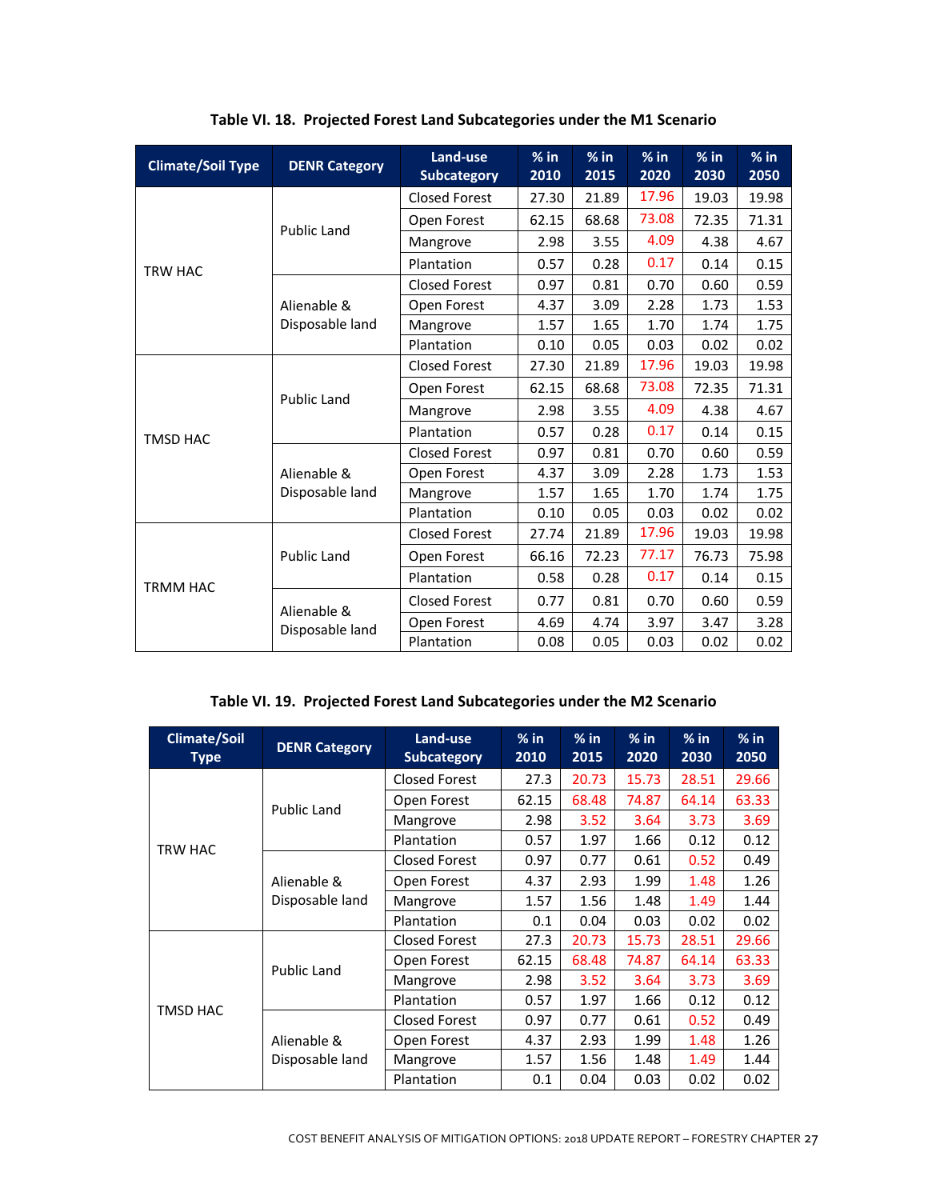**Table VI. 18. Projected Forest Land Subcategories under the M1 Scenario**

| Climate/Soil Type | DENR Category | Land-use Subcategory | % in 2010 | % in 2015 | % in 2020 | % in 2030 | % in 2050 |
|---|---|---|---|---|---|---|---|
| TRW HAC | Public Land | Closed Forest | 27.30 | 21.89 | 17.96 | 19.03 | 19.98 |
| | | Open Forest | 62.15 | 68.68 | 73.08 | 72.35 | 71.31 |
| | | Mangrove | 2.98 | 3.55 | 4.09 | 4.38 | 4.67 |
| | | Plantation | 0.57 | 0.28 | 0.17 | 0.14 | 0.15 |
| | Alienable & Disposable land | Closed Forest | 0.97 | 0.81 | 0.70 | 0.60 | 0.59 |
| | | Open Forest | 4.37 | 3.09 | 2.28 | 1.73 | 1.53 |
| | | Mangrove | 1.57 | 1.65 | 1.70 | 1.74 | 1.75 |
| | | Plantation | 0.10 | 0.05 | 0.03 | 0.02 | 0.02 |
| TMSD HAC | Public Land | Closed Forest | 27.30 | 21.89 | 17.96 | 19.03 | 19.98 |
| | | Open Forest | 62.15 | 68.68 | 73.08 | 72.35 | 71.31 |
| | | Mangrove | 2.98 | 3.55 | 4.09 | 4.38 | 4.67 |
| | | Plantation | 0.57 | 0.28 | 0.17 | 0.14 | 0.15 |
| | Alienable & Disposable land | Closed Forest | 0.97 | 0.81 | 0.70 | 0.60 | 0.59 |
| | | Open Forest | 4.37 | 3.09 | 2.28 | 1.73 | 1.53 |
| | | Mangrove | 1.57 | 1.65 | 1.70 | 1.74 | 1.75 |
| | | Plantation | 0.10 | 0.05 | 0.03 | 0.02 | 0.02 |
| TRMM HAC | Public Land | Closed Forest | 27.74 | 21.89 | 17.96 | 19.03 | 19.98 |
| | | Open Forest | 66.16 | 72.23 | 77.17 | 76.73 | 75.98 |
| | | Plantation | 0.58 | 0.28 | 0.17 | 0.14 | 0.15 |
| | Alienable & Disposable land | Closed Forest | 0.77 | 0.81 | 0.70 | 0.60 | 0.59 |
| | | Open Forest | 4.69 | 4.74 | 3.97 | 3.47 | 3.28 |
| | | Plantation | 0.08 | 0.05 | 0.03 | 0.02 | 0.02 |

**Table VI. 19. Projected Forest Land Subcategories under the M2 Scenario**

| Climate/Soil Type | DENR Category | Land-use Subcategory | % in 2010 | % in 2015 | % in 2020 | % in 2030 | % in 2050 |
|---|---|---|---|---|---|---|---|
| TRW HAC | Public Land | Closed Forest | 27.3 | 20.73 | 15.73 | 28.51 | 29.66 |
| | | Open Forest | 62.15 | 68.48 | 74.87 | 64.14 | 63.33 |
| | | Mangrove | 2.98 | 3.52 | 3.64 | 3.73 | 3.69 |
| | | Plantation | 0.57 | 1.97 | 1.66 | 0.12 | 0.12 |
| | Alienable & Disposable land | Closed Forest | 0.97 | 0.77 | 0.61 | 0.52 | 0.49 |
| | | Open Forest | 4.37 | 2.93 | 1.99 | 1.48 | 1.26 |
| | | Mangrove | 1.57 | 1.56 | 1.48 | 1.49 | 1.44 |
| | | Plantation | 0.1 | 0.04 | 0.03 | 0.02 | 0.02 |
| TMSD HAC | Public Land | Closed Forest | 27.3 | 20.73 | 15.73 | 28.51 | 29.66 |
| | | Open Forest | 62.15 | 68.48 | 74.87 | 64.14 | 63.33 |
| | | Mangrove | 2.98 | 3.52 | 3.64 | 3.73 | 3.69 |
| | | Plantation | 0.57 | 1.97 | 1.66 | 0.12 | 0.12 |
| | Alienable & Disposable land | Closed Forest | 0.97 | 0.77 | 0.61 | 0.52 | 0.49 |
| | | Open Forest | 4.37 | 2.93 | 1.99 | 1.48 | 1.26 |
| | | Mangrove | 1.57 | 1.56 | 1.48 | 1.49 | 1.44 |
| | | Plantation | 0.1 | 0.04 | 0.03 | 0.02 | 0.02 |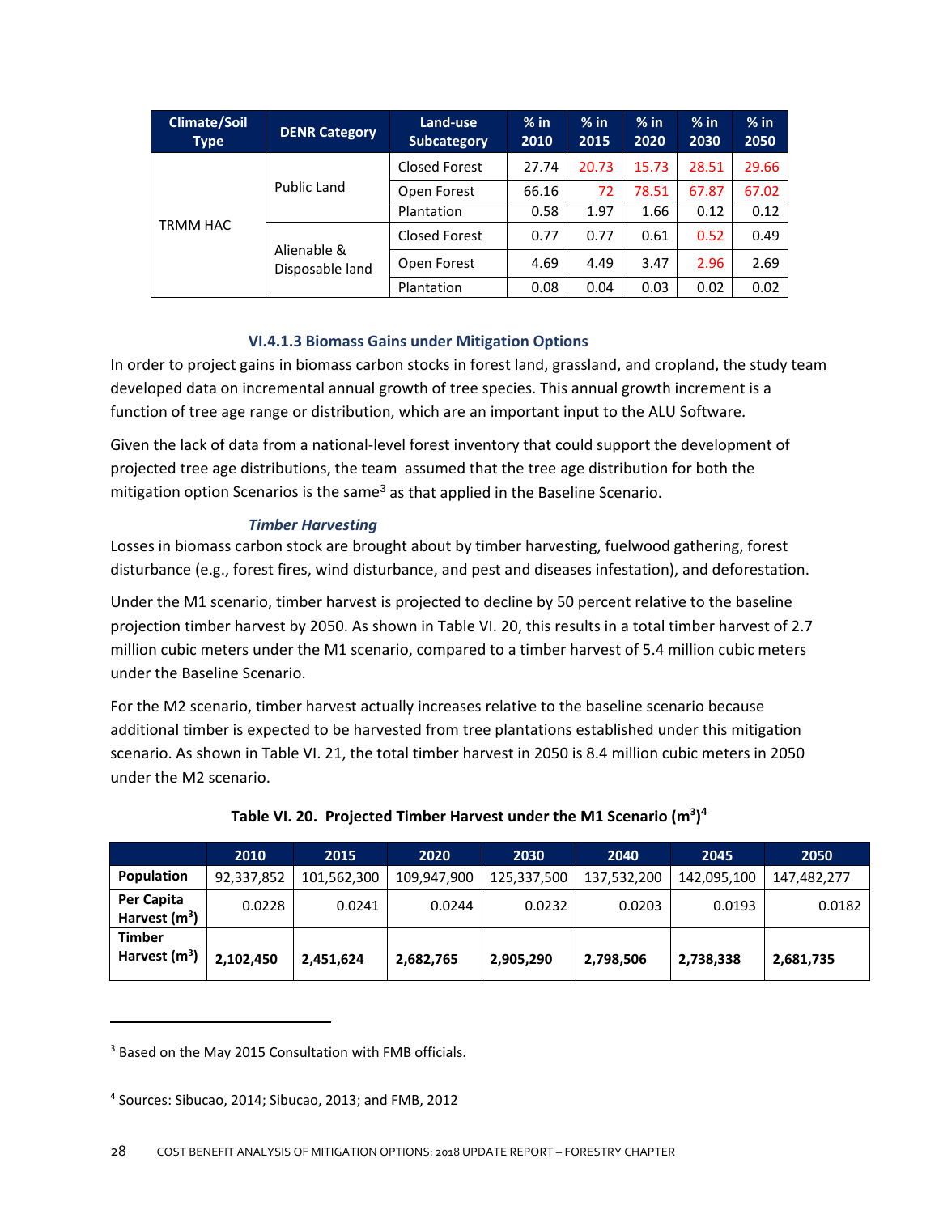| Climate/Soil Type | DENR Category | Land-use Subcategory | % in 2010 | % in 2015 | % in 2020 | % in 2030 | % in 2050 |
|---|---|---|---|---|---|---|---|
| TRMM HAC | Public Land | Closed Forest | 27.74 | 20.73 | 15.73 | 28.51 | 29.66 |
| | | Open Forest | 66.16 | 72 | 78.51 | 67.87 | 67.02 |
| | | Plantation | 0.58 | 1.97 | 1.66 | 0.12 | 0.12 |
| | Alienable & Disposable land | Closed Forest | 0.77 | 0.77 | 0.61 | 0.52 | 0.49 |
| | | Open Forest | 4.69 | 4.49 | 3.47 | 2.96 | 2.69 |
| | | Plantation | 0.08 | 0.04 | 0.03 | 0.02 | 0.02 |

#### VI.4.1.3 Biomass Gains under Mitigation Options

In order to project gains in biomass carbon stocks in forest land, grassland, and cropland, the study team developed data on incremental annual growth of tree species. This annual growth increment is a function of tree age range or distribution, which are an important input to the ALU Software.

Given the lack of data from a national-level forest inventory that could support the development of projected tree age distributions, the team assumed that the tree age distribution for both the mitigation option Scenarios is the same[3] as that applied in the Baseline Scenario.

##### *Timber Harvesting*

Losses in biomass carbon stock are brought about by timber harvesting, fuelwood gathering, forest disturbance (e.g., forest fires, wind disturbance, and pest and diseases infestation), and deforestation.

Under the M1 scenario, timber harvest is projected to decline by 50 percent relative to the baseline projection timber harvest by 2050. As shown in Table VI. 20, this results in a total timber harvest of 2.7 million cubic meters under the M1 scenario, compared to a timber harvest of 5.4 million cubic meters under the Baseline Scenario.

For the M2 scenario, timber harvest actually increases relative to the baseline scenario because additional timber is expected to be harvested from tree plantations established under this mitigation scenario. As shown in Table VI. 21, the total timber harvest in 2050 is 8.4 million cubic meters in 2050 under the M2 scenario.

**Table VI. 20. Projected Timber Harvest under the M1 Scenario ($m^3$)[4]**

| | 2010 | 2015 | 2020 | 2030 | 2040 | 2045 | 2050 |
|---|---|---|---|---|---|---|---|
| **Population** | 92,337,852 | 101,562,300 | 109,947,900 | 125,337,500 | 137,532,200 | 142,095,100 | 147,482,277 |
| **Per Capita Harvest ($m^3$)** | 0.0228 | 0.0241 | 0.0244 | 0.0232 | 0.0203 | 0.0193 | 0.0182 |
| **Timber Harvest ($m^3$)** | **2,102,450** | **2,451,624** | **2,682,765** | **2,905,290** | **2,798,506** | **2,738,338** | **2,681,735** |

[3] Based on the May 2015 Consultation with FMB officials.

[4] Sources: Sibucao, 2014; Sibucao, 2013; and FMB, 2012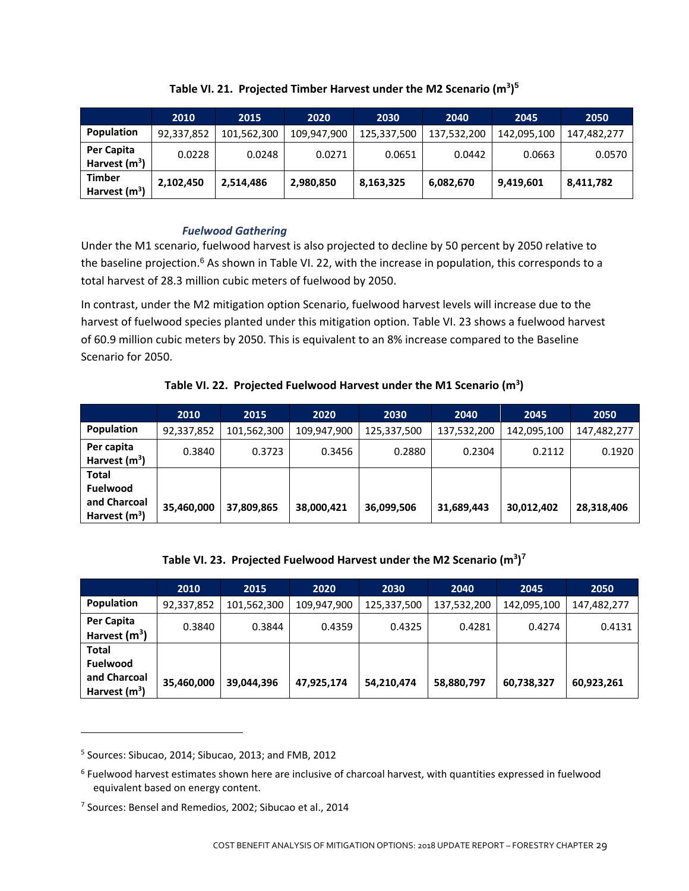**Table VI. 21. Projected Timber Harvest under the M2 Scenario ($m^3$)[5]**

| | 2010 | 2015 | 2020 | 2030 | 2040 | 2045 | 2050 |
|---|---|---|---|---|---|---|---|
| **Population** | 92,337,852 | 101,562,300 | 109,947,900 | 125,337,500 | 137,532,200 | 142,095,100 | 147,482,277 |
| **Per Capita Harvest ($m^3$)** | 0.0228 | 0.0248 | 0.0271 | 0.0651 | 0.0442 | 0.0663 | 0.0570 |
| **Timber Harvest ($m^3$)** | **2,102,450** | **2,514,486** | **2,980,850** | **8,163,325** | **6,082,670** | **9,419,601** | **8,411,782** |

### *Fuelwood Gathering*

Under the M1 scenario, fuelwood harvest is also projected to decline by 50 percent by 2050 relative to the baseline projection.[6] As shown in Table VI. 22, with the increase in population, this corresponds to a total harvest of 28.3 million cubic meters of fuelwood by 2050.

In contrast, under the M2 mitigation option Scenario, fuelwood harvest levels will increase due to the harvest of fuelwood species planted under this mitigation option. Table VI. 23 shows a fuelwood harvest of 60.9 million cubic meters by 2050. This is equivalent to an 8% increase compared to the Baseline Scenario for 2050.

**Table VI. 22. Projected Fuelwood Harvest under the M1 Scenario ($m^3$)**

| | 2010 | 2015 | 2020 | 2030 | 2040 | 2045 | 2050 |
|---|---|---|---|---|---|---|---|
| **Population** | 92,337,852 | 101,562,300 | 109,947,900 | 125,337,500 | 137,532,200 | 142,095,100 | 147,482,277 |
| **Per capita Harvest ($m^3$)** | 0.3840 | 0.3723 | 0.3456 | 0.2880 | 0.2304 | 0.2112 | 0.1920 |
| **Total Fuelwood and Charcoal Harvest ($m^3$)** | **35,460,000** | **37,809,865** | **38,000,421** | **36,099,506** | **31,689,443** | **30,012,402** | **28,318,406** |

**Table VI. 23. Projected Fuelwood Harvest under the M2 Scenario ($m^3$)[7]**

| | 2010 | 2015 | 2020 | 2030 | 2040 | 2045 | 2050 |
|---|---|---|---|---|---|---|---|
| **Population** | 92,337,852 | 101,562,300 | 109,947,900 | 125,337,500 | 137,532,200 | 142,095,100 | 147,482,277 |
| **Per Capita Harvest ($m^3$)** | 0.3840 | 0.3844 | 0.4359 | 0.4325 | 0.4281 | 0.4274 | 0.4131 |
| **Total Fuelwood and Charcoal Harvest ($m^3$)** | **35,460,000** | **39,044,396** | **47,925,174** | **54,210,474** | **58,880,797** | **60,738,327** | **60,923,261** |

---

[5] Sources: Sibucao, 2014; Sibucao, 2013; and FMB, 2012

[6] Fuelwood harvest estimates shown here are inclusive of charcoal harvest, with quantities expressed in fuelwood equivalent based on energy content.

[7] Sources: Bensel and Remedios, 2002; Sibucao et al., 2014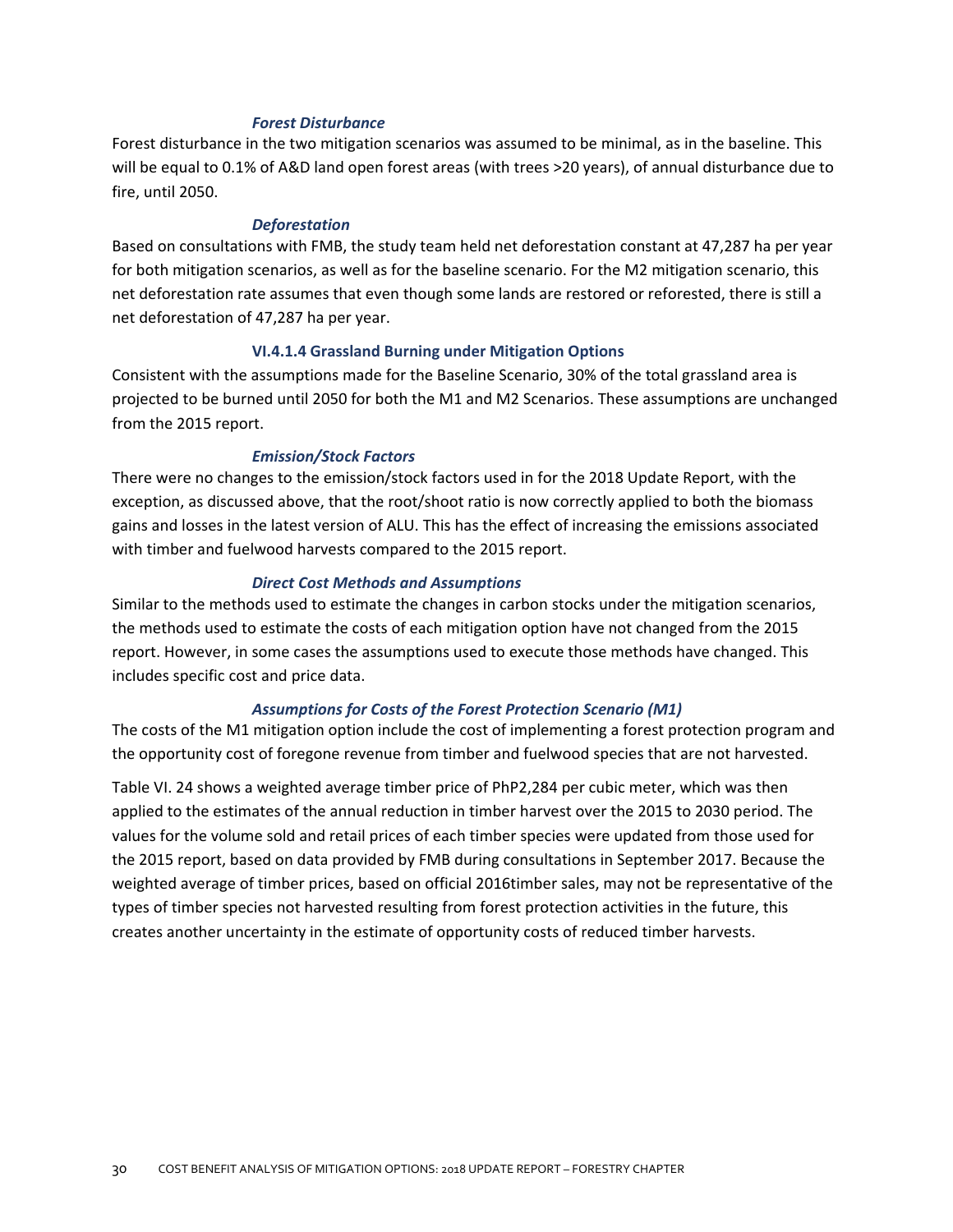#### *Forest Disturbance*

Forest disturbance in the two mitigation scenarios was assumed to be minimal, as in the baseline. This will be equal to 0.1% of A&D land open forest areas (with trees >20 years), of annual disturbance due to fire, until 2050.

#### *Deforestation*

Based on consultations with FMB, the study team held net deforestation constant at 47,287 ha per year for both mitigation scenarios, as well as for the baseline scenario. For the M2 mitigation scenario, this net deforestation rate assumes that even though some lands are restored or reforested, there is still a net deforestation of 47,287 ha per year.

### VI.4.1.4 Grassland Burning under Mitigation Options

Consistent with the assumptions made for the Baseline Scenario, 30% of the total grassland area is projected to be burned until 2050 for both the M1 and M2 Scenarios. These assumptions are unchanged from the 2015 report.

#### *Emission/Stock Factors*

There were no changes to the emission/stock factors used in for the 2018 Update Report, with the exception, as discussed above, that the root/shoot ratio is now correctly applied to both the biomass gains and losses in the latest version of ALU. This has the effect of increasing the emissions associated with timber and fuelwood harvests compared to the 2015 report.

#### *Direct Cost Methods and Assumptions*

Similar to the methods used to estimate the changes in carbon stocks under the mitigation scenarios, the methods used to estimate the costs of each mitigation option have not changed from the 2015 report. However, in some cases the assumptions used to execute those methods have changed. This includes specific cost and price data.

#### *Assumptions for Costs of the Forest Protection Scenario (M1)*

The costs of the M1 mitigation option include the cost of implementing a forest protection program and the opportunity cost of foregone revenue from timber and fuelwood species that are not harvested.

Table VI. 24 shows a weighted average timber price of PhP2,284 per cubic meter, which was then applied to the estimates of the annual reduction in timber harvest over the 2015 to 2030 period. The values for the volume sold and retail prices of each timber species were updated from those used for the 2015 report, based on data provided by FMB during consultations in September 2017. Because the weighted average of timber prices, based on official 2016timber sales, may not be representative of the types of timber species not harvested resulting from forest protection activities in the future, this creates another uncertainty in the estimate of opportunity costs of reduced timber harvests.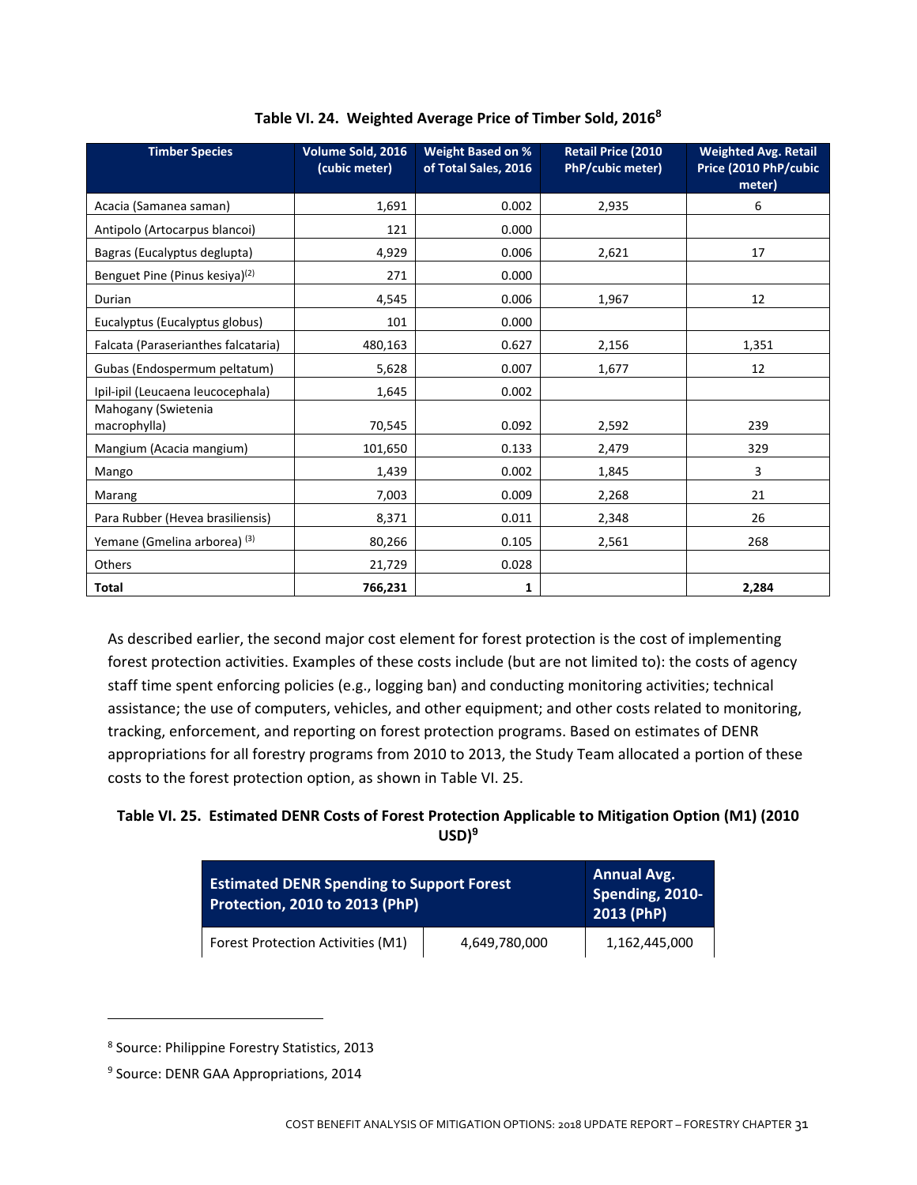**Table VI. 24. Weighted Average Price of Timber Sold, 2016[8]**

| Timber Species | Volume Sold, 2016 (cubic meter) | Weight Based on % of Total Sales, 2016 | Retail Price (2010 PhP/cubic meter) | Weighted Avg. Retail Price (2010 PhP/cubic meter) |
|---|---|---|---|---|
| Acacia (Samanea saman) | 1,691 | 0.002 | 2,935 | 6 |
| Antipolo (Artocarpus blancoi) | 121 | 0.000 | | |
| Bagras (Eucalyptus deglupta) | 4,929 | 0.006 | 2,621 | 17 |
| Benguet Pine (Pinus kesiya)[(2)] | 271 | 0.000 | | |
| Durian | 4,545 | 0.006 | 1,967 | 12 |
| Eucalyptus (Eucalyptus globus) | 101 | 0.000 | | |
| Falcata (Paraserianthes falcataria) | 480,163 | 0.627 | 2,156 | 1,351 |
| Gubas (Endospermum peltatum) | 5,628 | 0.007 | 1,677 | 12 |
| Ipil-ipil (Leucaena leucocephala) | 1,645 | 0.002 | | |
| Mahogany (Swietenia macrophylla) | 70,545 | 0.092 | 2,592 | 239 |
| Mangium (Acacia mangium) | 101,650 | 0.133 | 2,479 | 329 |
| Mango | 1,439 | 0.002 | 1,845 | 3 |
| Marang | 7,003 | 0.009 | 2,268 | 21 |
| Para Rubber (Hevea brasiliensis) | 8,371 | 0.011 | 2,348 | 26 |
| Yemane (Gmelina arborea) [(3)] | 80,266 | 0.105 | 2,561 | 268 |
| Others | 21,729 | 0.028 | | |
| **Total** | **766,231** | **1** | | **2,284** |

As described earlier, the second major cost element for forest protection is the cost of implementing forest protection activities. Examples of these costs include (but are not limited to): the costs of agency staff time spent enforcing policies (e.g., logging ban) and conducting monitoring activities; technical assistance; the use of computers, vehicles, and other equipment; and other costs related to monitoring, tracking, enforcement, and reporting on forest protection programs. Based on estimates of DENR appropriations for all forestry programs from 2010 to 2013, the Study Team allocated a portion of these costs to the forest protection option, as shown in Table VI. 25.

**Table VI. 25. Estimated DENR Costs of Forest Protection Applicable to Mitigation Option (M1) (2010 USD)[9]**

| Estimated DENR Spending to Support Forest Protection, 2010 to 2013 (PhP) | | Annual Avg. Spending, 2010-2013 (PhP) |
|---|---|---|
| Forest Protection Activities (M1) | 4,649,780,000 | 1,162,445,000 |

[8] Source: Philippine Forestry Statistics, 2013

[9] Source: DENR GAA Appropriations, 2014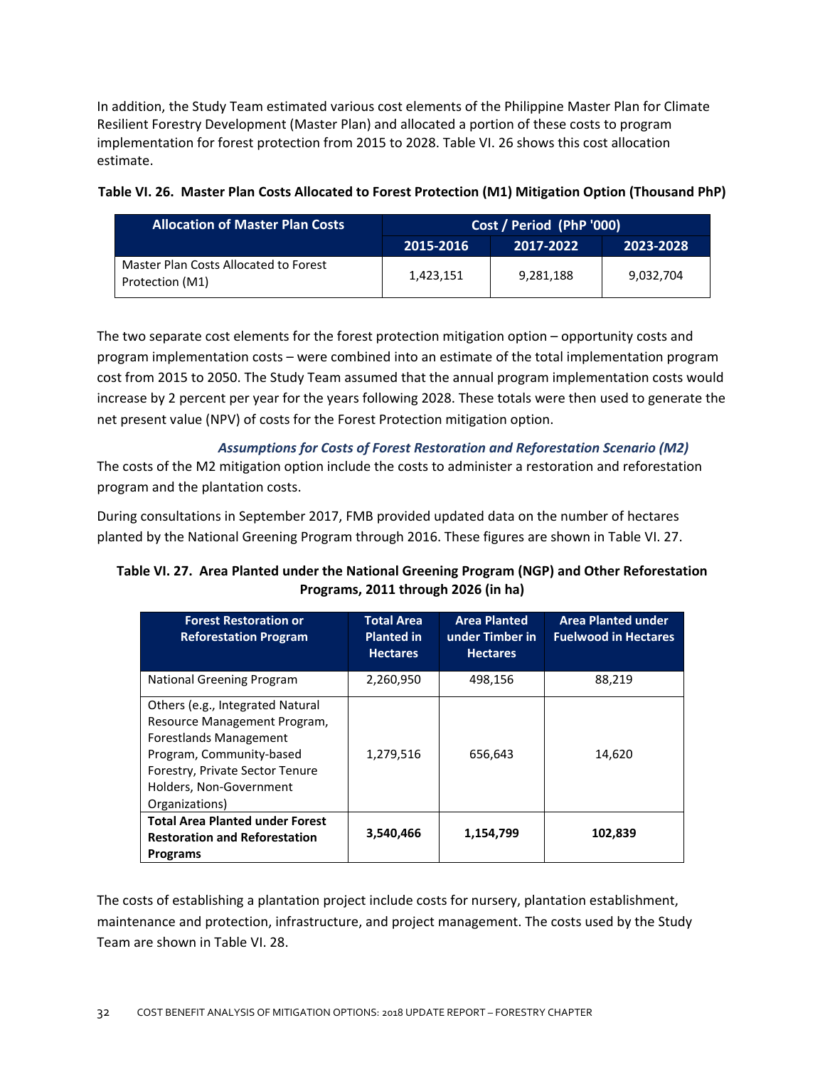In addition, the Study Team estimated various cost elements of the Philippine Master Plan for Climate Resilient Forestry Development (Master Plan) and allocated a portion of these costs to program implementation for forest protection from 2015 to 2028. Table VI. 26 shows this cost allocation estimate.

**Table VI. 26. Master Plan Costs Allocated to Forest Protection (M1) Mitigation Option (Thousand PhP)**

| Allocation of Master Plan Costs | Cost / Period (PhP '000) | | |
|---|---|---|---|
| | 2015-2016 | 2017-2022 | 2023-2028 |
| Master Plan Costs Allocated to Forest Protection (M1) | 1,423,151 | 9,281,188 | 9,032,704 |

The two separate cost elements for the forest protection mitigation option – opportunity costs and program implementation costs – were combined into an estimate of the total implementation program cost from 2015 to 2050. The Study Team assumed that the annual program implementation costs would increase by 2 percent per year for the years following 2028. These totals were then used to generate the net present value (NPV) of costs for the Forest Protection mitigation option.

### *Assumptions for Costs of Forest Restoration and Reforestation Scenario (M2)*

The costs of the M2 mitigation option include the costs to administer a restoration and reforestation program and the plantation costs.

During consultations in September 2017, FMB provided updated data on the number of hectares planted by the National Greening Program through 2016. These figures are shown in Table VI. 27.

**Table VI. 27. Area Planted under the National Greening Program (NGP) and Other Reforestation Programs, 2011 through 2026 (in ha)**

| Forest Restoration or Reforestation Program | Total Area Planted in Hectares | Area Planted under Timber in Hectares | Area Planted under Fuelwood in Hectares |
|---|---|---|---|
| National Greening Program | 2,260,950 | 498,156 | 88,219 |
| Others (e.g., Integrated Natural Resource Management Program, Forestlands Management Program, Community-based Forestry, Private Sector Tenure Holders, Non-Government Organizations) | 1,279,516 | 656,643 | 14,620 |
| **Total Area Planted under Forest Restoration and Reforestation Programs** | **3,540,466** | **1,154,799** | **102,839** |

The costs of establishing a plantation project include costs for nursery, plantation establishment, maintenance and protection, infrastructure, and project management. The costs used by the Study Team are shown in Table VI. 28.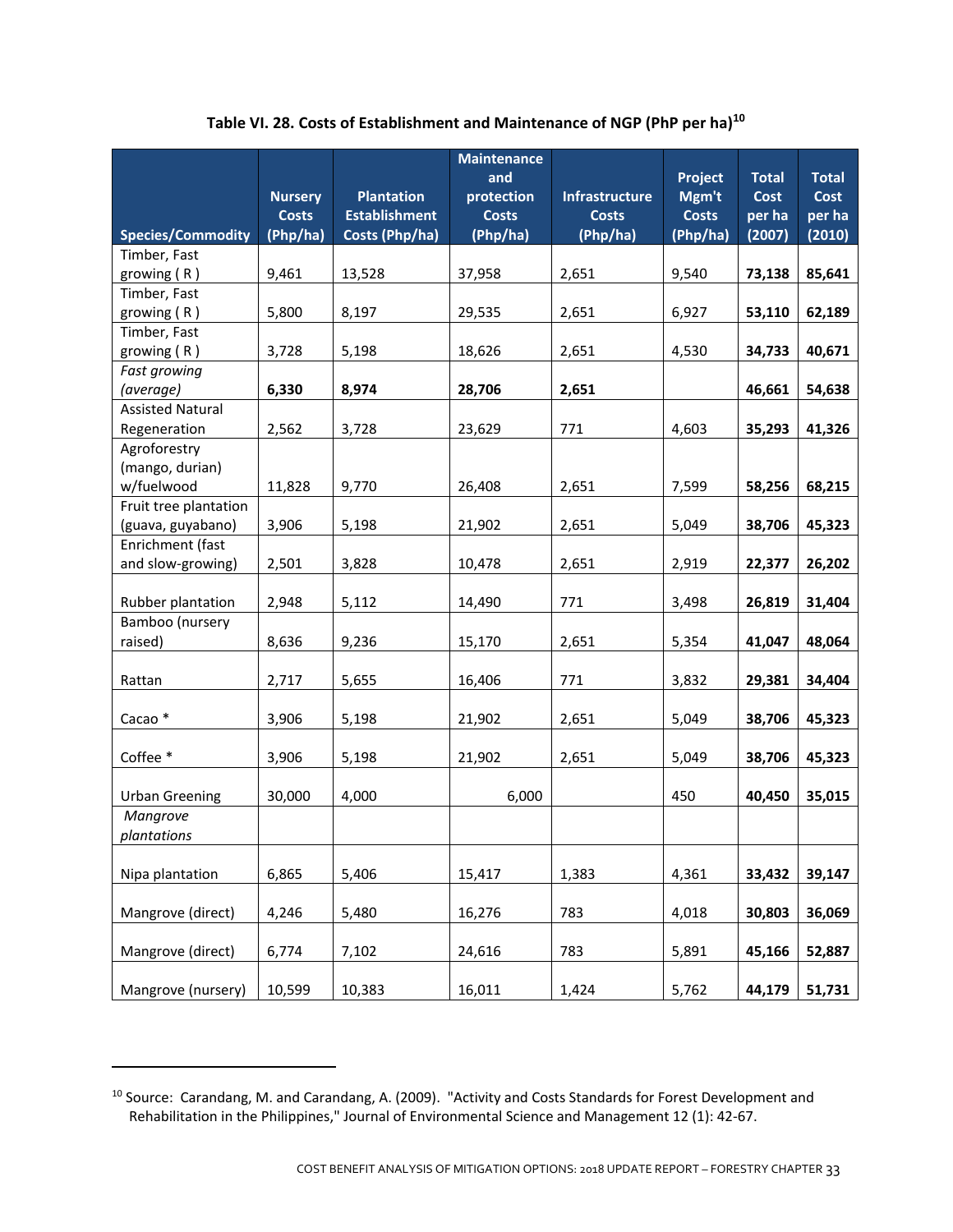**Table VI. 28. Costs of Establishment and Maintenance of NGP (PhP per ha)[10]**

| Species/Commodity | Nursery Costs (Php/ha) | Plantation Establishment Costs (Php/ha) | Maintenance and protection Costs (Php/ha) | Infrastructure Costs (Php/ha) | Project Mgm't Costs (Php/ha) | Total Cost per ha (2007) | Total Cost per ha (2010) |
|---|---|---|---|---|---|---|---|
| Timber, Fast growing ( R ) | 9,461 | 13,528 | 37,958 | 2,651 | 9,540 | **73,138** | **85,641** |
| Timber, Fast growing ( R ) | 5,800 | 8,197 | 29,535 | 2,651 | 6,927 | **53,110** | **62,189** |
| Timber, Fast growing ( R ) | 3,728 | 5,198 | 18,626 | 2,651 | 4,530 | **34,733** | **40,671** |
| *Fast growing (average)* | **6,330** | **8,974** | **28,706** | **2,651** | | **46,661** | **54,638** |
| Assisted Natural Regeneration | 2,562 | 3,728 | 23,629 | 771 | 4,603 | **35,293** | **41,326** |
| Agroforestry (mango, durian) w/fuelwood | 11,828 | 9,770 | 26,408 | 2,651 | 7,599 | **58,256** | **68,215** |
| Fruit tree plantation (guava, guyabano) | 3,906 | 5,198 | 21,902 | 2,651 | 5,049 | **38,706** | **45,323** |
| Enrichment (fast and slow-growing) | 2,501 | 3,828 | 10,478 | 2,651 | 2,919 | **22,377** | **26,202** |
| Rubber plantation | 2,948 | 5,112 | 14,490 | 771 | 3,498 | **26,819** | **31,404** |
| Bamboo (nursery raised) | 8,636 | 9,236 | 15,170 | 2,651 | 5,354 | **41,047** | **48,064** |
| Rattan | 2,717 | 5,655 | 16,406 | 771 | 3,832 | **29,381** | **34,404** |
| Cacao * | 3,906 | 5,198 | 21,902 | 2,651 | 5,049 | **38,706** | **45,323** |
| Coffee * | 3,906 | 5,198 | 21,902 | 2,651 | 5,049 | **38,706** | **45,323** |
| Urban Greening | 30,000 | 4,000 | 6,000 | | 450 | **40,450** | **35,015** |
| *Mangrove plantations* | | | | | | | |
| Nipa plantation | 6,865 | 5,406 | 15,417 | 1,383 | 4,361 | **33,432** | **39,147** |
| Mangrove (direct) | 4,246 | 5,480 | 16,276 | 783 | 4,018 | **30,803** | **36,069** |
| Mangrove (direct) | 6,774 | 7,102 | 24,616 | 783 | 5,891 | **45,166** | **52,887** |
| Mangrove (nursery) | 10,599 | 10,383 | 16,011 | 1,424 | 5,762 | **44,179** | **51,731** |

[10] Source: Carandang, M. and Carandang, A. (2009). "Activity and Costs Standards for Forest Development and Rehabilitation in the Philippines," Journal of Environmental Science and Management 12 (1): 42-67.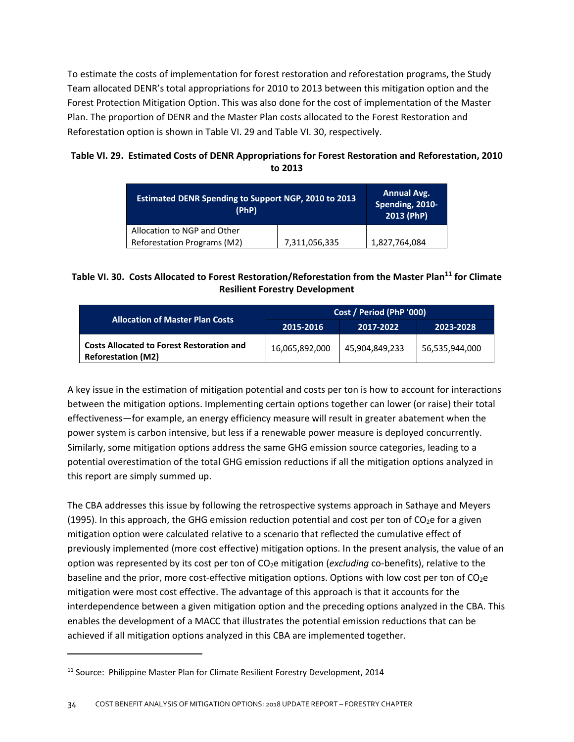To estimate the costs of implementation for forest restoration and reforestation programs, the Study Team allocated DENR's total appropriations for 2010 to 2013 between this mitigation option and the Forest Protection Mitigation Option. This was also done for the cost of implementation of the Master Plan. The proportion of DENR and the Master Plan costs allocated to the Forest Restoration and Reforestation option is shown in Table VI. 29 and Table VI. 30, respectively.

**Table VI. 29. Estimated Costs of DENR Appropriations for Forest Restoration and Reforestation, 2010 to 2013**

| Estimated DENR Spending to Support NGP, 2010 to 2013 (PhP) | | Annual Avg. Spending, 2010-2013 (PhP) |
|---|---|---|
| Allocation to NGP and Other Reforestation Programs (M2) | 7,311,056,335 | 1,827,764,084 |

**Table VI. 30. Costs Allocated to Forest Restoration/Reforestation from the Master Plan[11] for Climate Resilient Forestry Development**

| Allocation of Master Plan Costs | Cost / Period (PhP '000) | | |
|---|---|---|---|
| | 2015-2016 | 2017-2022 | 2023-2028 |
| **Costs Allocated to Forest Restoration and Reforestation (M2)** | 16,065,892,000 | 45,904,849,233 | 56,535,944,000 |

A key issue in the estimation of mitigation potential and costs per ton is how to account for interactions between the mitigation options. Implementing certain options together can lower (or raise) their total effectiveness—for example, an energy efficiency measure will result in greater abatement when the power system is carbon intensive, but less if a renewable power measure is deployed concurrently. Similarly, some mitigation options address the same GHG emission source categories, leading to a potential overestimation of the total GHG emission reductions if all the mitigation options analyzed in this report are simply summed up.

The CBA addresses this issue by following the retrospective systems approach in Sathaye and Meyers (1995). In this approach, the GHG emission reduction potential and cost per ton of $CO_2e$ for a given mitigation option were calculated relative to a scenario that reflected the cumulative effect of previously implemented (more cost effective) mitigation options. In the present analysis, the value of an option was represented by its cost per ton of $CO_2e$ mitigation (*excluding* co-benefits), relative to the baseline and the prior, more cost-effective mitigation options. Options with low cost per ton of $CO_2e$ mitigation were most cost effective. The advantage of this approach is that it accounts for the interdependence between a given mitigation option and the preceding options analyzed in the CBA. This enables the development of a MACC that illustrates the potential emission reductions that can be achieved if all mitigation options analyzed in this CBA are implemented together.

[11] Source: Philippine Master Plan for Climate Resilient Forestry Development, 2014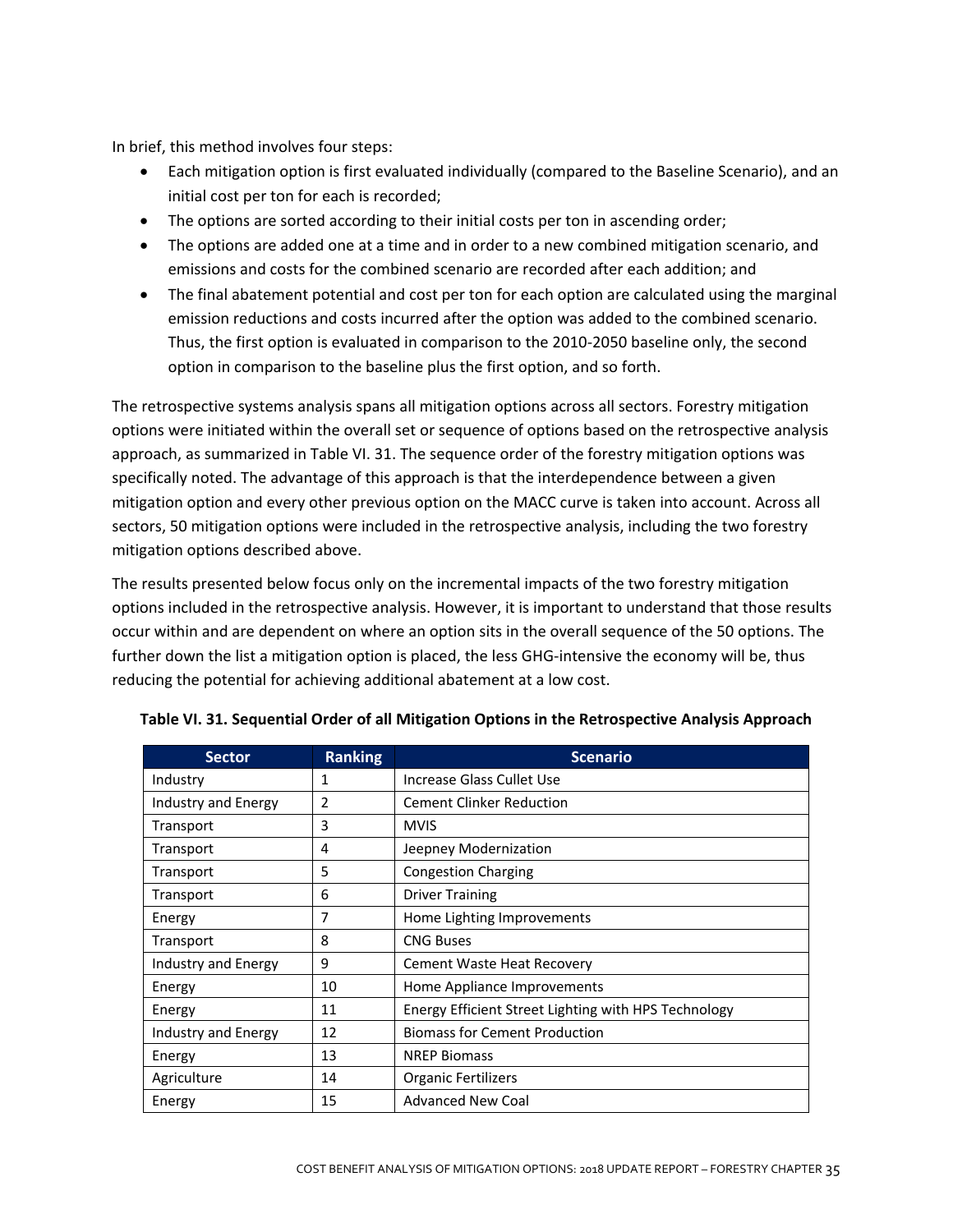In brief, this method involves four steps:

- Each mitigation option is first evaluated individually (compared to the Baseline Scenario), and an initial cost per ton for each is recorded;
- The options are sorted according to their initial costs per ton in ascending order;
- The options are added one at a time and in order to a new combined mitigation scenario, and emissions and costs for the combined scenario are recorded after each addition; and
- The final abatement potential and cost per ton for each option are calculated using the marginal emission reductions and costs incurred after the option was added to the combined scenario. Thus, the first option is evaluated in comparison to the 2010-2050 baseline only, the second option in comparison to the baseline plus the first option, and so forth.

The retrospective systems analysis spans all mitigation options across all sectors. Forestry mitigation options were initiated within the overall set or sequence of options based on the retrospective analysis approach, as summarized in Table VI. 31. The sequence order of the forestry mitigation options was specifically noted. The advantage of this approach is that the interdependence between a given mitigation option and every other previous option on the MACC curve is taken into account. Across all sectors, 50 mitigation options were included in the retrospective analysis, including the two forestry mitigation options described above.

The results presented below focus only on the incremental impacts of the two forestry mitigation options included in the retrospective analysis. However, it is important to understand that those results occur within and are dependent on where an option sits in the overall sequence of the 50 options. The further down the list a mitigation option is placed, the less GHG-intensive the economy will be, thus reducing the potential for achieving additional abatement at a low cost.

**Table VI. 31. Sequential Order of all Mitigation Options in the Retrospective Analysis Approach**

| Sector | Ranking | Scenario |
|---|---|---|
| Industry | 1 | Increase Glass Cullet Use |
| Industry and Energy | 2 | Cement Clinker Reduction |
| Transport | 3 | MVIS |
| Transport | 4 | Jeepney Modernization |
| Transport | 5 | Congestion Charging |
| Transport | 6 | Driver Training |
| Energy | 7 | Home Lighting Improvements |
| Transport | 8 | CNG Buses |
| Industry and Energy | 9 | Cement Waste Heat Recovery |
| Energy | 10 | Home Appliance Improvements |
| Energy | 11 | Energy Efficient Street Lighting with HPS Technology |
| Industry and Energy | 12 | Biomass for Cement Production |
| Energy | 13 | NREP Biomass |
| Agriculture | 14 | Organic Fertilizers |
| Energy | 15 | Advanced New Coal |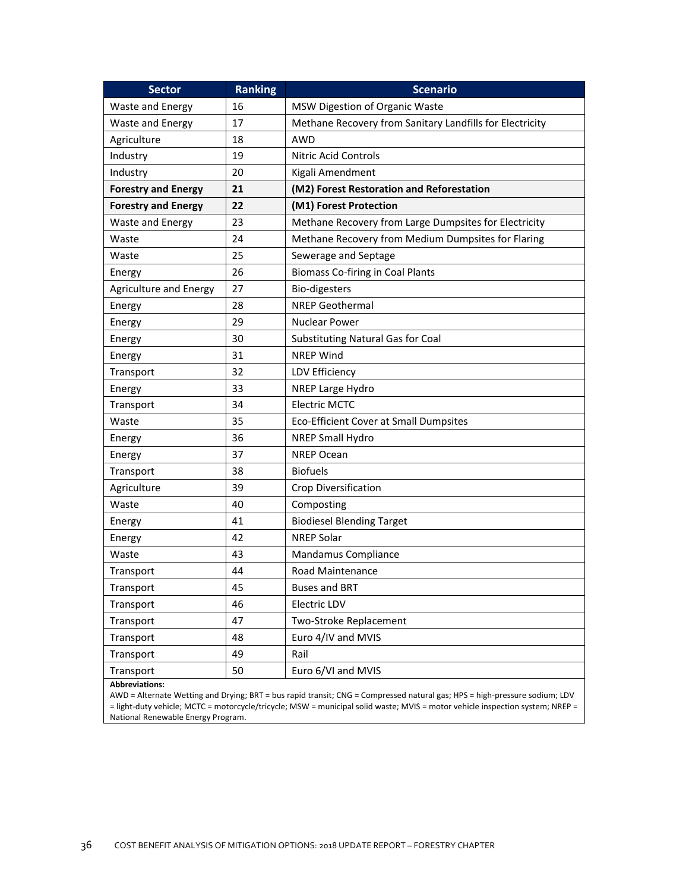| Sector | Ranking | Scenario |
|---|---|---|
| Waste and Energy | 16 | MSW Digestion of Organic Waste |
| Waste and Energy | 17 | Methane Recovery from Sanitary Landfills for Electricity |
| Agriculture | 18 | AWD |
| Industry | 19 | Nitric Acid Controls |
| Industry | 20 | Kigali Amendment |
| **Forestry and Energy** | **21** | **(M2) Forest Restoration and Reforestation** |
| **Forestry and Energy** | **22** | **(M1) Forest Protection** |
| Waste and Energy | 23 | Methane Recovery from Large Dumpsites for Electricity |
| Waste | 24 | Methane Recovery from Medium Dumpsites for Flaring |
| Waste | 25 | Sewerage and Septage |
| Energy | 26 | Biomass Co-firing in Coal Plants |
| Agriculture and Energy | 27 | Bio-digesters |
| Energy | 28 | NREP Geothermal |
| Energy | 29 | Nuclear Power |
| Energy | 30 | Substituting Natural Gas for Coal |
| Energy | 31 | NREP Wind |
| Transport | 32 | LDV Efficiency |
| Energy | 33 | NREP Large Hydro |
| Transport | 34 | Electric MCTC |
| Waste | 35 | Eco-Efficient Cover at Small Dumpsites |
| Energy | 36 | NREP Small Hydro |
| Energy | 37 | NREP Ocean |
| Transport | 38 | Biofuels |
| Agriculture | 39 | Crop Diversification |
| Waste | 40 | Composting |
| Energy | 41 | Biodiesel Blending Target |
| Energy | 42 | NREP Solar |
| Waste | 43 | Mandamus Compliance |
| Transport | 44 | Road Maintenance |
| Transport | 45 | Buses and BRT |
| Transport | 46 | Electric LDV |
| Transport | 47 | Two-Stroke Replacement |
| Transport | 48 | Euro 4/IV and MVIS |
| Transport | 49 | Rail |
| Transport | 50 | Euro 6/VI and MVIS |

**Abbreviations:**
AWD = Alternate Wetting and Drying; BRT = bus rapid transit; CNG = Compressed natural gas; HPS = high-pressure sodium; LDV = light-duty vehicle; MCTC = motorcycle/tricycle; MSW = municipal solid waste; MVIS = motor vehicle inspection system; NREP = National Renewable Energy Program.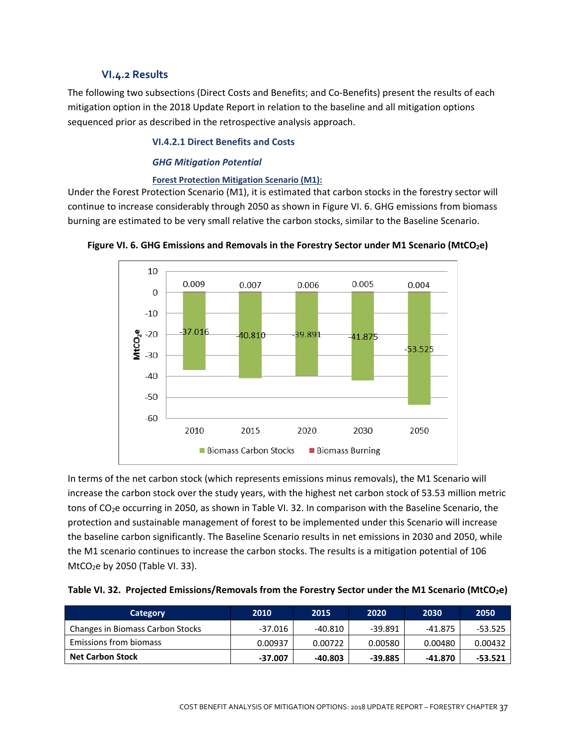### VI.4.2 Results

The following two subsections (Direct Costs and Benefits; and Co-Benefits) present the results of each mitigation option in the 2018 Update Report in relation to the baseline and all mitigation options sequenced prior as described in the retrospective analysis approach.

#### VI.4.2.1 Direct Benefits and Costs

***GHG Mitigation Potential***

**Forest Protection Mitigation Scenario (M1):**

Under the Forest Protection Scenario (M1), it is estimated that carbon stocks in the forestry sector will continue to increase considerably through 2050 as shown in Figure VI. 6. GHG emissions from biomass burning are estimated to be very small relative the carbon stocks, similar to the Baseline Scenario.

**Figure VI. 6. GHG Emissions and Removals in the Forestry Sector under M1 Scenario ($MtCO_2e$)**

In terms of the net carbon stock (which represents emissions minus removals), the M1 Scenario will increase the carbon stock over the study years, with the highest net carbon stock of 53.53 million metric tons of $CO_2e$ occurring in 2050, as shown in Table VI. 32. In comparison with the Baseline Scenario, the protection and sustainable management of forest to be implemented under this Scenario will increase the baseline carbon significantly. The Baseline Scenario results in net emissions in 2030 and 2050, while the M1 scenario continues to increase the carbon stocks. The results is a mitigation potential of 106 $MtCO_2e$ by 2050 (Table VI. 33).

**Table VI. 32. Projected Emissions/Removals from the Forestry Sector under the M1 Scenario ($MtCO_2e$)**

| Category | 2010 | 2015 | 2020 | 2030 | 2050 |
|---|---|---|---|---|---|
| Changes in Biomass Carbon Stocks | -37.016 | -40.810 | -39.891 | -41.875 | -53.525 |
| Emissions from biomass | 0.00937 | 0.00722 | 0.00580 | 0.00480 | 0.00432 |
| **Net Carbon Stock** | **-37.007** | **-40.803** | **-39.885** | **-41.870** | **-53.521** |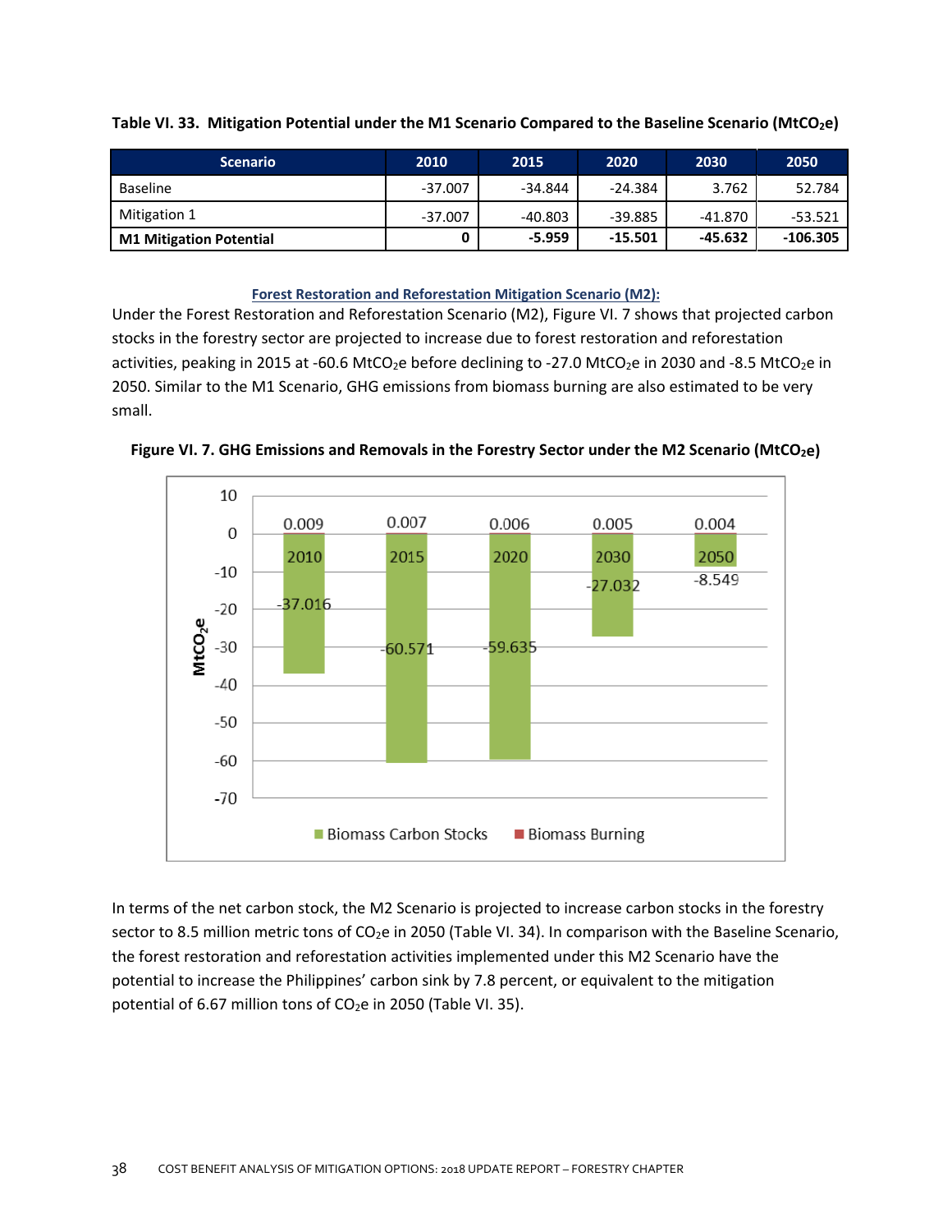**Table VI. 33. Mitigation Potential under the M1 Scenario Compared to the Baseline Scenario ($MtCO_2e$)**

| Scenario | 2010 | 2015 | 2020 | 2030 | 2050 |
|---|---|---|---|---|---|
| Baseline | -37.007 | -34.844 | -24.384 | 3.762 | 52.784 |
| Mitigation 1 | -37.007 | -40.803 | -39.885 | -41.870 | -53.521 |
| **M1 Mitigation Potential** | **0** | **-5.959** | **-15.501** | **-45.632** | **-106.305** |

**Forest Restoration and Reforestation Mitigation Scenario (M2):**

Under the Forest Restoration and Reforestation Scenario (M2), Figure VI. 7 shows that projected carbon stocks in the forestry sector are projected to increase due to forest restoration and reforestation activities, peaking in 2015 at -60.6 $MtCO_2e$ before declining to -27.0 $MtCO_2e$ in 2030 and -8.5 $MtCO_2e$ in 2050. Similar to the M1 Scenario, GHG emissions from biomass burning are also estimated to be very small.

**Figure VI. 7. GHG Emissions and Removals in the Forestry Sector under the M2 Scenario ($MtCO_2e$)**

$MtCO_2e$

10
0
-10
-20
-30
-40
-50
-60
-70

2010: 0.009, -37.016
2015: 0.007, -60.571
2020: 0.006, -59.635
2030: 0.005, -27.032
2050: 0.004, -8.549

Biomass Carbon Stocks
Biomass Burning

In terms of the net carbon stock, the M2 Scenario is projected to increase carbon stocks in the forestry sector to 8.5 million metric tons of $CO_2e$ in 2050 (Table VI. 34). In comparison with the Baseline Scenario, the forest restoration and reforestation activities implemented under this M2 Scenario have the potential to increase the Philippines' carbon sink by 7.8 percent, or equivalent to the mitigation potential of 6.67 million tons of $CO_2e$ in 2050 (Table VI. 35).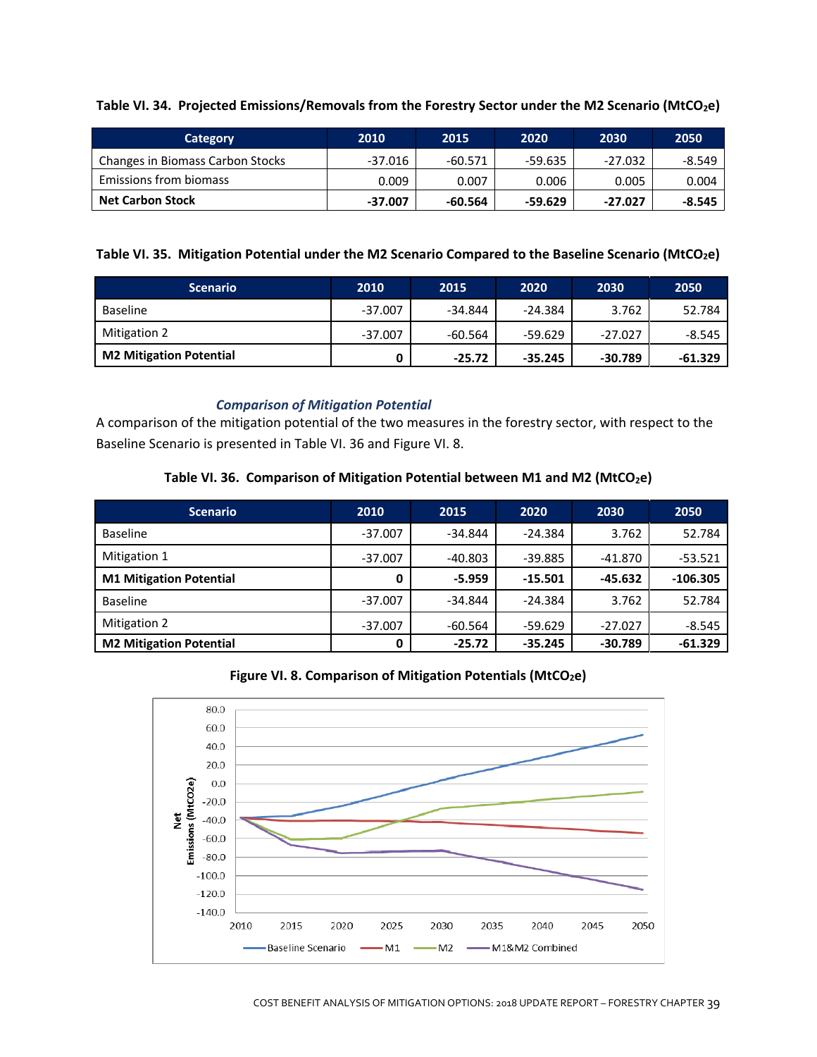**Table VI. 34. Projected Emissions/Removals from the Forestry Sector under the M2 Scenario (MtCO$_2$e)**

| Category | 2010 | 2015 | 2020 | 2030 | 2050 |
|---|---|---|---|---|---|
| Changes in Biomass Carbon Stocks | -37.016 | -60.571 | -59.635 | -27.032 | -8.549 |
| Emissions from biomass | 0.009 | 0.007 | 0.006 | 0.005 | 0.004 |
| **Net Carbon Stock** | **-37.007** | **-60.564** | **-59.629** | **-27.027** | **-8.545** |

**Table VI. 35. Mitigation Potential under the M2 Scenario Compared to the Baseline Scenario (MtCO$_2$e)**

| Scenario | 2010 | 2015 | 2020 | 2030 | 2050 |
|---|---|---|---|---|---|
| Baseline | -37.007 | -34.844 | -24.384 | 3.762 | 52.784 |
| Mitigation 2 | -37.007 | -60.564 | -59.629 | -27.027 | -8.545 |
| **M2 Mitigation Potential** | **0** | **-25.72** | **-35.245** | **-30.789** | **-61.329** |

### *Comparison of Mitigation Potential*

A comparison of the mitigation potential of the two measures in the forestry sector, with respect to the Baseline Scenario is presented in Table VI. 36 and Figure VI. 8.

**Table VI. 36. Comparison of Mitigation Potential between M1 and M2 (MtCO$_2$e)**

| Scenario | 2010 | 2015 | 2020 | 2030 | 2050 |
|---|---|---|---|---|---|
| Baseline | -37.007 | -34.844 | -24.384 | 3.762 | 52.784 |
| Mitigation 1 | -37.007 | -40.803 | -39.885 | -41.870 | -53.521 |
| **M1 Mitigation Potential** | **0** | **-5.959** | **-15.501** | **-45.632** | **-106.305** |
| Baseline | -37.007 | -34.844 | -24.384 | 3.762 | 52.784 |
| Mitigation 2 | -37.007 | -60.564 | -59.629 | -27.027 | -8.545 |
| **M2 Mitigation Potential** | **0** | **-25.72** | **-35.245** | **-30.789** | **-61.329** |

**Figure VI. 8. Comparison of Mitigation Potentials (MtCO$_2$e)**

Net Emissions (MtCO2e)

80.0
60.0
40.0
20.0
0.0
-20.0
-40.0
-60.0
-80.0
-100.0
-120.0
-140.0

2010 2015 2020 2025 2030 2035 2040 2045 2050

Baseline Scenario, M1, M2, M1&M2 Combined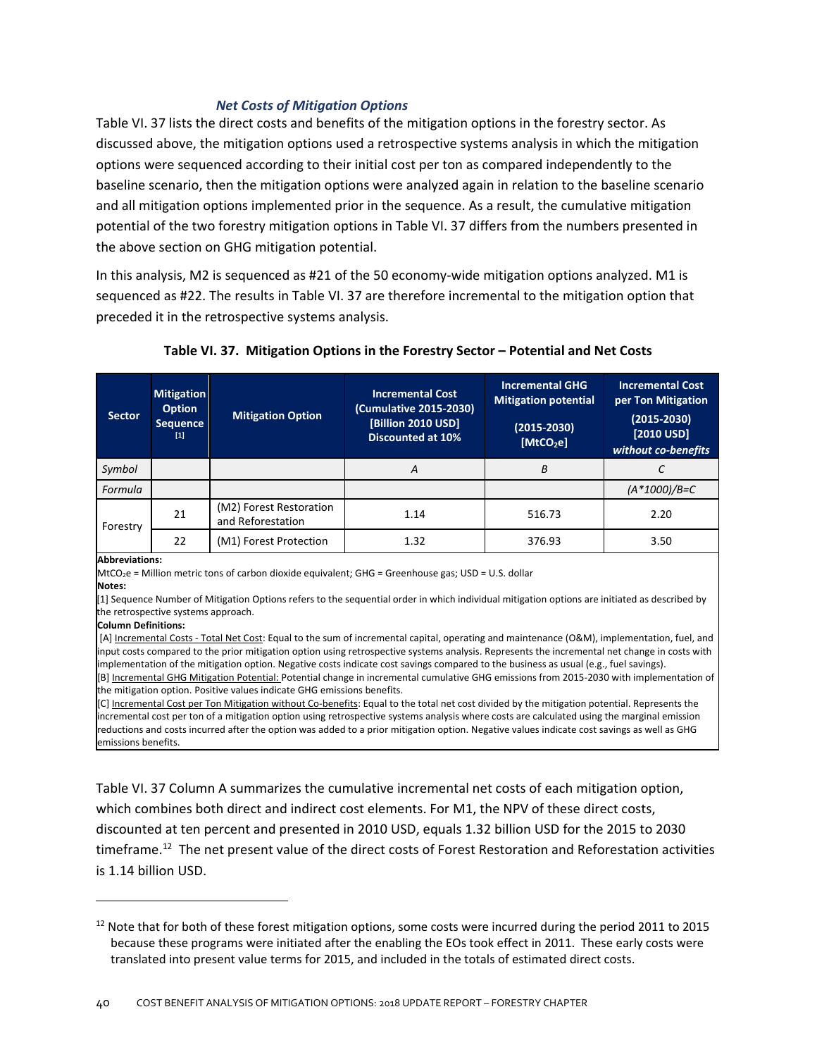### *Net Costs of Mitigation Options*

Table VI. 37 lists the direct costs and benefits of the mitigation options in the forestry sector. As discussed above, the mitigation options used a retrospective systems analysis in which the mitigation options were sequenced according to their initial cost per ton as compared independently to the baseline scenario, then the mitigation options were analyzed again in relation to the baseline scenario and all mitigation options implemented prior in the sequence. As a result, the cumulative mitigation potential of the two forestry mitigation options in Table VI. 37 differs from the numbers presented in the above section on GHG mitigation potential.

In this analysis, M2 is sequenced as #21 of the 50 economy-wide mitigation options analyzed. M1 is sequenced as #22. The results in Table VI. 37 are therefore incremental to the mitigation option that preceded it in the retrospective systems analysis.

**Table VI. 37. Mitigation Options in the Forestry Sector – Potential and Net Costs**

| Sector | Mitigation Option Sequence [1] | Mitigation Option | Incremental Cost (Cumulative 2015-2030) [Billion 2010 USD] Discounted at 10% | Incremental GHG Mitigation potential (2015-2030) [$MtCO_2e$] | Incremental Cost per Ton Mitigation (2015-2030) [2010 USD] *without co-benefits* |
|---|---|---|---|---|---|
| *Symbol* | | | *A* | *B* | *C* |
| *Formula* | | | | | *(A\*1000)/B=C* |
| Forestry | 21 | (M2) Forest Restoration and Reforestation | 1.14 | 516.73 | 2.20 |
| | 22 | (M1) Forest Protection | 1.32 | 376.93 | 3.50 |

**Abbreviations:**
$MtCO_2e$ = Million metric tons of carbon dioxide equivalent; GHG = Greenhouse gas; USD = U.S. dollar
**Notes:**
[1] Sequence Number of Mitigation Options refers to the sequential order in which individual mitigation options are initiated as described by the retrospective systems approach.
**Column Definitions:**
[A] Incremental Costs - Total Net Cost: Equal to the sum of incremental capital, operating and maintenance (O&M), implementation, fuel, and input costs compared to the prior mitigation option using retrospective systems analysis. Represents the incremental net change in costs with implementation of the mitigation option. Negative costs indicate cost savings compared to the business as usual (e.g., fuel savings).
[B] Incremental GHG Mitigation Potential: Potential change in incremental cumulative GHG emissions from 2015-2030 with implementation of the mitigation option. Positive values indicate GHG emissions benefits.
[C] Incremental Cost per Ton Mitigation without Co-benefits: Equal to the total net cost divided by the mitigation potential. Represents the incremental cost per ton of a mitigation option using retrospective systems analysis where costs are calculated using the marginal emission reductions and costs incurred after the option was added to a prior mitigation option. Negative values indicate cost savings as well as GHG emissions benefits.

Table VI. 37 Column A summarizes the cumulative incremental net costs of each mitigation option, which combines both direct and indirect cost elements. For M1, the NPV of these direct costs, discounted at ten percent and presented in 2010 USD, equals 1.32 billion USD for the 2015 to 2030 timeframe.[12] The net present value of the direct costs of Forest Restoration and Reforestation activities is 1.14 billion USD.

[12] Note that for both of these forest mitigation options, some costs were incurred during the period 2011 to 2015 because these programs were initiated after the enabling the EOs took effect in 2011. These early costs were translated into present value terms for 2015, and included in the totals of estimated direct costs.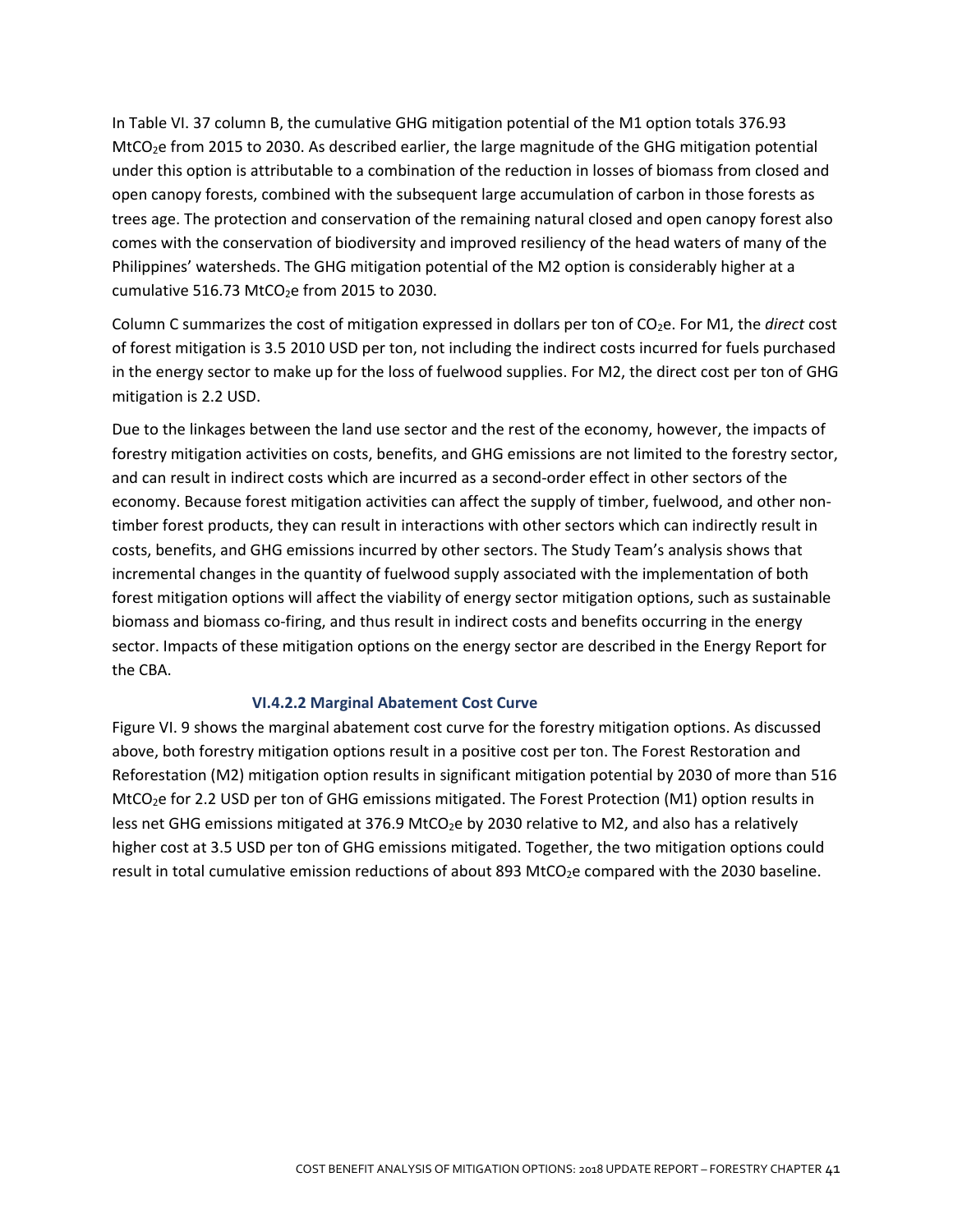In Table VI. 37 column B, the cumulative GHG mitigation potential of the M1 option totals 376.93 $MtCO_2e$ from 2015 to 2030. As described earlier, the large magnitude of the GHG mitigation potential under this option is attributable to a combination of the reduction in losses of biomass from closed and open canopy forests, combined with the subsequent large accumulation of carbon in those forests as trees age. The protection and conservation of the remaining natural closed and open canopy forest also comes with the conservation of biodiversity and improved resiliency of the head waters of many of the Philippines' watersheds. The GHG mitigation potential of the M2 option is considerably higher at a cumulative 516.73 $MtCO_2e$ from 2015 to 2030.

Column C summarizes the cost of mitigation expressed in dollars per ton of $CO_2e$. For M1, the *direct* cost of forest mitigation is 3.5 2010 USD per ton, not including the indirect costs incurred for fuels purchased in the energy sector to make up for the loss of fuelwood supplies. For M2, the direct cost per ton of GHG mitigation is 2.2 USD.

Due to the linkages between the land use sector and the rest of the economy, however, the impacts of forestry mitigation activities on costs, benefits, and GHG emissions are not limited to the forestry sector, and can result in indirect costs which are incurred as a second-order effect in other sectors of the economy. Because forest mitigation activities can affect the supply of timber, fuelwood, and other non-timber forest products, they can result in interactions with other sectors which can indirectly result in costs, benefits, and GHG emissions incurred by other sectors. The Study Team's analysis shows that incremental changes in the quantity of fuelwood supply associated with the implementation of both forest mitigation options will affect the viability of energy sector mitigation options, such as sustainable biomass and biomass co-firing, and thus result in indirect costs and benefits occurring in the energy sector. Impacts of these mitigation options on the energy sector are described in the Energy Report for the CBA.

#### VI.4.2.2 Marginal Abatement Cost Curve

Figure VI. 9 shows the marginal abatement cost curve for the forestry mitigation options. As discussed above, both forestry mitigation options result in a positive cost per ton. The Forest Restoration and Reforestation (M2) mitigation option results in significant mitigation potential by 2030 of more than 516 $MtCO_2e$ for 2.2 USD per ton of GHG emissions mitigated. The Forest Protection (M1) option results in less net GHG emissions mitigated at 376.9 $MtCO_2e$ by 2030 relative to M2, and also has a relatively higher cost at 3.5 USD per ton of GHG emissions mitigated. Together, the two mitigation options could result in total cumulative emission reductions of about 893 $MtCO_2e$ compared with the 2030 baseline.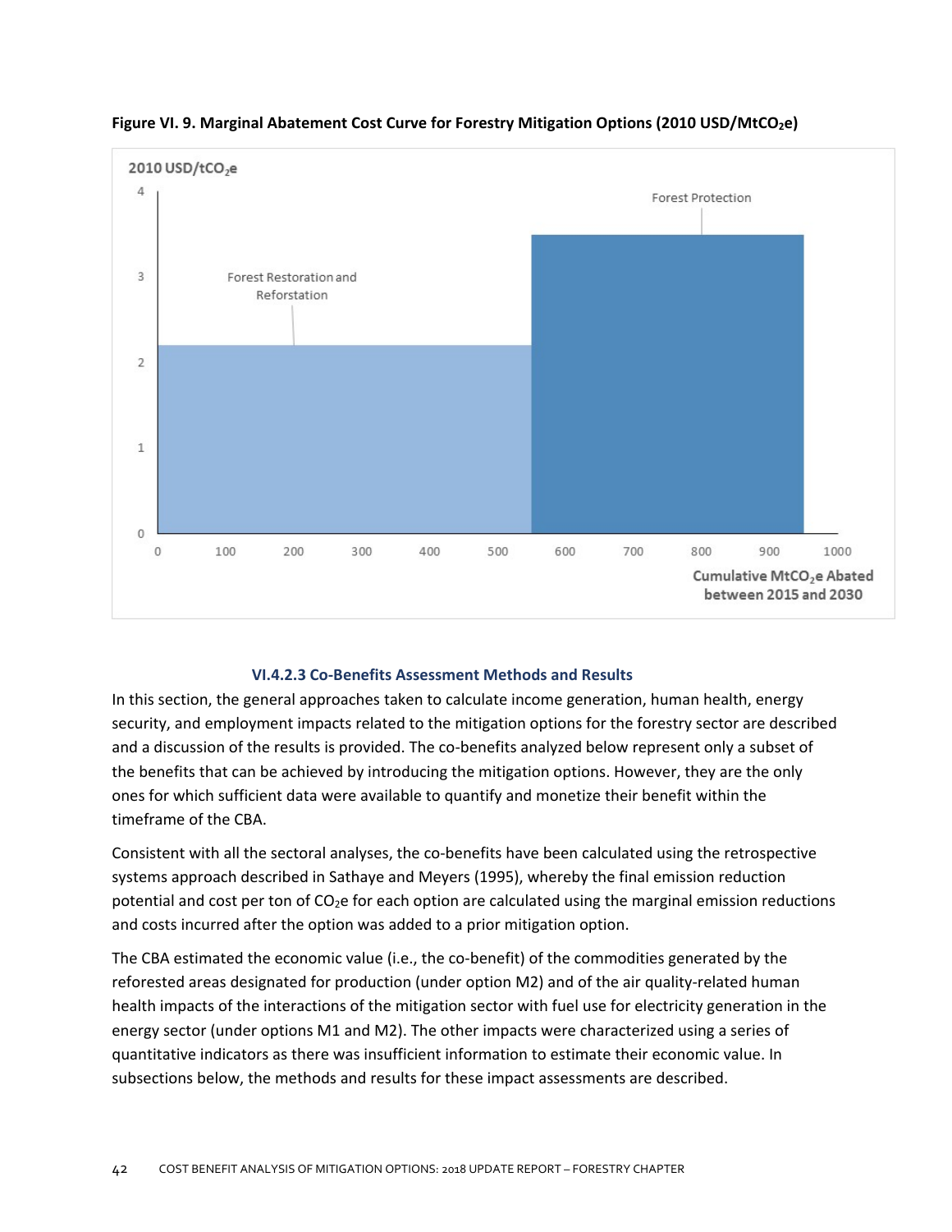**Figure VI. 9. Marginal Abatement Cost Curve for Forestry Mitigation Options (2010 USD/MtCO$_2$e)**

2010 USD/tCO$_2$e

4

3

2

1

0

Forest Restoration and Reforstation

Forest Protection

0 100 200 300 400 500 600 700 800 900 1000

Cumulative MtCO$_2$e Abated between 2015 and 2030

### VI.4.2.3 Co-Benefits Assessment Methods and Results

In this section, the general approaches taken to calculate income generation, human health, energy security, and employment impacts related to the mitigation options for the forestry sector are described and a discussion of the results is provided. The co-benefits analyzed below represent only a subset of the benefits that can be achieved by introducing the mitigation options. However, they are the only ones for which sufficient data were available to quantify and monetize their benefit within the timeframe of the CBA.

Consistent with all the sectoral analyses, the co-benefits have been calculated using the retrospective systems approach described in Sathaye and Meyers (1995), whereby the final emission reduction potential and cost per ton of CO$_2$e for each option are calculated using the marginal emission reductions and costs incurred after the option was added to a prior mitigation option.

The CBA estimated the economic value (i.e., the co-benefit) of the commodities generated by the reforested areas designated for production (under option M2) and of the air quality-related human health impacts of the interactions of the mitigation sector with fuel use for electricity generation in the energy sector (under options M1 and M2). The other impacts were characterized using a series of quantitative indicators as there was insufficient information to estimate their economic value. In subsections below, the methods and results for these impact assessments are described.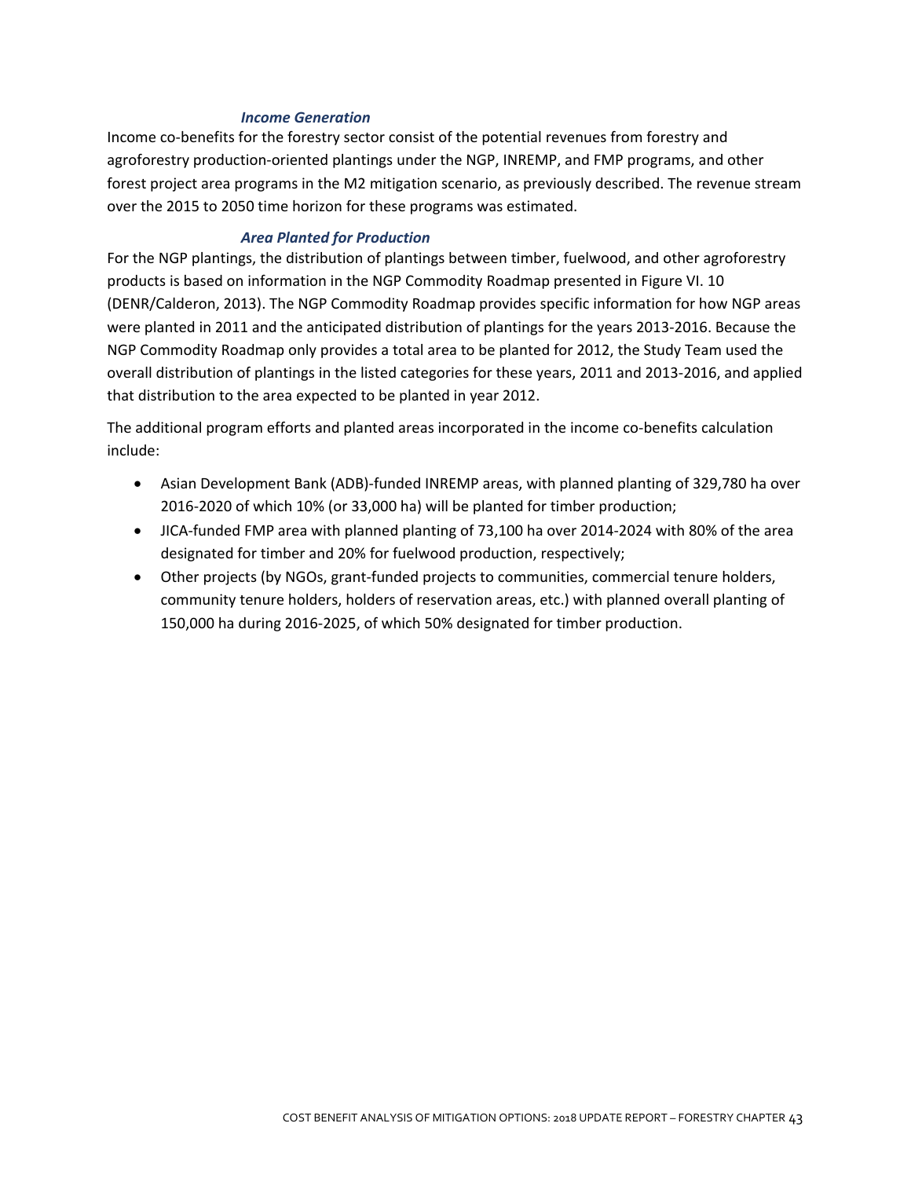#### *Income Generation*

Income co-benefits for the forestry sector consist of the potential revenues from forestry and agroforestry production-oriented plantings under the NGP, INREMP, and FMP programs, and other forest project area programs in the M2 mitigation scenario, as previously described. The revenue stream over the 2015 to 2050 time horizon for these programs was estimated.

#### *Area Planted for Production*

For the NGP plantings, the distribution of plantings between timber, fuelwood, and other agroforestry products is based on information in the NGP Commodity Roadmap presented in Figure VI. 10 (DENR/Calderon, 2013). The NGP Commodity Roadmap provides specific information for how NGP areas were planted in 2011 and the anticipated distribution of plantings for the years 2013-2016. Because the NGP Commodity Roadmap only provides a total area to be planted for 2012, the Study Team used the overall distribution of plantings in the listed categories for these years, 2011 and 2013-2016, and applied that distribution to the area expected to be planted in year 2012.

The additional program efforts and planted areas incorporated in the income co-benefits calculation include:

- Asian Development Bank (ADB)-funded INREMP areas, with planned planting of 329,780 ha over 2016-2020 of which 10% (or 33,000 ha) will be planted for timber production;
- JICA-funded FMP area with planned planting of 73,100 ha over 2014-2024 with 80% of the area designated for timber and 20% for fuelwood production, respectively;
- Other projects (by NGOs, grant-funded projects to communities, commercial tenure holders, community tenure holders, holders of reservation areas, etc.) with planned overall planting of 150,000 ha during 2016-2025, of which 50% designated for timber production.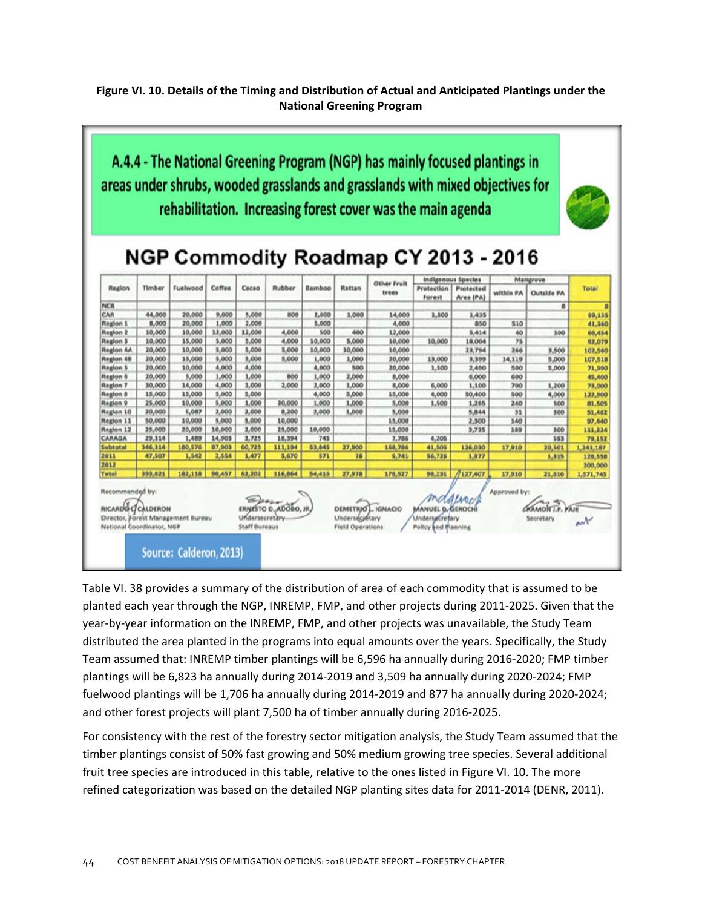**Figure VI. 10. Details of the Timing and Distribution of Actual and Anticipated Plantings under the National Greening Program**

A.4.4 - The National Greening Program (NGP) has mainly focused plantings in areas under shrubs, wooded grasslands and grasslands with mixed objectives for rehabilitation. Increasing forest cover was the main agenda

NGP Commodity Roadmap CY 2013 - 2016

| Region | Timber | Fuelwood | Coffee | Cacao | Rubber | Bamboo | Rattan | Other Fruit trees | Indigenous Species | | Mangrove | | Total |
|---|---|---|---|---|---|---|---|---|---|---|---|---|---|
| | | | | | | | | | Protection Forest | Protected Area (PA) | within PA | Outside PA | |
| NCR | | | | | | | | | | | | 8 | 8 |
| CAR | 44,000 | 20,000 | 9,000 | 5,000 | 800 | 2,600 | 3,000 | 14,000 | 1,300 | 1,435 | | | 99,135 |
| Region 1 | 8,000 | 20,000 | 1,000 | 2,000 | | 5,000 | | 4,000 | | 850 | 510 | | 41,360 |
| Region 2 | 10,000 | 10,000 | 12,000 | 12,000 | 4,000 | 500 | 400 | 12,000 | | 5,414 | 40 | 100 | 66,454 |
| Region 3 | 10,000 | 15,000 | 5,000 | 5,000 | 4,000 | 10,000 | 5,000 | 10,000 | 10,000 | 18,004 | 75 | | 92,079 |
| Region 4A | 20,000 | 10,000 | 5,000 | 5,000 | 5,000 | 10,000 | 10,000 | 10,000 | | 23,794 | 266 | 3,500 | 102,560 |
| Region 4B | 20,000 | 15,000 | 5,000 | 5,000 | 5,000 | 1,000 | 1,000 | 20,000 | 13,000 | 3,399 | 14,119 | 5,000 | 107,518 |
| Region 5 | 20,000 | 10,000 | 4,000 | 4,000 | | 4,000 | 500 | 20,000 | 1,500 | 2,490 | 500 | 5,000 | 71,990 |
| Region 6 | 20,000 | 5,000 | 1,000 | 1,000 | 800 | 1,000 | 2,000 | 8,000 | | 6,000 | 600 | | 45,400 |
| Region 7 | 30,000 | 14,000 | 4,000 | 3,000 | 2,000 | 2,000 | 1,000 | 8,000 | 6,000 | 1,100 | 700 | 1,200 | 73,000 |
| Region 8 | 15,000 | 15,000 | 5,000 | 5,000 | | 4,000 | 5,000 | 15,000 | 4,000 | 50,400 | 500 | 4,000 | 122,900 |
| Region 9 | 25,000 | 10,000 | 5,000 | 1,000 | 30,000 | 1,000 | 1,000 | 5,000 | 1,500 | 1,265 | 240 | 500 | 81,505 |
| Region 10 | 20,000 | 5,087 | 2,000 | 2,000 | 8,200 | 2,000 | 5,000 | 5,000 | | 5,844 | 31 | 300 | 51,462 |
| Region 11 | 50,000 | 10,000 | 5,000 | 5,000 | 10,000 | | | 15,000 | | 2,300 | 140 | | 97,440 |
| Region 12 | 25,000 | 20,000 | 10,000 | 2,000 | 25,000 | 10,000 | | 15,000 | | 3,735 | 189 | 300 | 111,224 |
| CARAGA | 29,314 | 1,489 | 14,903 | 3,725 | 16,394 | 745 | | 7,786 | 4,205 | | | 593 | 79,152 |
| Subtotal | 346,314 | 180,576 | 87,903 | 60,725 | 111,194 | 53,845 | 27,900 | 168,786 | 41,505 | 126,030 | 17,910 | 20,501 | 1,243,187 |
| 2011 | 47,507 | 1,542 | 2,554 | 1,477 | 5,670 | 571 | 78 | 9,741 | 56,726 | 1,377 | | 1,315 | 128,558 |
| 2012 | | | | | | | | | | | | | 200,000 |
| Total | 393,821 | 182,118 | 90,457 | 62,202 | 116,864 | 54,416 | 27,978 | 178,527 | 98,231 | 127,407 | 17,910 | 21,816 | 1,571,745 |

Recommended by:

RICARDO L. CALDERON
Director, Forest Management Bureau
National Coordinator, NGP

ERNESTO D. ADOBO, JR.
Undersecretary
Staff Bureaus

DEMETRIO L. IGNACIO
Undersecretary
Field Operations

MANUEL D. GEROCHI
Undersecretary
Policy and Planning

Approved by:

RAMON J.P. PAJE
Secretary

Source: Calderon, 2013)

Table VI. 38 provides a summary of the distribution of area of each commodity that is assumed to be planted each year through the NGP, INREMP, FMP, and other projects during 2011-2025. Given that the year-by-year information on the INREMP, FMP, and other projects was unavailable, the Study Team distributed the area planted in the programs into equal amounts over the years. Specifically, the Study Team assumed that: INREMP timber plantings will be 6,596 ha annually during 2016-2020; FMP timber plantings will be 6,823 ha annually during 2014-2019 and 3,509 ha annually during 2020-2024; FMP fuelwood plantings will be 1,706 ha annually during 2014-2019 and 877 ha annually during 2020-2024; and other forest projects will plant 7,500 ha of timber annually during 2016-2025.

For consistency with the rest of the forestry sector mitigation analysis, the Study Team assumed that the timber plantings consist of 50% fast growing and 50% medium growing tree species. Several additional fruit tree species are introduced in this table, relative to the ones listed in Figure VI. 10. The more refined categorization was based on the detailed NGP planting sites data for 2011-2014 (DENR, 2011).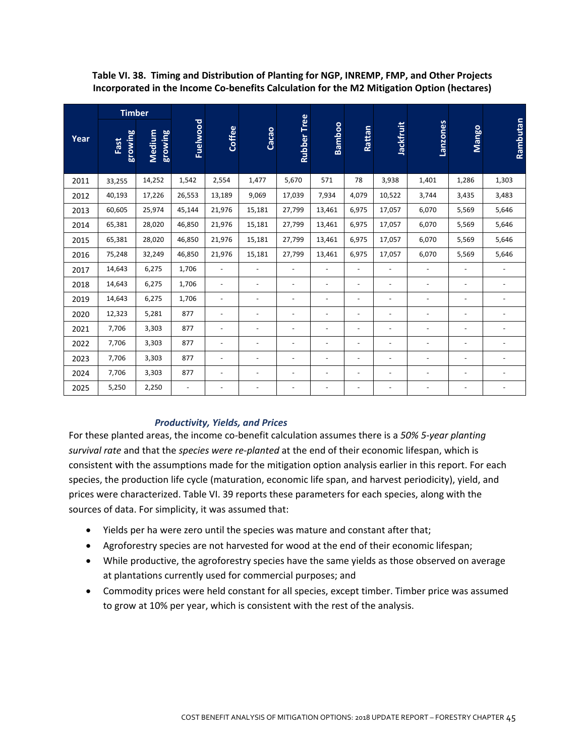**Table VI. 38. Timing and Distribution of Planting for NGP, INREMP, FMP, and Other Projects Incorporated in the Income Co-benefits Calculation for the M2 Mitigation Option (hectares)**

| Year | Timber | | Fuelwood | Coffee | Cacao | Rubber Tree | Bamboo | Rattan | Jackfruit | Lanzones | Mango | Rambutan |
|---|---|---|---|---|---|---|---|---|---|---|---|---|
| | Fast growing | Medium growing | | | | | | | | | | |
| 2011 | 33,255 | 14,252 | 1,542 | 2,554 | 1,477 | 5,670 | 571 | 78 | 3,938 | 1,401 | 1,286 | 1,303 |
| 2012 | 40,193 | 17,226 | 26,553 | 13,189 | 9,069 | 17,039 | 7,934 | 4,079 | 10,522 | 3,744 | 3,435 | 3,483 |
| 2013 | 60,605 | 25,974 | 45,144 | 21,976 | 15,181 | 27,799 | 13,461 | 6,975 | 17,057 | 6,070 | 5,569 | 5,646 |
| 2014 | 65,381 | 28,020 | 46,850 | 21,976 | 15,181 | 27,799 | 13,461 | 6,975 | 17,057 | 6,070 | 5,569 | 5,646 |
| 2015 | 65,381 | 28,020 | 46,850 | 21,976 | 15,181 | 27,799 | 13,461 | 6,975 | 17,057 | 6,070 | 5,569 | 5,646 |
| 2016 | 75,248 | 32,249 | 46,850 | 21,976 | 15,181 | 27,799 | 13,461 | 6,975 | 17,057 | 6,070 | 5,569 | 5,646 |
| 2017 | 14,643 | 6,275 | 1,706 | - | - | - | - | - | - | - | - | - |
| 2018 | 14,643 | 6,275 | 1,706 | - | - | - | - | - | - | - | - | - |
| 2019 | 14,643 | 6,275 | 1,706 | - | - | - | - | - | - | - | - | - |
| 2020 | 12,323 | 5,281 | 877 | - | - | - | - | - | - | - | - | - |
| 2021 | 7,706 | 3,303 | 877 | - | - | - | - | - | - | - | - | - |
| 2022 | 7,706 | 3,303 | 877 | - | - | - | - | - | - | - | - | - |
| 2023 | 7,706 | 3,303 | 877 | - | - | - | - | - | - | - | - | - |
| 2024 | 7,706 | 3,303 | 877 | - | - | - | - | - | - | - | - | - |
| 2025 | 5,250 | 2,250 | - | - | - | - | - | - | - | - | - | - |

***Productivity, Yields, and Prices***

For these planted areas, the income co-benefit calculation assumes there is a *50% 5-year planting survival rate* and that the *species were re-planted* at the end of their economic lifespan, which is consistent with the assumptions made for the mitigation option analysis earlier in this report. For each species, the production life cycle (maturation, economic life span, and harvest periodicity), yield, and prices were characterized. Table VI. 39 reports these parameters for each species, along with the sources of data. For simplicity, it was assumed that:

- Yields per ha were zero until the species was mature and constant after that;
- Agroforestry species are not harvested for wood at the end of their economic lifespan;
- While productive, the agroforestry species have the same yields as those observed on average at plantations currently used for commercial purposes; and
- Commodity prices were held constant for all species, except timber. Timber price was assumed to grow at 10% per year, which is consistent with the rest of the analysis.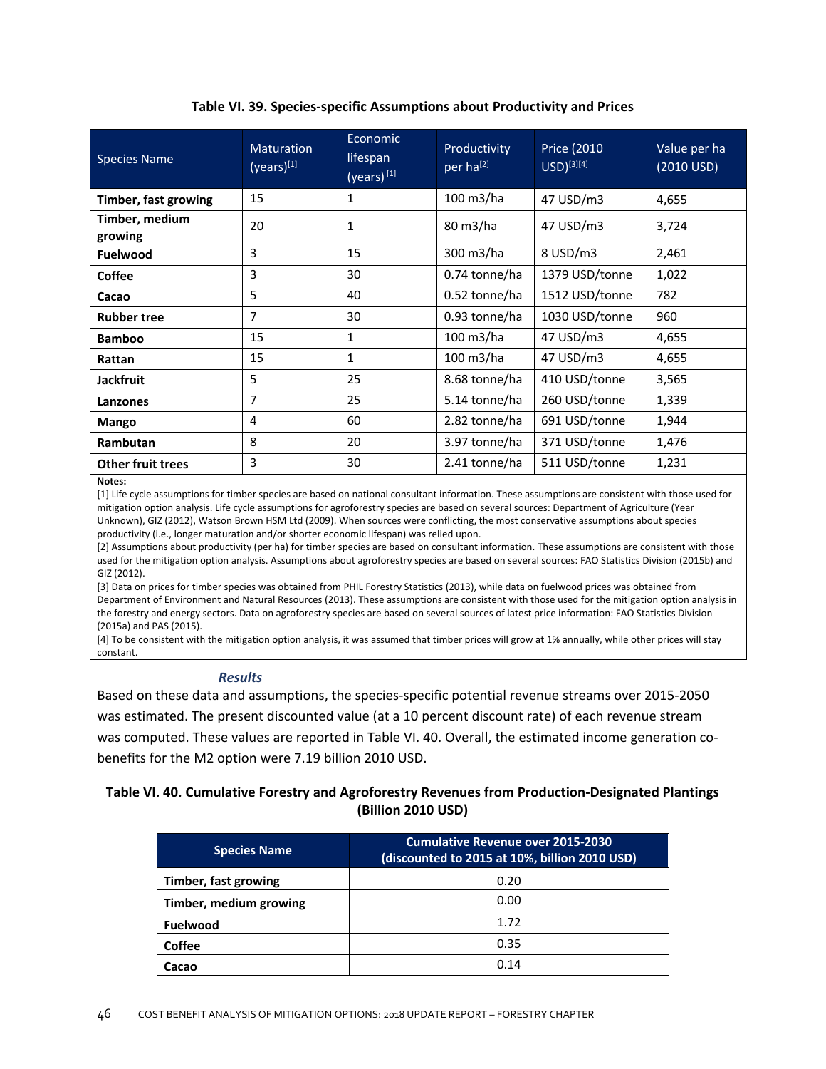**Table VI. 39. Species-specific Assumptions about Productivity and Prices**

| Species Name | Maturation (years)[1] | Economic lifespan (years) [1] | Productivity per ha[2] | Price (2010 USD)[3][4] | Value per ha (2010 USD) |
|---|---|---|---|---|---|
| **Timber, fast growing** | 15 | 1 | 100 m3/ha | 47 USD/m3 | 4,655 |
| **Timber, medium growing** | 20 | 1 | 80 m3/ha | 47 USD/m3 | 3,724 |
| **Fuelwood** | 3 | 15 | 300 m3/ha | 8 USD/m3 | 2,461 |
| **Coffee** | 3 | 30 | 0.74 tonne/ha | 1379 USD/tonne | 1,022 |
| **Cacao** | 5 | 40 | 0.52 tonne/ha | 1512 USD/tonne | 782 |
| **Rubber tree** | 7 | 30 | 0.93 tonne/ha | 1030 USD/tonne | 960 |
| **Bamboo** | 15 | 1 | 100 m3/ha | 47 USD/m3 | 4,655 |
| **Rattan** | 15 | 1 | 100 m3/ha | 47 USD/m3 | 4,655 |
| **Jackfruit** | 5 | 25 | 8.68 tonne/ha | 410 USD/tonne | 3,565 |
| **Lanzones** | 7 | 25 | 5.14 tonne/ha | 260 USD/tonne | 1,339 |
| **Mango** | 4 | 60 | 2.82 tonne/ha | 691 USD/tonne | 1,944 |
| **Rambutan** | 8 | 20 | 3.97 tonne/ha | 371 USD/tonne | 1,476 |
| **Other fruit trees** | 3 | 30 | 2.41 tonne/ha | 511 USD/tonne | 1,231 |

**Notes:**

[1] Life cycle assumptions for timber species are based on national consultant information. These assumptions are consistent with those used for mitigation option analysis. Life cycle assumptions for agroforestry species are based on several sources: Department of Agriculture (Year Unknown), GIZ (2012), Watson Brown HSM Ltd (2009). When sources were conflicting, the most conservative assumptions about species productivity (i.e., longer maturation and/or shorter economic lifespan) was relied upon.

[2] Assumptions about productivity (per ha) for timber species are based on consultant information. These assumptions are consistent with those used for the mitigation option analysis. Assumptions about agroforestry species are based on several sources: FAO Statistics Division (2015b) and GIZ (2012).

[3] Data on prices for timber species was obtained from PHIL Forestry Statistics (2013), while data on fuelwood prices was obtained from Department of Environment and Natural Resources (2013). These assumptions are consistent with those used for the mitigation option analysis in the forestry and energy sectors. Data on agroforestry species are based on several sources of latest price information: FAO Statistics Division (2015a) and PAS (2015).

[4] To be consistent with the mitigation option analysis, it was assumed that timber prices will grow at 1% annually, while other prices will stay constant.

### *Results*

Based on these data and assumptions, the species-specific potential revenue streams over 2015-2050 was estimated. The present discounted value (at a 10 percent discount rate) of each revenue stream was computed. These values are reported in Table VI. 40. Overall, the estimated income generation co-benefits for the M2 option were 7.19 billion 2010 USD.

**Table VI. 40. Cumulative Forestry and Agroforestry Revenues from Production-Designated Plantings (Billion 2010 USD)**

| Species Name | Cumulative Revenue over 2015-2030 (discounted to 2015 at 10%, billion 2010 USD) |
|---|---|
| **Timber, fast growing** | 0.20 |
| **Timber, medium growing** | 0.00 |
| **Fuelwood** | 1.72 |
| **Coffee** | 0.35 |
| **Cacao** | 0.14 |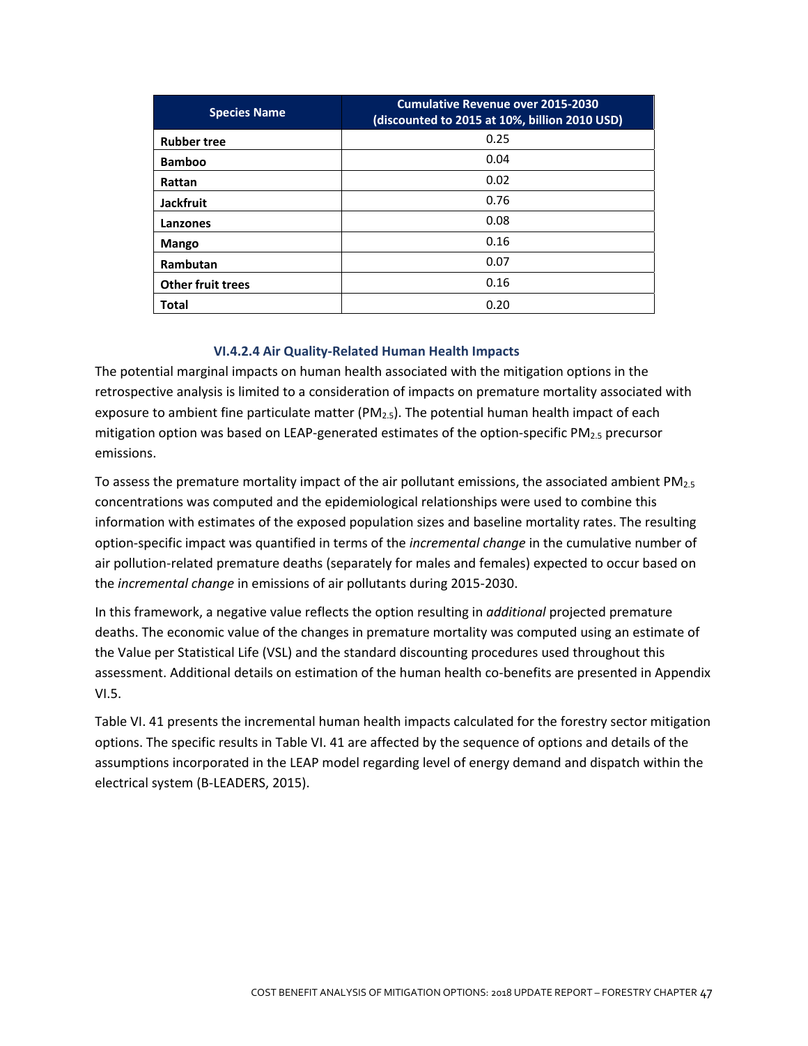| Species Name | Cumulative Revenue over 2015-2030 (discounted to 2015 at 10%, billion 2010 USD) |
|---|---|
| **Rubber tree** | 0.25 |
| **Bamboo** | 0.04 |
| **Rattan** | 0.02 |
| **Jackfruit** | 0.76 |
| **Lanzones** | 0.08 |
| **Mango** | 0.16 |
| **Rambutan** | 0.07 |
| **Other fruit trees** | 0.16 |
| **Total** | 0.20 |

#### VI.4.2.4 Air Quality-Related Human Health Impacts

The potential marginal impacts on human health associated with the mitigation options in the retrospective analysis is limited to a consideration of impacts on premature mortality associated with exposure to ambient fine particulate matter ($PM_{2.5}$). The potential human health impact of each mitigation option was based on LEAP-generated estimates of the option-specific $PM_{2.5}$ precursor emissions.

To assess the premature mortality impact of the air pollutant emissions, the associated ambient $PM_{2.5}$ concentrations was computed and the epidemiological relationships were used to combine this information with estimates of the exposed population sizes and baseline mortality rates. The resulting option-specific impact was quantified in terms of the *incremental change* in the cumulative number of air pollution-related premature deaths (separately for males and females) expected to occur based on the *incremental change* in emissions of air pollutants during 2015-2030.

In this framework, a negative value reflects the option resulting in *additional* projected premature deaths. The economic value of the changes in premature mortality was computed using an estimate of the Value per Statistical Life (VSL) and the standard discounting procedures used throughout this assessment. Additional details on estimation of the human health co-benefits are presented in Appendix VI.5.

Table VI. 41 presents the incremental human health impacts calculated for the forestry sector mitigation options. The specific results in Table VI. 41 are affected by the sequence of options and details of the assumptions incorporated in the LEAP model regarding level of energy demand and dispatch within the electrical system (B-LEADERS, 2015).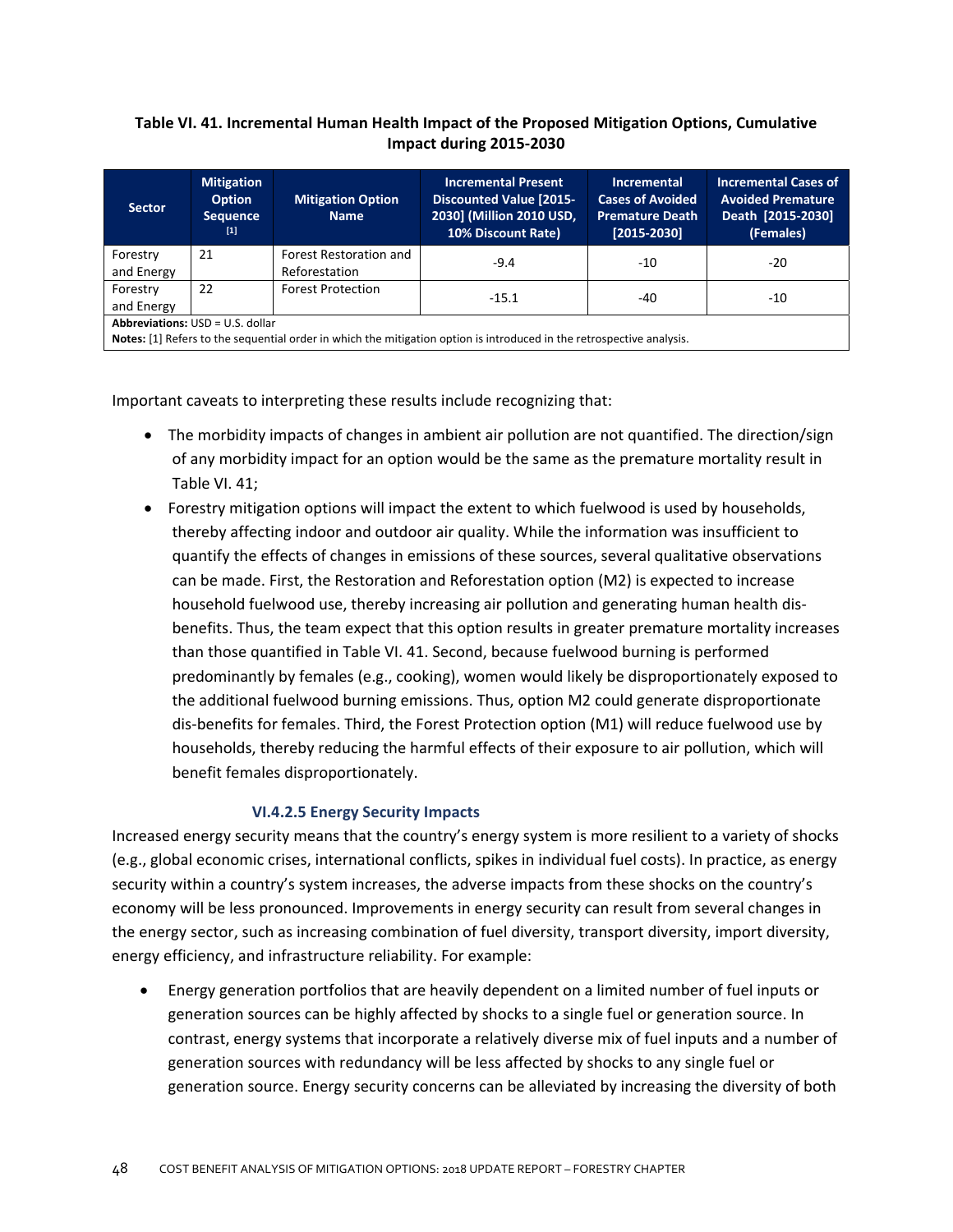**Table VI. 41. Incremental Human Health Impact of the Proposed Mitigation Options, Cumulative Impact during 2015-2030**

| Sector | Mitigation Option Sequence [1] | Mitigation Option Name | Incremental Present Discounted Value [2015-2030] (Million 2010 USD, 10% Discount Rate) | Incremental Cases of Avoided Premature Death [2015-2030] | Incremental Cases of Avoided Premature Death [2015-2030] (Females) |
|---|---|---|---|---|---|
| Forestry and Energy | 21 | Forest Restoration and Reforestation | -9.4 | -10 | -20 |
| Forestry and Energy | 22 | Forest Protection | -15.1 | -40 | -10 |

**Abbreviations:** USD = U.S. dollar

**Notes:** [1] Refers to the sequential order in which the mitigation option is introduced in the retrospective analysis.

Important caveats to interpreting these results include recognizing that:

- The morbidity impacts of changes in ambient air pollution are not quantified. The direction/sign of any morbidity impact for an option would be the same as the premature mortality result in Table VI. 41;
- Forestry mitigation options will impact the extent to which fuelwood is used by households, thereby affecting indoor and outdoor air quality. While the information was insufficient to quantify the effects of changes in emissions of these sources, several qualitative observations can be made. First, the Restoration and Reforestation option (M2) is expected to increase household fuelwood use, thereby increasing air pollution and generating human health dis-benefits. Thus, the team expect that this option results in greater premature mortality increases than those quantified in Table VI. 41. Second, because fuelwood burning is performed predominantly by females (e.g., cooking), women would likely be disproportionately exposed to the additional fuelwood burning emissions. Thus, option M2 could generate disproportionate dis-benefits for females. Third, the Forest Protection option (M1) will reduce fuelwood use by households, thereby reducing the harmful effects of their exposure to air pollution, which will benefit females disproportionately.

#### VI.4.2.5 Energy Security Impacts

Increased energy security means that the country's energy system is more resilient to a variety of shocks (e.g., global economic crises, international conflicts, spikes in individual fuel costs). In practice, as energy security within a country's system increases, the adverse impacts from these shocks on the country's economy will be less pronounced. Improvements in energy security can result from several changes in the energy sector, such as increasing combination of fuel diversity, transport diversity, import diversity, energy efficiency, and infrastructure reliability. For example:

- Energy generation portfolios that are heavily dependent on a limited number of fuel inputs or generation sources can be highly affected by shocks to a single fuel or generation source. In contrast, energy systems that incorporate a relatively diverse mix of fuel inputs and a number of generation sources with redundancy will be less affected by shocks to any single fuel or generation source. Energy security concerns can be alleviated by increasing the diversity of both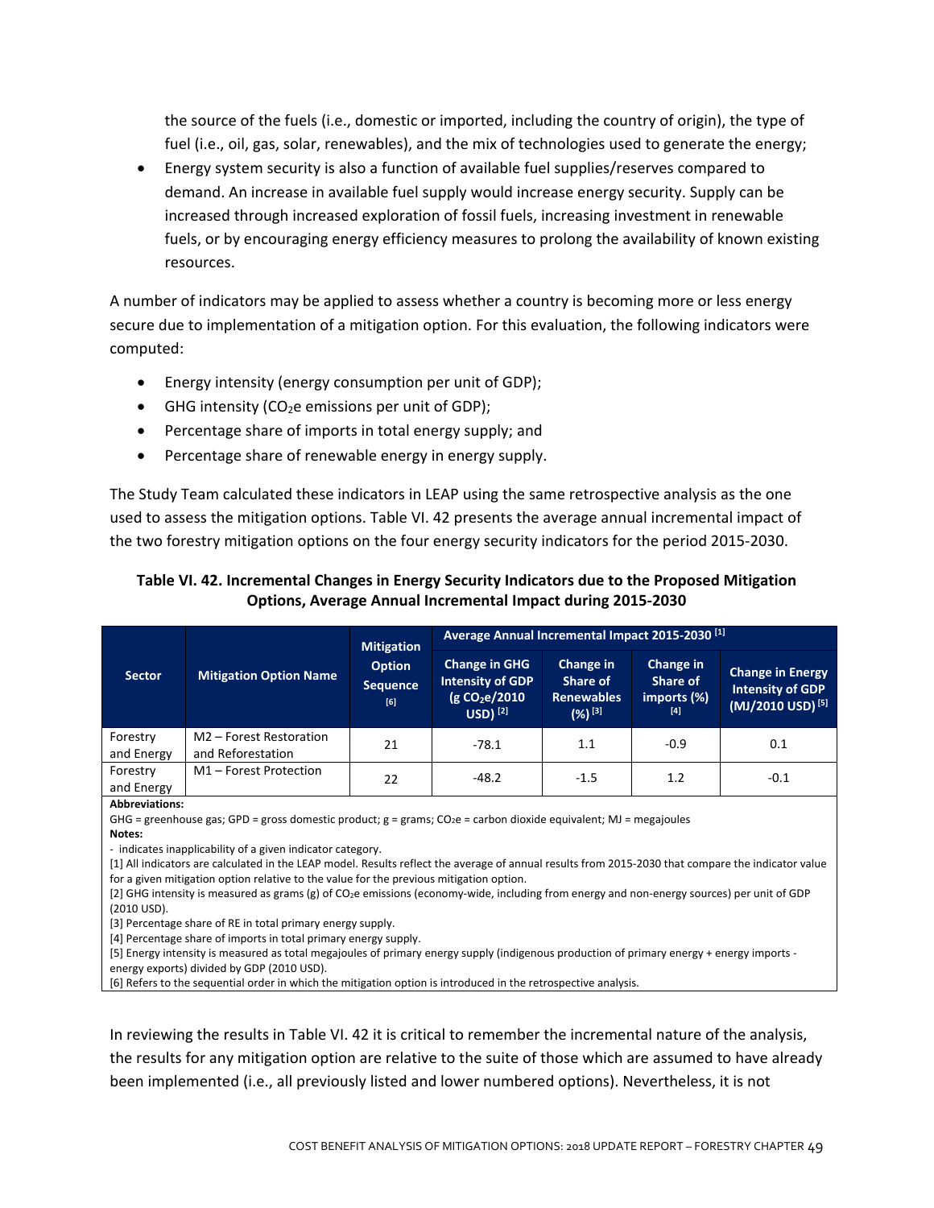the source of the fuels (i.e., domestic or imported, including the country of origin), the type of fuel (i.e., oil, gas, solar, renewables), and the mix of technologies used to generate the energy;

- Energy system security is also a function of available fuel supplies/reserves compared to demand. An increase in available fuel supply would increase energy security. Supply can be increased through increased exploration of fossil fuels, increasing investment in renewable fuels, or by encouraging energy efficiency measures to prolong the availability of known existing resources.

A number of indicators may be applied to assess whether a country is becoming more or less energy secure due to implementation of a mitigation option. For this evaluation, the following indicators were computed:

- Energy intensity (energy consumption per unit of GDP);
- GHG intensity ($CO_2e$ emissions per unit of GDP);
- Percentage share of imports in total energy supply; and
- Percentage share of renewable energy in energy supply.

The Study Team calculated these indicators in LEAP using the same retrospective analysis as the one used to assess the mitigation options. Table VI. 42 presents the average annual incremental impact of the two forestry mitigation options on the four energy security indicators for the period 2015-2030.

**Table VI. 42. Incremental Changes in Energy Security Indicators due to the Proposed Mitigation Options, Average Annual Incremental Impact during 2015-2030**

| Sector | Mitigation Option Name | Mitigation Option Sequence [6] | Average Annual Incremental Impact 2015-2030 [1] | | | |
|---|---|---|---|---|---|---|
| | | | Change in GHG Intensity of GDP (g $CO_2e$/2010 USD) [2] | Change in Share of Renewables (%) [3] | Change in Share of imports (%) [4] | Change in Energy Intensity of GDP (MJ/2010 USD) [5] |
| Forestry and Energy | M2 – Forest Restoration and Reforestation | 21 | -78.1 | 1.1 | -0.9 | 0.1 |
| Forestry and Energy | M1 – Forest Protection | 22 | -48.2 | -1.5 | 1.2 | -0.1 |

**Abbreviations:**

GHG = greenhouse gas; GPD = gross domestic product; g = grams; $CO_2e$ = carbon dioxide equivalent; MJ = megajoules

**Notes:**

- indicates inapplicability of a given indicator category.

[1] All indicators are calculated in the LEAP model. Results reflect the average of annual results from 2015-2030 that compare the indicator value for a given mitigation option relative to the value for the previous mitigation option.

[2] GHG intensity is measured as grams (g) of $CO_2e$ emissions (economy-wide, including from energy and non-energy sources) per unit of GDP (2010 USD).

[3] Percentage share of RE in total primary energy supply.

[4] Percentage share of imports in total primary energy supply.

[5] Energy intensity is measured as total megajoules of primary energy supply (indigenous production of primary energy + energy imports - energy exports) divided by GDP (2010 USD).

[6] Refers to the sequential order in which the mitigation option is introduced in the retrospective analysis.

In reviewing the results in Table VI. 42 it is critical to remember the incremental nature of the analysis, the results for any mitigation option are relative to the suite of those which are assumed to have already been implemented (i.e., all previously listed and lower numbered options). Nevertheless, it is not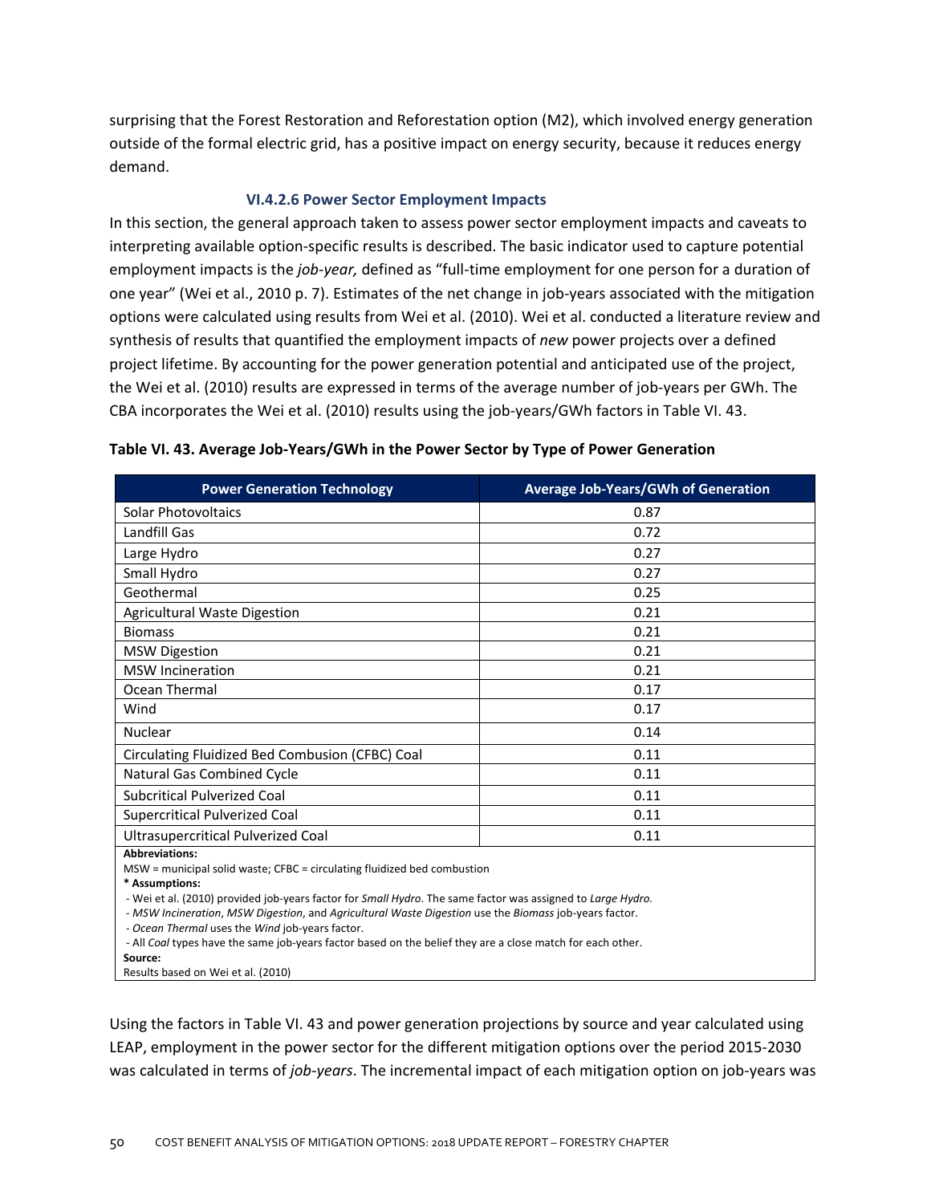surprising that the Forest Restoration and Reforestation option (M2), which involved energy generation outside of the formal electric grid, has a positive impact on energy security, because it reduces energy demand.

#### VI.4.2.6 Power Sector Employment Impacts

In this section, the general approach taken to assess power sector employment impacts and caveats to interpreting available option-specific results is described. The basic indicator used to capture potential employment impacts is the *job-year,* defined as "full-time employment for one person for a duration of one year" (Wei et al., 2010 p. 7). Estimates of the net change in job-years associated with the mitigation options were calculated using results from Wei et al. (2010). Wei et al. conducted a literature review and synthesis of results that quantified the employment impacts of *new* power projects over a defined project lifetime. By accounting for the power generation potential and anticipated use of the project, the Wei et al. (2010) results are expressed in terms of the average number of job-years per GWh. The CBA incorporates the Wei et al. (2010) results using the job-years/GWh factors in Table VI. 43.

**Table VI. 43. Average Job-Years/GWh in the Power Sector by Type of Power Generation**

| Power Generation Technology | Average Job-Years/GWh of Generation |
|---|---|
| Solar Photovoltaics | 0.87 |
| Landfill Gas | 0.72 |
| Large Hydro | 0.27 |
| Small Hydro | 0.27 |
| Geothermal | 0.25 |
| Agricultural Waste Digestion | 0.21 |
| Biomass | 0.21 |
| MSW Digestion | 0.21 |
| MSW Incineration | 0.21 |
| Ocean Thermal | 0.17 |
| Wind | 0.17 |
| Nuclear | 0.14 |
| Circulating Fluidized Bed Combustion (CFBC) Coal | 0.11 |
| Natural Gas Combined Cycle | 0.11 |
| Subcritical Pulverized Coal | 0.11 |
| Supercritical Pulverized Coal | 0.11 |
| Ultrasupercritical Pulverized Coal | 0.11 |

**Abbreviations:**
MSW = municipal solid waste; CFBC = circulating fluidized bed combustion
**\* Assumptions:**
- Wei et al. (2010) provided job-years factor for *Small Hydro*. The same factor was assigned to *Large Hydro.*
- *MSW Incineration*, *MSW Digestion*, and *Agricultural Waste Digestion* use the *Biomass* job-years factor.
- *Ocean Thermal* uses the *Wind* job-years factor.
- All *Coal* types have the same job-years factor based on the belief they are a close match for each other.

**Source:**
Results based on Wei et al. (2010)

Using the factors in Table VI. 43 and power generation projections by source and year calculated using LEAP, employment in the power sector for the different mitigation options over the period 2015-2030 was calculated in terms of *job-years*. The incremental impact of each mitigation option on job-years was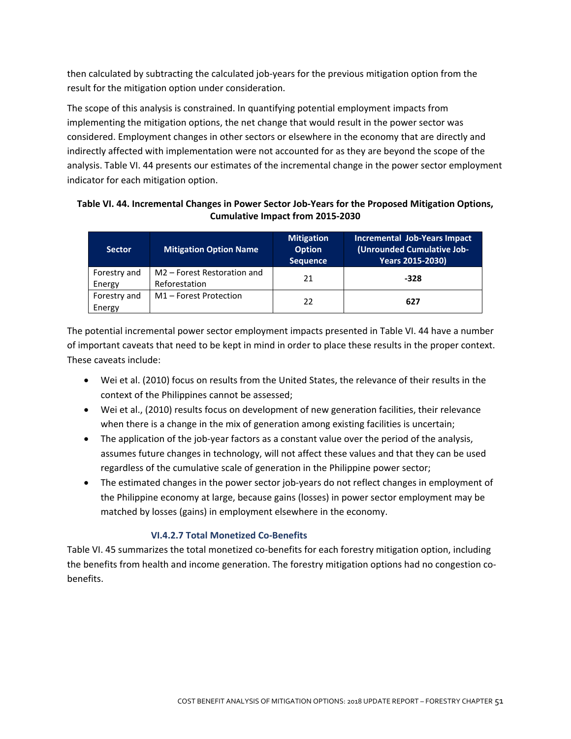then calculated by subtracting the calculated job-years for the previous mitigation option from the result for the mitigation option under consideration.

The scope of this analysis is constrained. In quantifying potential employment impacts from implementing the mitigation options, the net change that would result in the power sector was considered. Employment changes in other sectors or elsewhere in the economy that are directly and indirectly affected with implementation were not accounted for as they are beyond the scope of the analysis. Table VI. 44 presents our estimates of the incremental change in the power sector employment indicator for each mitigation option.

**Table VI. 44. Incremental Changes in Power Sector Job-Years for the Proposed Mitigation Options, Cumulative Impact from 2015-2030**

| Sector | Mitigation Option Name | Mitigation Option Sequence | Incremental Job-Years Impact (Unrounded Cumulative Job-Years 2015-2030) |
|---|---|---|---|
| Forestry and Energy | M2 – Forest Restoration and Reforestation | 21 | **-328** |
| Forestry and Energy | M1 – Forest Protection | 22 | **627** |

The potential incremental power sector employment impacts presented in Table VI. 44 have a number of important caveats that need to be kept in mind in order to place these results in the proper context. These caveats include:

- Wei et al. (2010) focus on results from the United States, the relevance of their results in the context of the Philippines cannot be assessed;
- Wei et al., (2010) results focus on development of new generation facilities, their relevance when there is a change in the mix of generation among existing facilities is uncertain;
- The application of the job-year factors as a constant value over the period of the analysis, assumes future changes in technology, will not affect these values and that they can be used regardless of the cumulative scale of generation in the Philippine power sector;
- The estimated changes in the power sector job-years do not reflect changes in employment of the Philippine economy at large, because gains (losses) in power sector employment may be matched by losses (gains) in employment elsewhere in the economy.

#### VI.4.2.7 Total Monetized Co-Benefits

Table VI. 45 summarizes the total monetized co-benefits for each forestry mitigation option, including the benefits from health and income generation. The forestry mitigation options had no congestion co-benefits.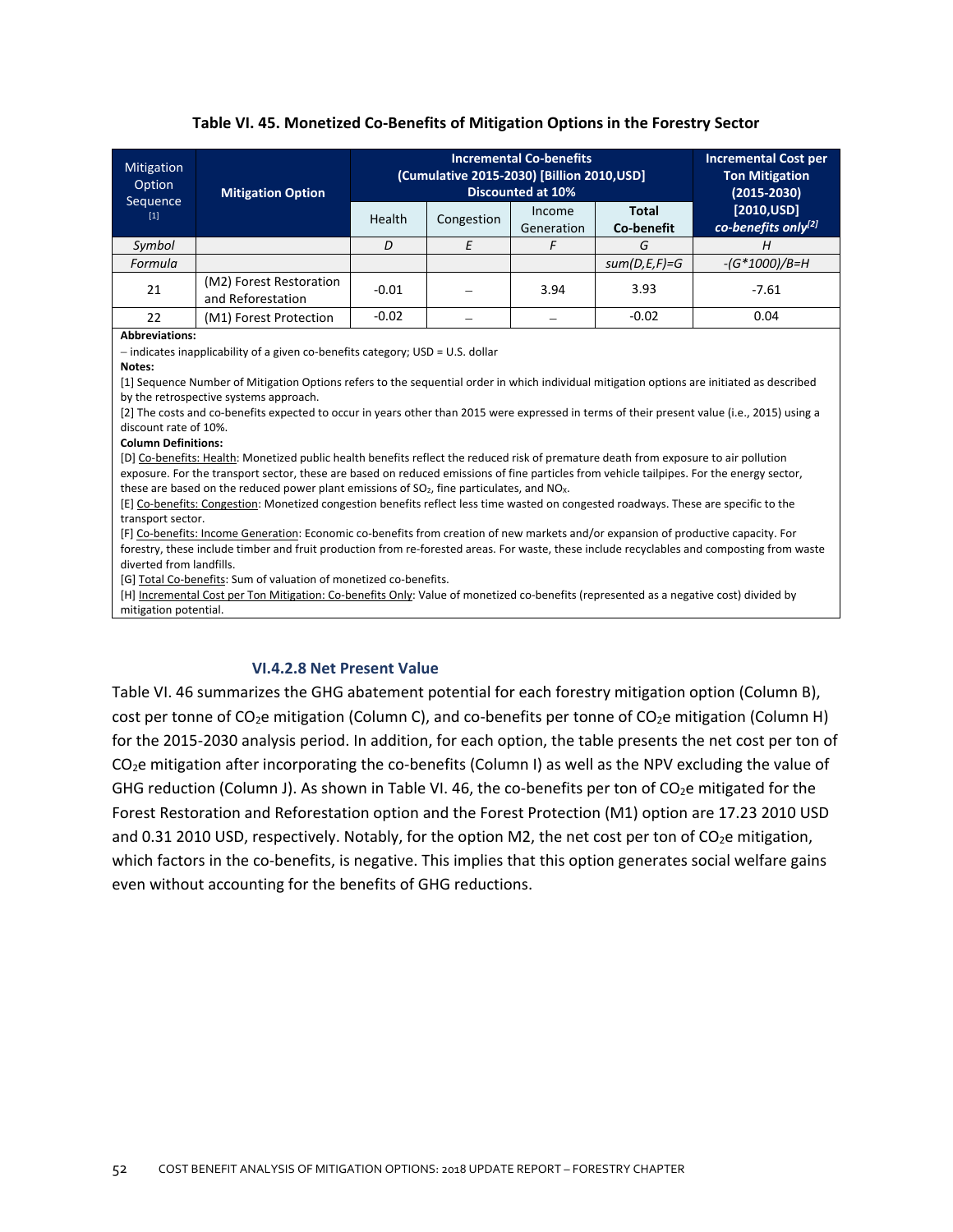**Table VI. 45. Monetized Co-Benefits of Mitigation Options in the Forestry Sector**

| Mitigation Option Sequence [1] | Mitigation Option | Incremental Co-benefits (Cumulative 2015-2030) [Billion 2010,USD] Discounted at 10% | | | | Incremental Cost per Ton Mitigation (2015-2030) [2010,USD] *co-benefits only*[2] |
|---|---|---|---|---|---|---|
| | | Health | Congestion | Income Generation | **Total Co-benefit** | |
| *Symbol* | | *D* | *E* | *F* | *G* | *H* |
| *Formula* | | | | | *sum(D,E,F)=G* | *-(G\*1000)/B=H* |
| 21 | (M2) Forest Restoration and Reforestation | -0.01 | – | 3.94 | 3.93 | -7.61 |
| 22 | (M1) Forest Protection | -0.02 | – | – | -0.02 | 0.04 |

**Abbreviations:**

– indicates inapplicability of a given co-benefits category; USD = U.S. dollar

**Notes:**

[1] Sequence Number of Mitigation Options refers to the sequential order in which individual mitigation options are initiated as described by the retrospective systems approach.

[2] The costs and co-benefits expected to occur in years other than 2015 were expressed in terms of their present value (i.e., 2015) using a discount rate of 10%.

**Column Definitions:**

[D] Co-benefits: Health: Monetized public health benefits reflect the reduced risk of premature death from exposure to air pollution exposure. For the transport sector, these are based on reduced emissions of fine particles from vehicle tailpipes. For the energy sector, these are based on the reduced power plant emissions of $SO_2$, fine particulates, and $NO_X$.

[E] Co-benefits: Congestion: Monetized congestion benefits reflect less time wasted on congested roadways. These are specific to the transport sector.

[F] Co-benefits: Income Generation: Economic co-benefits from creation of new markets and/or expansion of productive capacity. For forestry, these include timber and fruit production from re-forested areas. For waste, these include recyclables and composting from waste diverted from landfills.

[G] Total Co-benefits: Sum of valuation of monetized co-benefits.

[H] Incremental Cost per Ton Mitigation: Co-benefits Only: Value of monetized co-benefits (represented as a negative cost) divided by mitigation potential.

#### VI.4.2.8 Net Present Value

Table VI. 46 summarizes the GHG abatement potential for each forestry mitigation option (Column B), cost per tonne of $CO_2e$ mitigation (Column C), and co-benefits per tonne of $CO_2e$ mitigation (Column H) for the 2015-2030 analysis period. In addition, for each option, the table presents the net cost per ton of $CO_2e$ mitigation after incorporating the co-benefits (Column I) as well as the NPV excluding the value of GHG reduction (Column J). As shown in Table VI. 46, the co-benefits per ton of $CO_2e$ mitigated for the Forest Restoration and Reforestation option and the Forest Protection (M1) option are 17.23 2010 USD and 0.31 2010 USD, respectively. Notably, for the option M2, the net cost per ton of $CO_2e$ mitigation, which factors in the co-benefits, is negative. This implies that this option generates social welfare gains even without accounting for the benefits of GHG reductions.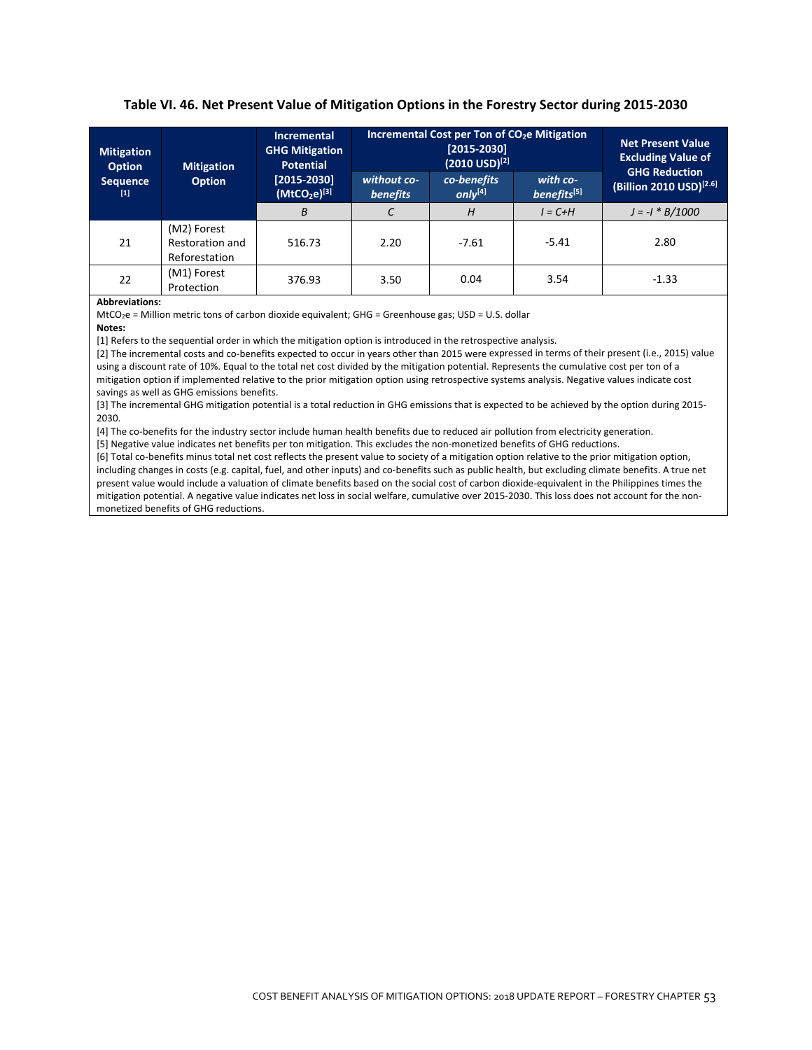**Table VI. 46. Net Present Value of Mitigation Options in the Forestry Sector during 2015-2030**

| Mitigation Option Sequence [1] | Mitigation Option | Incremental GHG Mitigation Potential [2015-2030] ($MtCO_2e$)[3] | Incremental Cost per Ton of $CO_2e$ Mitigation [2015-2030] (2010 USD)[2] | | | Net Present Value Excluding Value of GHG Reduction (Billion 2010 USD)[2,6] |
|---|---|---|---|---|---|---|
| | | | *without co-benefits* | *co-benefits only*[4] | *with co-benefits*[5] | |
| | | *B* | *C* | *H* | *I = C+H* | *J = -I * B/1000* |
| 21 | (M2) Forest Restoration and Reforestation | 516.73 | 2.20 | -7.61 | -5.41 | 2.80 |
| 22 | (M1) Forest Protection | 376.93 | 3.50 | 0.04 | 3.54 | -1.33 |

**Abbreviations:**

$MtCO_2e$ = Million metric tons of carbon dioxide equivalent; GHG = Greenhouse gas; USD = U.S. dollar

**Notes:**

[1] Refers to the sequential order in which the mitigation option is introduced in the retrospective analysis.

[2] The incremental costs and co-benefits expected to occur in years other than 2015 were expressed in terms of their present (i.e., 2015) value using a discount rate of 10%. Equal to the total net cost divided by the mitigation potential. Represents the cumulative cost per ton of a mitigation option if implemented relative to the prior mitigation option using retrospective systems analysis. Negative values indicate cost savings as well as GHG emissions benefits.

[3] The incremental GHG mitigation potential is a total reduction in GHG emissions that is expected to be achieved by the option during 2015-2030.

[4] The co-benefits for the industry sector include human health benefits due to reduced air pollution from electricity generation.

[5] Negative value indicates net benefits per ton mitigation. This excludes the non-monetized benefits of GHG reductions.

[6] Total co-benefits minus total net cost reflects the present value to society of a mitigation option relative to the prior mitigation option, including changes in costs (e.g. capital, fuel, and other inputs) and co-benefits such as public health, but excluding climate benefits. A true net present value would include a valuation of climate benefits based on the social cost of carbon dioxide-equivalent in the Philippines times the mitigation potential. A negative value indicates net loss in social welfare, cumulative over 2015-2030. This loss does not account for the non-monetized benefits of GHG reductions.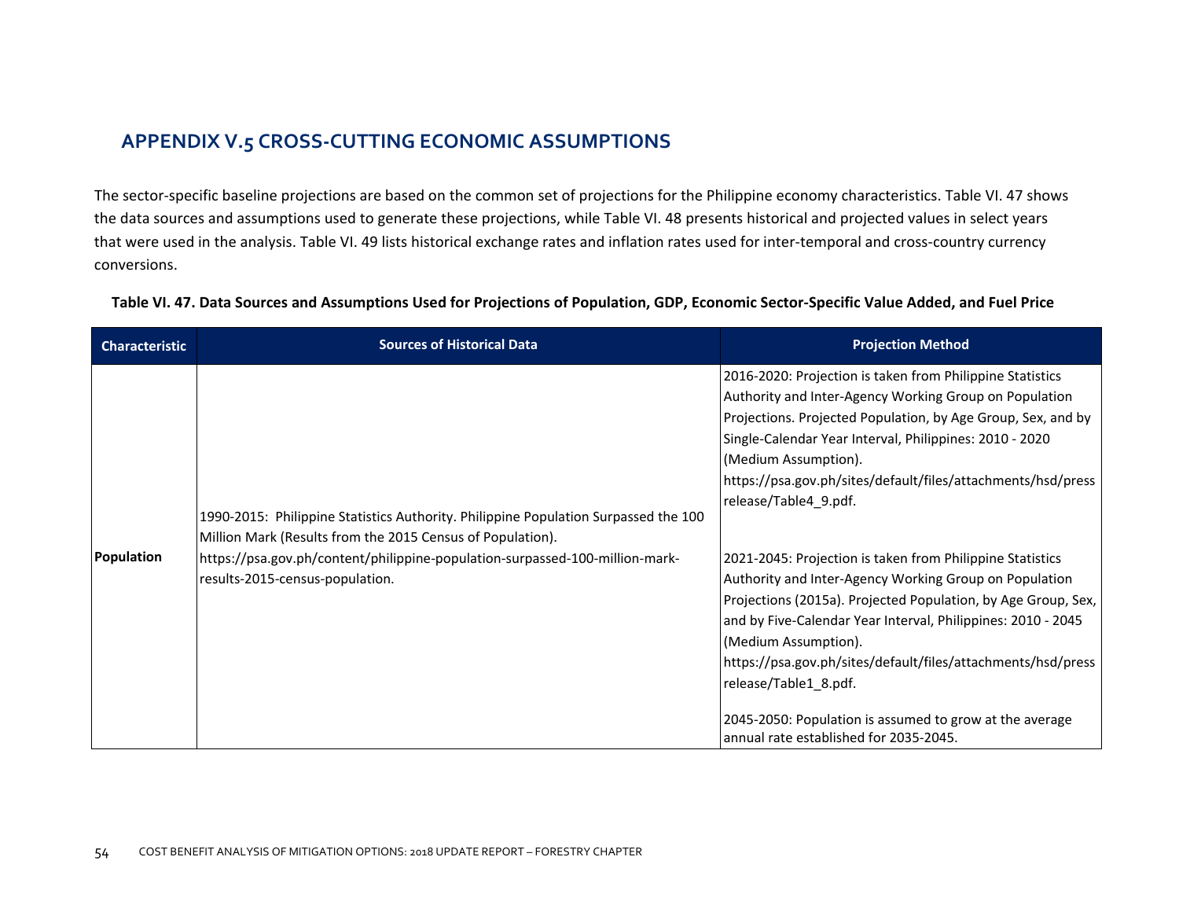## APPENDIX V.5 CROSS-CUTTING ECONOMIC ASSUMPTIONS

The sector-specific baseline projections are based on the common set of projections for the Philippine economy characteristics. Table VI. 47 shows the data sources and assumptions used to generate these projections, while Table VI. 48 presents historical and projected values in select years that were used in the analysis. Table VI. 49 lists historical exchange rates and inflation rates used for inter-temporal and cross-country currency conversions.

**Table VI. 47. Data Sources and Assumptions Used for Projections of Population, GDP, Economic Sector-Specific Value Added, and Fuel Price**

| Characteristic | Sources of Historical Data | Projection Method |
|---|---|---|
| **Population** | 1990-2015: Philippine Statistics Authority. Philippine Population Surpassed the 100 Million Mark (Results from the 2015 Census of Population). https://psa.gov.ph/content/philippine-population-surpassed-100-million-mark-results-2015-census-population. | 2016-2020: Projection is taken from Philippine Statistics Authority and Inter-Agency Working Group on Population Projections. Projected Population, by Age Group, Sex, and by Single-Calendar Year Interval, Philippines: 2010 - 2020 (Medium Assumption). https://psa.gov.ph/sites/default/files/attachments/hsd/pressrelease/Table4_9.pdf.<br><br>2021-2045: Projection is taken from Philippine Statistics Authority and Inter-Agency Working Group on Population Projections (2015a). Projected Population, by Age Group, Sex, and by Five-Calendar Year Interval, Philippines: 2010 - 2045 (Medium Assumption). https://psa.gov.ph/sites/default/files/attachments/hsd/pressrelease/Table1_8.pdf.<br><br>2045-2050: Population is assumed to grow at the average annual rate established for 2035-2045. |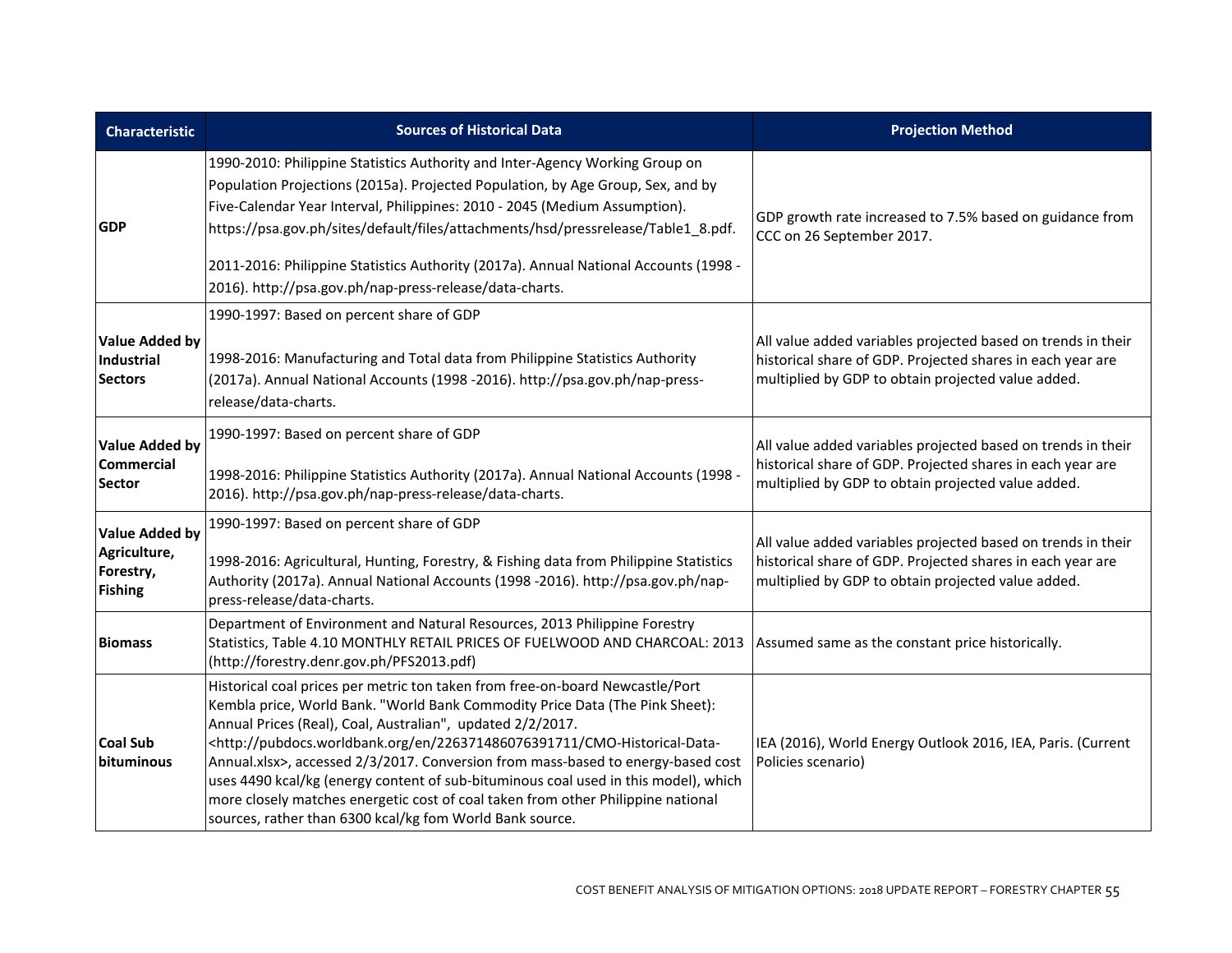| Characteristic | Sources of Historical Data | Projection Method |
|---|---|---|
| **GDP** | 1990-2010: Philippine Statistics Authority and Inter-Agency Working Group on Population Projections (2015a). Projected Population, by Age Group, Sex, and by Five-Calendar Year Interval, Philippines: 2010 - 2045 (Medium Assumption). https://psa.gov.ph/sites/default/files/attachments/hsd/pressrelease/Table1_8.pdf.<br><br>2011-2016: Philippine Statistics Authority (2017a). Annual National Accounts (1998 - 2016). http://psa.gov.ph/nap-press-release/data-charts. | GDP growth rate increased to 7.5% based on guidance from CCC on 26 September 2017. |
| **Value Added by Industrial Sectors** | 1990-1997: Based on percent share of GDP<br><br>1998-2016: Manufacturing and Total data from Philippine Statistics Authority (2017a). Annual National Accounts (1998 -2016). http://psa.gov.ph/nap-press-release/data-charts. | All value added variables projected based on trends in their historical share of GDP. Projected shares in each year are multiplied by GDP to obtain projected value added. |
| **Value Added by Commercial Sector** | 1990-1997: Based on percent share of GDP<br><br>1998-2016: Philippine Statistics Authority (2017a). Annual National Accounts (1998 - 2016). http://psa.gov.ph/nap-press-release/data-charts. | All value added variables projected based on trends in their historical share of GDP. Projected shares in each year are multiplied by GDP to obtain projected value added. |
| **Value Added by Agriculture, Forestry, Fishing** | 1990-1997: Based on percent share of GDP<br><br>1998-2016: Agricultural, Hunting, Forestry, & Fishing data from Philippine Statistics Authority (2017a). Annual National Accounts (1998 -2016). http://psa.gov.ph/nap-press-release/data-charts. | All value added variables projected based on trends in their historical share of GDP. Projected shares in each year are multiplied by GDP to obtain projected value added. |
| **Biomass** | Department of Environment and Natural Resources, 2013 Philippine Forestry Statistics, Table 4.10 MONTHLY RETAIL PRICES OF FUELWOOD AND CHARCOAL: 2013 (http://forestry.denr.gov.ph/PFS2013.pdf) | Assumed same as the constant price historically. |
| **Coal Sub bituminous** | Historical coal prices per metric ton taken from free-on-board Newcastle/Port Kembla price, World Bank. "World Bank Commodity Price Data (The Pink Sheet): Annual Prices (Real), Coal, Australian", updated 2/2/2017. <http://pubdocs.worldbank.org/en/226371486076391711/CMO-Historical-Data-Annual.xlsx>, accessed 2/3/2017. Conversion from mass-based to energy-based cost uses 4490 kcal/kg (energy content of sub-bituminous coal used in this model), which more closely matches energetic cost of coal taken from other Philippine national sources, rather than 6300 kcal/kg fom World Bank source. | IEA (2016), World Energy Outlook 2016, IEA, Paris. (Current Policies scenario) |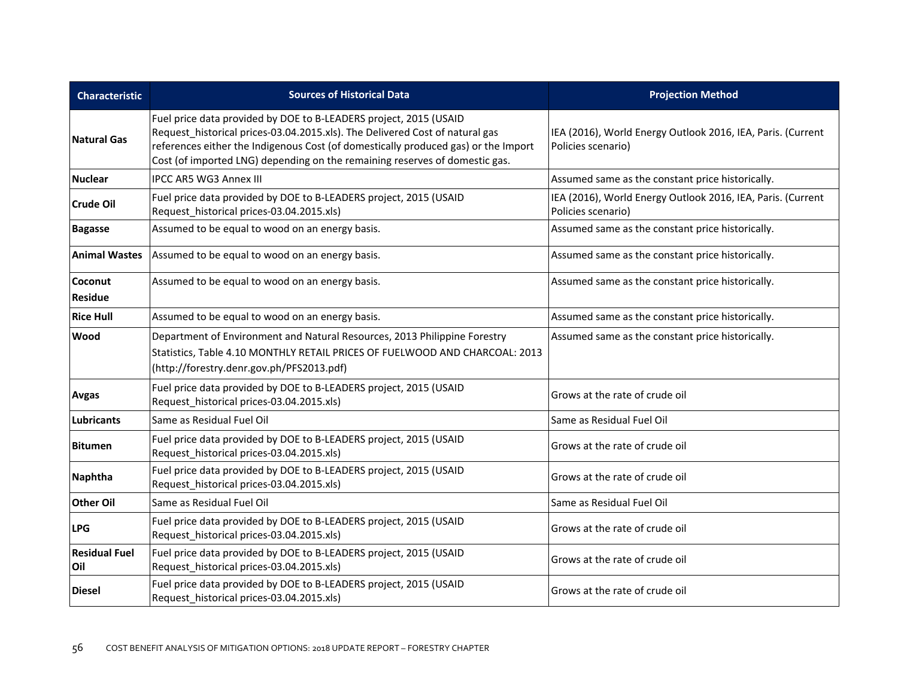| Characteristic | Sources of Historical Data | Projection Method |
| --- | --- | --- |
| **Natural Gas** | Fuel price data provided by DOE to B-LEADERS project, 2015 (USAID Request_historical prices-03.04.2015.xls). The Delivered Cost of natural gas references either the Indigenous Cost (of domestically produced gas) or the Import Cost (of imported LNG) depending on the remaining reserves of domestic gas. | IEA (2016), World Energy Outlook 2016, IEA, Paris. (Current Policies scenario) |
| **Nuclear** | IPCC AR5 WG3 Annex III | Assumed same as the constant price historically. |
| **Crude Oil** | Fuel price data provided by DOE to B-LEADERS project, 2015 (USAID Request_historical prices-03.04.2015.xls) | IEA (2016), World Energy Outlook 2016, IEA, Paris. (Current Policies scenario) |
| **Bagasse** | Assumed to be equal to wood on an energy basis. | Assumed same as the constant price historically. |
| **Animal Wastes** | Assumed to be equal to wood on an energy basis. | Assumed same as the constant price historically. |
| **Coconut Residue** | Assumed to be equal to wood on an energy basis. | Assumed same as the constant price historically. |
| **Rice Hull** | Assumed to be equal to wood on an energy basis. | Assumed same as the constant price historically. |
| **Wood** | Department of Environment and Natural Resources, 2013 Philippine Forestry Statistics, Table 4.10 MONTHLY RETAIL PRICES OF FUELWOOD AND CHARCOAL: 2013 (http://forestry.denr.gov.ph/PFS2013.pdf) | Assumed same as the constant price historically. |
| **Avgas** | Fuel price data provided by DOE to B-LEADERS project, 2015 (USAID Request_historical prices-03.04.2015.xls) | Grows at the rate of crude oil |
| **Lubricants** | Same as Residual Fuel Oil | Same as Residual Fuel Oil |
| **Bitumen** | Fuel price data provided by DOE to B-LEADERS project, 2015 (USAID Request_historical prices-03.04.2015.xls) | Grows at the rate of crude oil |
| **Naphtha** | Fuel price data provided by DOE to B-LEADERS project, 2015 (USAID Request_historical prices-03.04.2015.xls) | Grows at the rate of crude oil |
| **Other Oil** | Same as Residual Fuel Oil | Same as Residual Fuel Oil |
| **LPG** | Fuel price data provided by DOE to B-LEADERS project, 2015 (USAID Request_historical prices-03.04.2015.xls) | Grows at the rate of crude oil |
| **Residual Fuel Oil** | Fuel price data provided by DOE to B-LEADERS project, 2015 (USAID Request_historical prices-03.04.2015.xls) | Grows at the rate of crude oil |
| **Diesel** | Fuel price data provided by DOE to B-LEADERS project, 2015 (USAID Request_historical prices-03.04.2015.xls) | Grows at the rate of crude oil |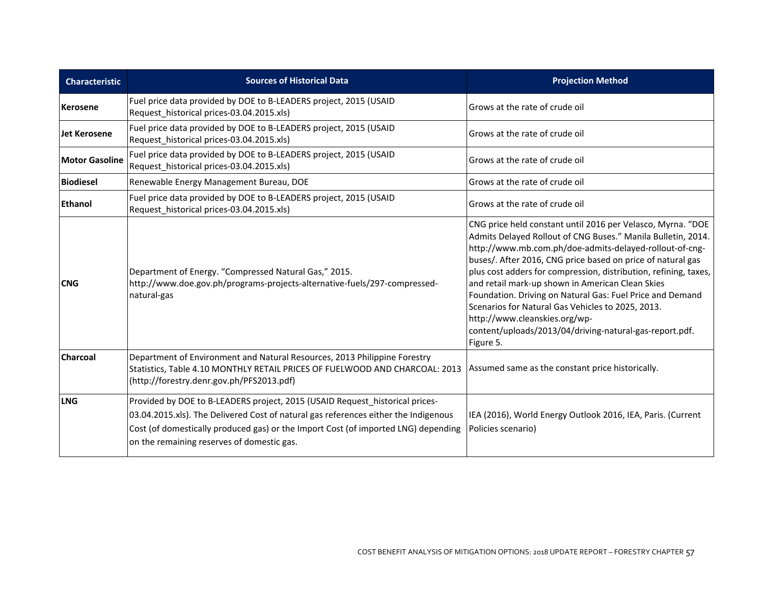| Characteristic | Sources of Historical Data | Projection Method |
| --- | --- | --- |
| **Kerosene** | Fuel price data provided by DOE to B-LEADERS project, 2015 (USAID Request_historical prices-03.04.2015.xls) | Grows at the rate of crude oil |
| **Jet Kerosene** | Fuel price data provided by DOE to B-LEADERS project, 2015 (USAID Request_historical prices-03.04.2015.xls) | Grows at the rate of crude oil |
| **Motor Gasoline** | Fuel price data provided by DOE to B-LEADERS project, 2015 (USAID Request_historical prices-03.04.2015.xls) | Grows at the rate of crude oil |
| **Biodiesel** | Renewable Energy Management Bureau, DOE | Grows at the rate of crude oil |
| **Ethanol** | Fuel price data provided by DOE to B-LEADERS project, 2015 (USAID Request_historical prices-03.04.2015.xls) | Grows at the rate of crude oil |
| **CNG** | Department of Energy. "Compressed Natural Gas," 2015. http://www.doe.gov.ph/programs-projects-alternative-fuels/297-compressed-natural-gas | CNG price held constant until 2016 per Velasco, Myrna. "DOE Admits Delayed Rollout of CNG Buses." Manila Bulletin, 2014. http://www.mb.com.ph/doe-admits-delayed-rollout-of-cng-buses/. After 2016, CNG price based on price of natural gas plus cost adders for compression, distribution, refining, taxes, and retail mark-up shown in American Clean Skies Foundation. Driving on Natural Gas: Fuel Price and Demand Scenarios for Natural Gas Vehicles to 2025, 2013. http://www.cleanskies.org/wp-content/uploads/2013/04/driving-natural-gas-report.pdf. Figure 5. |
| **Charcoal** | Department of Environment and Natural Resources, 2013 Philippine Forestry Statistics, Table 4.10 MONTHLY RETAIL PRICES OF FUELWOOD AND CHARCOAL: 2013 (http://forestry.denr.gov.ph/PFS2013.pdf) | Assumed same as the constant price historically. |
| **LNG** | Provided by DOE to B-LEADERS project, 2015 (USAID Request_historical prices-03.04.2015.xls). The Delivered Cost of natural gas references either the Indigenous Cost (of domestically produced gas) or the Import Cost (of imported LNG) depending on the remaining reserves of domestic gas. | IEA (2016), World Energy Outlook 2016, IEA, Paris. (Current Policies scenario) |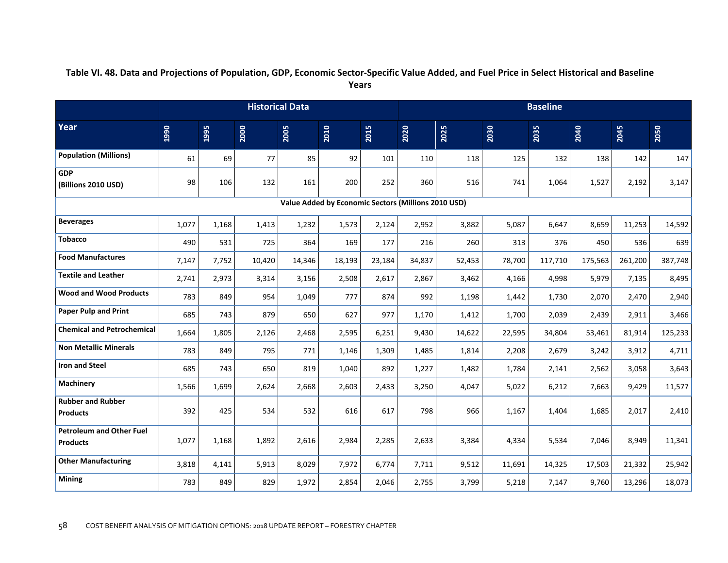**Table VI. 48. Data and Projections of Population, GDP, Economic Sector-Specific Value Added, and Fuel Price in Select Historical and Baseline Years**

| | Historical Data | | | | | | Baseline | | | | | | |
|---|---|---|---|---|---|---|---|---|---|---|---|---|---|
| **Year** | **1990** | **1995** | **2000** | **2005** | **2010** | **2015** | **2020** | **2025** | **2030** | **2035** | **2040** | **2045** | **2050** |
| **Population (Millions)** | 61 | 69 | 77 | 85 | 92 | 101 | 110 | 118 | 125 | 132 | 138 | 142 | 147 |
| **GDP (Billions 2010 USD)** | 98 | 106 | 132 | 161 | 200 | 252 | 360 | 516 | 741 | 1,064 | 1,527 | 2,192 | 3,147 |
| **Value Added by Economic Sectors (Millions 2010 USD)** | | | | | | | | | | | | | |
| **Beverages** | 1,077 | 1,168 | 1,413 | 1,232 | 1,573 | 2,124 | 2,952 | 3,882 | 5,087 | 6,647 | 8,659 | 11,253 | 14,592 |
| **Tobacco** | 490 | 531 | 725 | 364 | 169 | 177 | 216 | 260 | 313 | 376 | 450 | 536 | 639 |
| **Food Manufactures** | 7,147 | 7,752 | 10,420 | 14,346 | 18,193 | 23,184 | 34,837 | 52,453 | 78,700 | 117,710 | 175,563 | 261,200 | 387,748 |
| **Textile and Leather** | 2,741 | 2,973 | 3,314 | 3,156 | 2,508 | 2,617 | 2,867 | 3,462 | 4,166 | 4,998 | 5,979 | 7,135 | 8,495 |
| **Wood and Wood Products** | 783 | 849 | 954 | 1,049 | 777 | 874 | 992 | 1,198 | 1,442 | 1,730 | 2,070 | 2,470 | 2,940 |
| **Paper Pulp and Print** | 685 | 743 | 879 | 650 | 627 | 977 | 1,170 | 1,412 | 1,700 | 2,039 | 2,439 | 2,911 | 3,466 |
| **Chemical and Petrochemical** | 1,664 | 1,805 | 2,126 | 2,468 | 2,595 | 6,251 | 9,430 | 14,622 | 22,595 | 34,804 | 53,461 | 81,914 | 125,233 |
| **Non Metallic Minerals** | 783 | 849 | 795 | 771 | 1,146 | 1,309 | 1,485 | 1,814 | 2,208 | 2,679 | 3,242 | 3,912 | 4,711 |
| **Iron and Steel** | 685 | 743 | 650 | 819 | 1,040 | 892 | 1,227 | 1,482 | 1,784 | 2,141 | 2,562 | 3,058 | 3,643 |
| **Machinery** | 1,566 | 1,699 | 2,624 | 2,668 | 2,603 | 2,433 | 3,250 | 4,047 | 5,022 | 6,212 | 7,663 | 9,429 | 11,577 |
| **Rubber and Rubber Products** | 392 | 425 | 534 | 532 | 616 | 617 | 798 | 966 | 1,167 | 1,404 | 1,685 | 2,017 | 2,410 |
| **Petroleum and Other Fuel Products** | 1,077 | 1,168 | 1,892 | 2,616 | 2,984 | 2,285 | 2,633 | 3,384 | 4,334 | 5,534 | 7,046 | 8,949 | 11,341 |
| **Other Manufacturing** | 3,818 | 4,141 | 5,913 | 8,029 | 7,972 | 6,774 | 7,711 | 9,512 | 11,691 | 14,325 | 17,503 | 21,332 | 25,942 |
| **Mining** | 783 | 849 | 829 | 1,972 | 2,854 | 2,046 | 2,755 | 3,799 | 5,218 | 7,147 | 9,760 | 13,296 | 18,073 |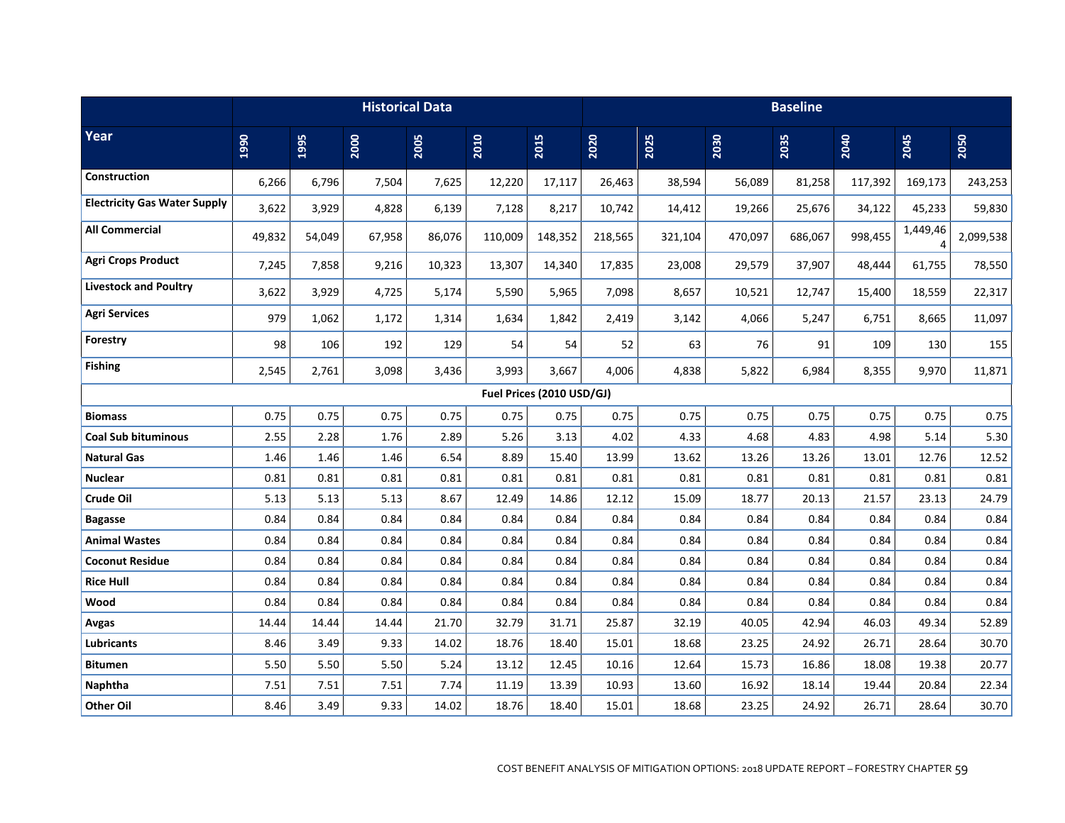| | Historical Data | | | | | | Baseline | | | | | | |
|---|---|---|---|---|---|---|---|---|---|---|---|---|---|
| **Year** | 1990 | 1995 | 2000 | 2005 | 2010 | 2015 | 2020 | 2025 | 2030 | 2035 | 2040 | 2045 | 2050 |
| **Construction** | 6,266 | 6,796 | 7,504 | 7,625 | 12,220 | 17,117 | 26,463 | 38,594 | 56,089 | 81,258 | 117,392 | 169,173 | 243,253 |
| **Electricity Gas Water Supply** | 3,622 | 3,929 | 4,828 | 6,139 | 7,128 | 8,217 | 10,742 | 14,412 | 19,266 | 25,676 | 34,122 | 45,233 | 59,830 |
| **All Commercial** | 49,832 | 54,049 | 67,958 | 86,076 | 110,009 | 148,352 | 218,565 | 321,104 | 470,097 | 686,067 | 998,455 | 1,449,464 | 2,099,538 |
| **Agri Crops Product** | 7,245 | 7,858 | 9,216 | 10,323 | 13,307 | 14,340 | 17,835 | 23,008 | 29,579 | 37,907 | 48,444 | 61,755 | 78,550 |
| **Livestock and Poultry** | 3,622 | 3,929 | 4,725 | 5,174 | 5,590 | 5,965 | 7,098 | 8,657 | 10,521 | 12,747 | 15,400 | 18,559 | 22,317 |
| **Agri Services** | 979 | 1,062 | 1,172 | 1,314 | 1,634 | 1,842 | 2,419 | 3,142 | 4,066 | 5,247 | 6,751 | 8,665 | 11,097 |
| **Forestry** | 98 | 106 | 192 | 129 | 54 | 54 | 52 | 63 | 76 | 91 | 109 | 130 | 155 |
| **Fishing** | 2,545 | 2,761 | 3,098 | 3,436 | 3,993 | 3,667 | 4,006 | 4,838 | 5,822 | 6,984 | 8,355 | 9,970 | 11,871 |
| **Fuel Prices (2010 USD/GJ)** | | | | | | | | | | | | | |
| **Biomass** | 0.75 | 0.75 | 0.75 | 0.75 | 0.75 | 0.75 | 0.75 | 0.75 | 0.75 | 0.75 | 0.75 | 0.75 | 0.75 |
| **Coal Sub bituminous** | 2.55 | 2.28 | 1.76 | 2.89 | 5.26 | 3.13 | 4.02 | 4.33 | 4.68 | 4.83 | 4.98 | 5.14 | 5.30 |
| **Natural Gas** | 1.46 | 1.46 | 1.46 | 6.54 | 8.89 | 15.40 | 13.99 | 13.62 | 13.26 | 13.26 | 13.01 | 12.76 | 12.52 |
| **Nuclear** | 0.81 | 0.81 | 0.81 | 0.81 | 0.81 | 0.81 | 0.81 | 0.81 | 0.81 | 0.81 | 0.81 | 0.81 | 0.81 |
| **Crude Oil** | 5.13 | 5.13 | 5.13 | 8.67 | 12.49 | 14.86 | 12.12 | 15.09 | 18.77 | 20.13 | 21.57 | 23.13 | 24.79 |
| **Bagasse** | 0.84 | 0.84 | 0.84 | 0.84 | 0.84 | 0.84 | 0.84 | 0.84 | 0.84 | 0.84 | 0.84 | 0.84 | 0.84 |
| **Animal Wastes** | 0.84 | 0.84 | 0.84 | 0.84 | 0.84 | 0.84 | 0.84 | 0.84 | 0.84 | 0.84 | 0.84 | 0.84 | 0.84 |
| **Coconut Residue** | 0.84 | 0.84 | 0.84 | 0.84 | 0.84 | 0.84 | 0.84 | 0.84 | 0.84 | 0.84 | 0.84 | 0.84 | 0.84 |
| **Rice Hull** | 0.84 | 0.84 | 0.84 | 0.84 | 0.84 | 0.84 | 0.84 | 0.84 | 0.84 | 0.84 | 0.84 | 0.84 | 0.84 |
| **Wood** | 0.84 | 0.84 | 0.84 | 0.84 | 0.84 | 0.84 | 0.84 | 0.84 | 0.84 | 0.84 | 0.84 | 0.84 | 0.84 |
| **Avgas** | 14.44 | 14.44 | 14.44 | 21.70 | 32.79 | 31.71 | 25.87 | 32.19 | 40.05 | 42.94 | 46.03 | 49.34 | 52.89 |
| **Lubricants** | 8.46 | 3.49 | 9.33 | 14.02 | 18.76 | 18.40 | 15.01 | 18.68 | 23.25 | 24.92 | 26.71 | 28.64 | 30.70 |
| **Bitumen** | 5.50 | 5.50 | 5.50 | 5.24 | 13.12 | 12.45 | 10.16 | 12.64 | 15.73 | 16.86 | 18.08 | 19.38 | 20.77 |
| **Naphtha** | 7.51 | 7.51 | 7.51 | 7.74 | 11.19 | 13.39 | 10.93 | 13.60 | 16.92 | 18.14 | 19.44 | 20.84 | 22.34 |
| **Other Oil** | 8.46 | 3.49 | 9.33 | 14.02 | 18.76 | 18.40 | 15.01 | 18.68 | 23.25 | 24.92 | 26.71 | 28.64 | 30.70 |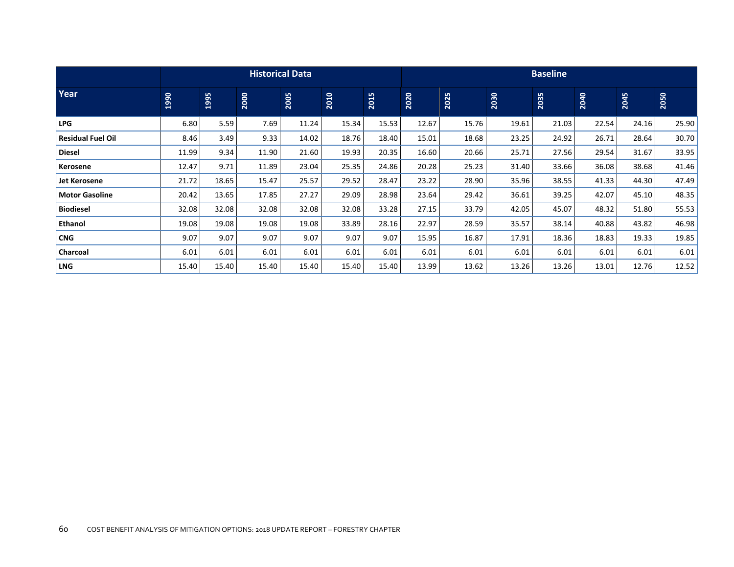| Year | Historical Data | | | | | | Baseline | | | | | | |
|---|---|---|---|---|---|---|---|---|---|---|---|---|---|
| | 1990 | 1995 | 2000 | 2005 | 2010 | 2015 | 2020 | 2025 | 2030 | 2035 | 2040 | 2045 | 2050 |
| **LPG** | 6.80 | 5.59 | 7.69 | 11.24 | 15.34 | 15.53 | 12.67 | 15.76 | 19.61 | 21.03 | 22.54 | 24.16 | 25.90 |
| **Residual Fuel Oil** | 8.46 | 3.49 | 9.33 | 14.02 | 18.76 | 18.40 | 15.01 | 18.68 | 23.25 | 24.92 | 26.71 | 28.64 | 30.70 |
| **Diesel** | 11.99 | 9.34 | 11.90 | 21.60 | 19.93 | 20.35 | 16.60 | 20.66 | 25.71 | 27.56 | 29.54 | 31.67 | 33.95 |
| **Kerosene** | 12.47 | 9.71 | 11.89 | 23.04 | 25.35 | 24.86 | 20.28 | 25.23 | 31.40 | 33.66 | 36.08 | 38.68 | 41.46 |
| **Jet Kerosene** | 21.72 | 18.65 | 15.47 | 25.57 | 29.52 | 28.47 | 23.22 | 28.90 | 35.96 | 38.55 | 41.33 | 44.30 | 47.49 |
| **Motor Gasoline** | 20.42 | 13.65 | 17.85 | 27.27 | 29.09 | 28.98 | 23.64 | 29.42 | 36.61 | 39.25 | 42.07 | 45.10 | 48.35 |
| **Biodiesel** | 32.08 | 32.08 | 32.08 | 32.08 | 32.08 | 33.28 | 27.15 | 33.79 | 42.05 | 45.07 | 48.32 | 51.80 | 55.53 |
| **Ethanol** | 19.08 | 19.08 | 19.08 | 19.08 | 33.89 | 28.16 | 22.97 | 28.59 | 35.57 | 38.14 | 40.88 | 43.82 | 46.98 |
| **CNG** | 9.07 | 9.07 | 9.07 | 9.07 | 9.07 | 9.07 | 15.95 | 16.87 | 17.91 | 18.36 | 18.83 | 19.33 | 19.85 |
| **Charcoal** | 6.01 | 6.01 | 6.01 | 6.01 | 6.01 | 6.01 | 6.01 | 6.01 | 6.01 | 6.01 | 6.01 | 6.01 | 6.01 |
| **LNG** | 15.40 | 15.40 | 15.40 | 15.40 | 15.40 | 15.40 | 13.99 | 13.62 | 13.26 | 13.26 | 13.01 | 12.76 | 12.52 |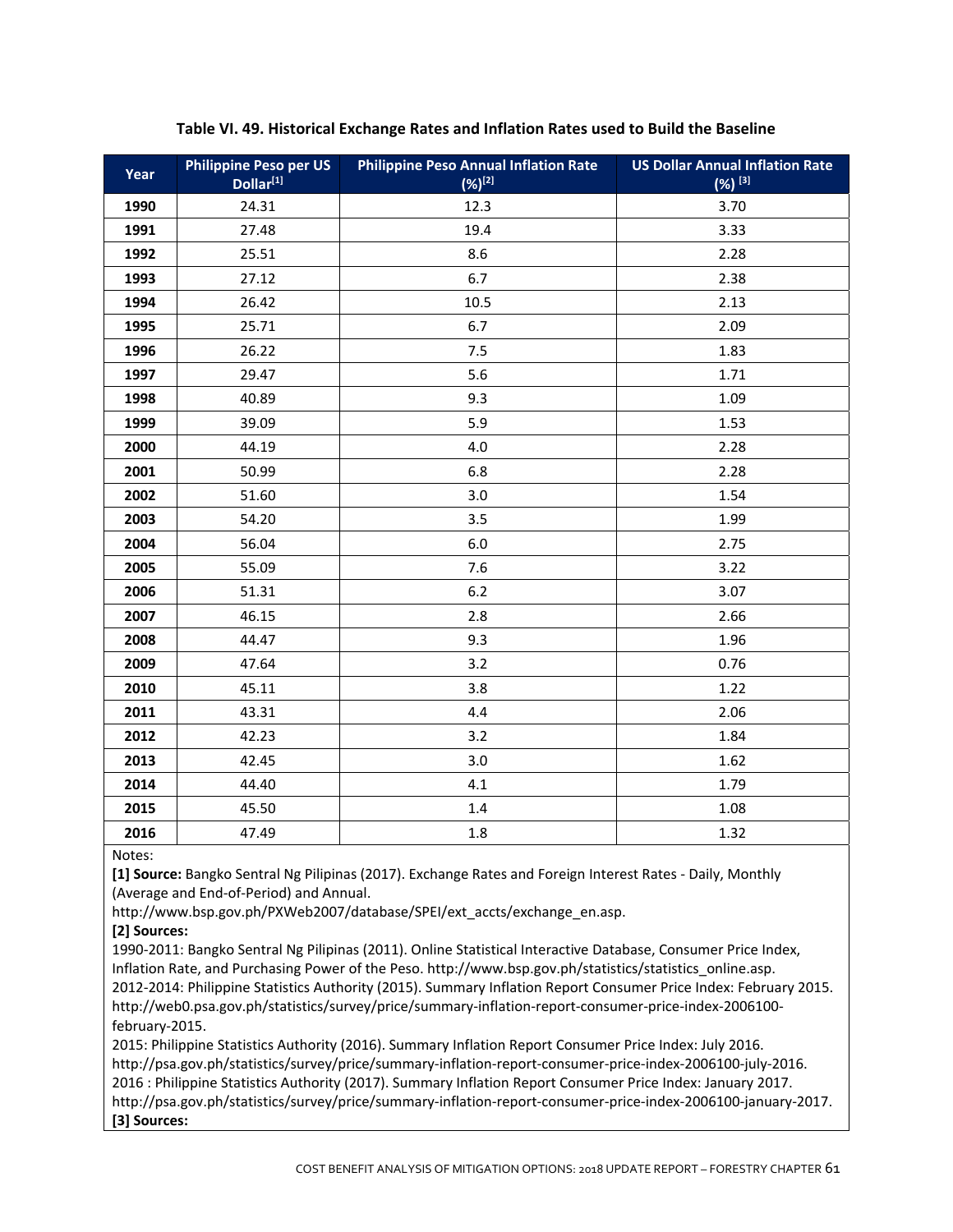**Table VI. 49. Historical Exchange Rates and Inflation Rates used to Build the Baseline**

| Year | Philippine Peso per US Dollar[1] | Philippine Peso Annual Inflation Rate (%)[2] | US Dollar Annual Inflation Rate (%) [3] |
|---|---|---|---|
| **1990** | 24.31 | 12.3 | 3.70 |
| **1991** | 27.48 | 19.4 | 3.33 |
| **1992** | 25.51 | 8.6 | 2.28 |
| **1993** | 27.12 | 6.7 | 2.38 |
| **1994** | 26.42 | 10.5 | 2.13 |
| **1995** | 25.71 | 6.7 | 2.09 |
| **1996** | 26.22 | 7.5 | 1.83 |
| **1997** | 29.47 | 5.6 | 1.71 |
| **1998** | 40.89 | 9.3 | 1.09 |
| **1999** | 39.09 | 5.9 | 1.53 |
| **2000** | 44.19 | 4.0 | 2.28 |
| **2001** | 50.99 | 6.8 | 2.28 |
| **2002** | 51.60 | 3.0 | 1.54 |
| **2003** | 54.20 | 3.5 | 1.99 |
| **2004** | 56.04 | 6.0 | 2.75 |
| **2005** | 55.09 | 7.6 | 3.22 |
| **2006** | 51.31 | 6.2 | 3.07 |
| **2007** | 46.15 | 2.8 | 2.66 |
| **2008** | 44.47 | 9.3 | 1.96 |
| **2009** | 47.64 | 3.2 | 0.76 |
| **2010** | 45.11 | 3.8 | 1.22 |
| **2011** | 43.31 | 4.4 | 2.06 |
| **2012** | 42.23 | 3.2 | 1.84 |
| **2013** | 42.45 | 3.0 | 1.62 |
| **2014** | 44.40 | 4.1 | 1.79 |
| **2015** | 45.50 | 1.4 | 1.08 |
| **2016** | 47.49 | 1.8 | 1.32 |

Notes:

**[1] Source:** Bangko Sentral Ng Pilipinas (2017). Exchange Rates and Foreign Interest Rates - Daily, Monthly (Average and End-of-Period) and Annual.
http://www.bsp.gov.ph/PXWeb2007/database/SPEI/ext_accts/exchange_en.asp.

**[2] Sources:**

1990-2011: Bangko Sentral Ng Pilipinas (2011). Online Statistical Interactive Database, Consumer Price Index, Inflation Rate, and Purchasing Power of the Peso. http://www.bsp.gov.ph/statistics/statistics_online.asp.

2012-2014: Philippine Statistics Authority (2015). Summary Inflation Report Consumer Price Index: February 2015. http://web0.psa.gov.ph/statistics/survey/price/summary-inflation-report-consumer-price-index-2006100-february-2015.

2015: Philippine Statistics Authority (2016). Summary Inflation Report Consumer Price Index: July 2016. http://psa.gov.ph/statistics/survey/price/summary-inflation-report-consumer-price-index-2006100-july-2016.

2016 : Philippine Statistics Authority (2017). Summary Inflation Report Consumer Price Index: January 2017. http://psa.gov.ph/statistics/survey/price/summary-inflation-report-consumer-price-index-2006100-january-2017.

**[3] Sources:**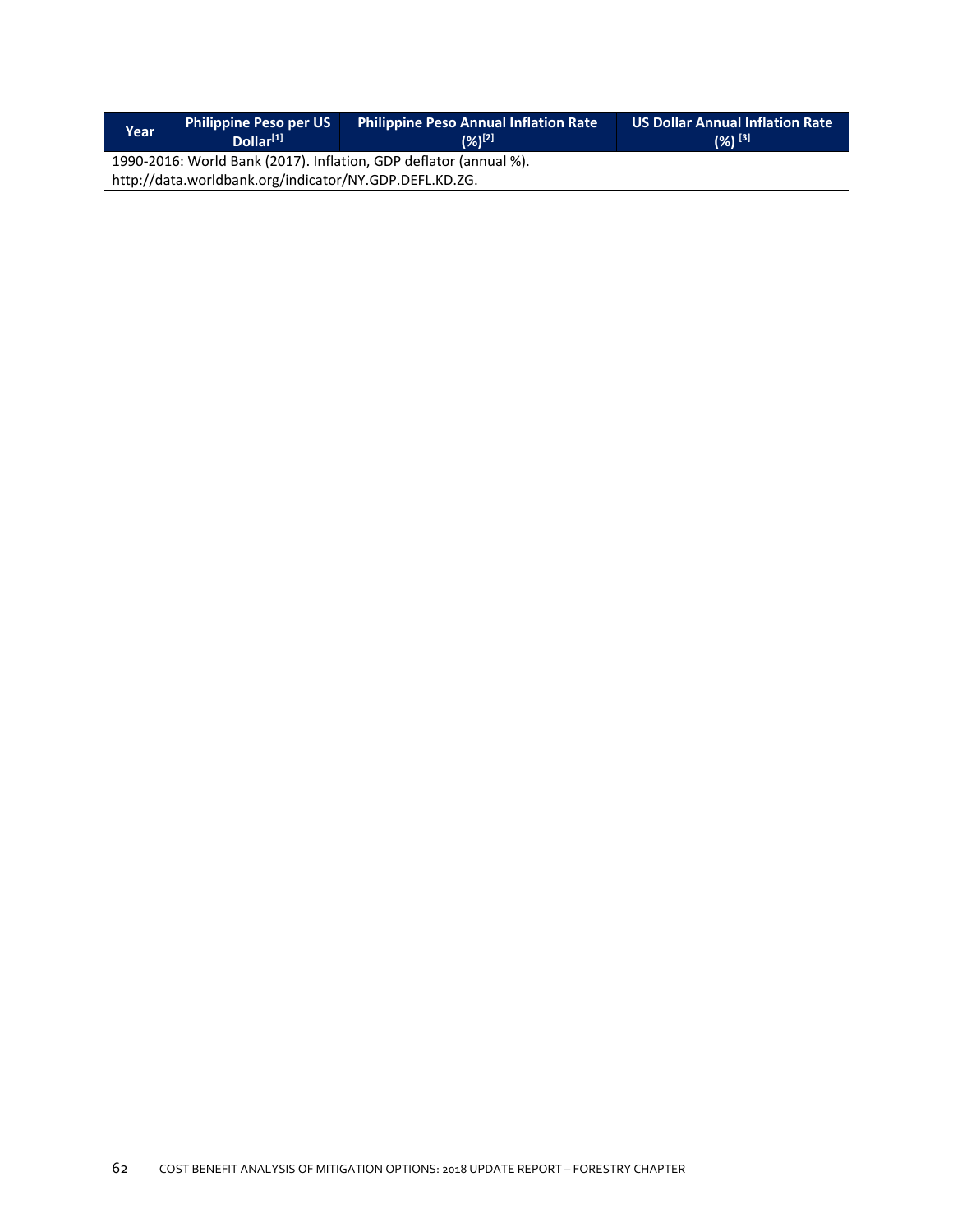| Year | Philippine Peso per US Dollar[1] | Philippine Peso Annual Inflation Rate (%)[2] | US Dollar Annual Inflation Rate (%) [3] |
|---|---|---|---|
| 1990-2016: World Bank (2017). Inflation, GDP deflator (annual %). http://data.worldbank.org/indicator/NY.GDP.DEFL.KD.ZG. | | | |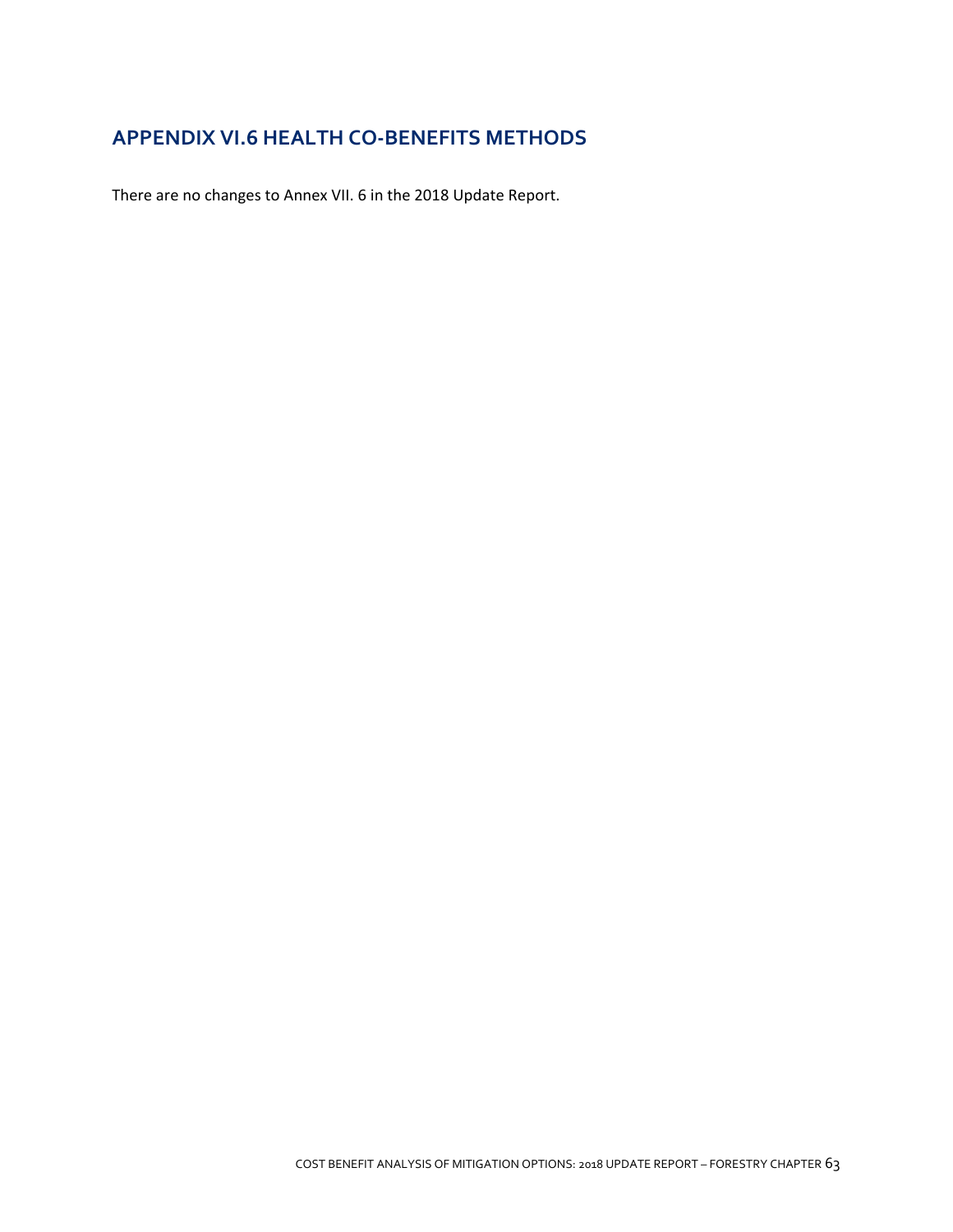## APPENDIX VI.6 HEALTH CO-BENEFITS METHODS

There are no changes to Annex VII. 6 in the 2018 Update Report.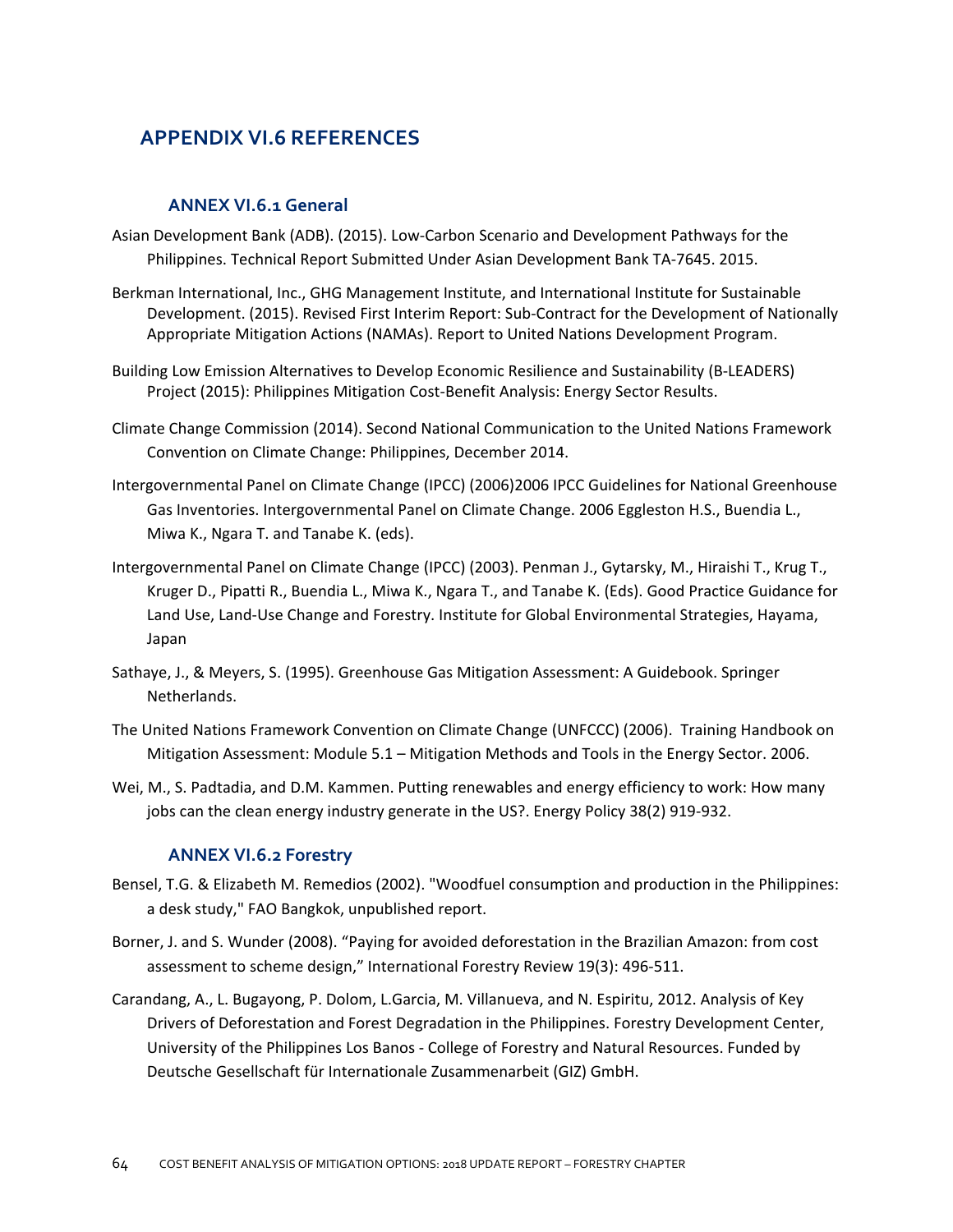# APPENDIX VI.6 REFERENCES

## ANNEX VI.6.1 General

Asian Development Bank (ADB). (2015). Low-Carbon Scenario and Development Pathways for the Philippines. Technical Report Submitted Under Asian Development Bank TA-7645. 2015.

Berkman International, Inc., GHG Management Institute, and International Institute for Sustainable Development. (2015). Revised First Interim Report: Sub-Contract for the Development of Nationally Appropriate Mitigation Actions (NAMAs). Report to United Nations Development Program.

Building Low Emission Alternatives to Develop Economic Resilience and Sustainability (B-LEADERS) Project (2015): Philippines Mitigation Cost-Benefit Analysis: Energy Sector Results.

Climate Change Commission (2014). Second National Communication to the United Nations Framework Convention on Climate Change: Philippines, December 2014.

Intergovernmental Panel on Climate Change (IPCC) (2006)2006 IPCC Guidelines for National Greenhouse Gas Inventories. Intergovernmental Panel on Climate Change. 2006 Eggleston H.S., Buendia L., Miwa K., Ngara T. and Tanabe K. (eds).

Intergovernmental Panel on Climate Change (IPCC) (2003). Penman J., Gytarsky, M., Hiraishi T., Krug T., Kruger D., Pipatti R., Buendia L., Miwa K., Ngara T., and Tanabe K. (Eds). Good Practice Guidance for Land Use, Land-Use Change and Forestry. Institute for Global Environmental Strategies, Hayama, Japan

Sathaye, J., & Meyers, S. (1995). Greenhouse Gas Mitigation Assessment: A Guidebook. Springer Netherlands.

The United Nations Framework Convention on Climate Change (UNFCCC) (2006). Training Handbook on Mitigation Assessment: Module 5.1 – Mitigation Methods and Tools in the Energy Sector. 2006.

Wei, M., S. Padtadia, and D.M. Kammen. Putting renewables and energy efficiency to work: How many jobs can the clean energy industry generate in the US?. Energy Policy 38(2) 919-932.

## ANNEX VI.6.2 Forestry

Bensel, T.G. & Elizabeth M. Remedios (2002). "Woodfuel consumption and production in the Philippines: a desk study," FAO Bangkok, unpublished report.

Borner, J. and S. Wunder (2008). "Paying for avoided deforestation in the Brazilian Amazon: from cost assessment to scheme design," International Forestry Review 19(3): 496-511.

Carandang, A., L. Bugayong, P. Dolom, L.Garcia, M. Villanueva, and N. Espiritu, 2012. Analysis of Key Drivers of Deforestation and Forest Degradation in the Philippines. Forestry Development Center, University of the Philippines Los Banos - College of Forestry and Natural Resources. Funded by Deutsche Gesellschaft für Internationale Zusammenarbeit (GIZ) GmbH.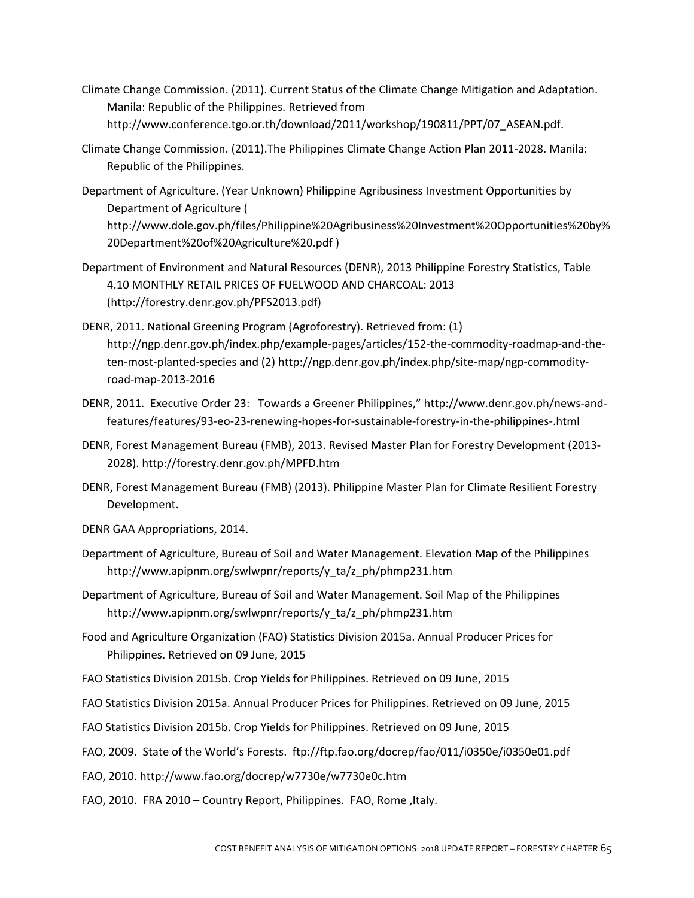Climate Change Commission. (2011). Current Status of the Climate Change Mitigation and Adaptation. Manila: Republic of the Philippines. Retrieved from http://www.conference.tgo.or.th/download/2011/workshop/190811/PPT/07_ASEAN.pdf.

Climate Change Commission. (2011).The Philippines Climate Change Action Plan 2011-2028. Manila: Republic of the Philippines.

Department of Agriculture. (Year Unknown) Philippine Agribusiness Investment Opportunities by Department of Agriculture ( http://www.dole.gov.ph/files/Philippine%20Agribusiness%20Investment%20Opportunities%20by%20Department%20of%20Agriculture%20.pdf )

Department of Environment and Natural Resources (DENR), 2013 Philippine Forestry Statistics, Table 4.10 MONTHLY RETAIL PRICES OF FUELWOOD AND CHARCOAL: 2013 (http://forestry.denr.gov.ph/PFS2013.pdf)

DENR, 2011. National Greening Program (Agroforestry). Retrieved from: (1) http://ngp.denr.gov.ph/index.php/example-pages/articles/152-the-commodity-roadmap-and-the-ten-most-planted-species and (2) http://ngp.denr.gov.ph/index.php/site-map/ngp-commodity-road-map-2013-2016

DENR, 2011. Executive Order 23: Towards a Greener Philippines," http://www.denr.gov.ph/news-and-features/features/93-eo-23-renewing-hopes-for-sustainable-forestry-in-the-philippines-.html

DENR, Forest Management Bureau (FMB), 2013. Revised Master Plan for Forestry Development (2013-2028). http://forestry.denr.gov.ph/MPFD.htm

DENR, Forest Management Bureau (FMB) (2013). Philippine Master Plan for Climate Resilient Forestry Development.

DENR GAA Appropriations, 2014.

Department of Agriculture, Bureau of Soil and Water Management. Elevation Map of the Philippines http://www.apipnm.org/swlwpnr/reports/y_ta/z_ph/phmp231.htm

Department of Agriculture, Bureau of Soil and Water Management. Soil Map of the Philippines http://www.apipnm.org/swlwpnr/reports/y_ta/z_ph/phmp231.htm

Food and Agriculture Organization (FAO) Statistics Division 2015a. Annual Producer Prices for Philippines. Retrieved on 09 June, 2015

FAO Statistics Division 2015b. Crop Yields for Philippines. Retrieved on 09 June, 2015

FAO Statistics Division 2015a. Annual Producer Prices for Philippines. Retrieved on 09 June, 2015

FAO Statistics Division 2015b. Crop Yields for Philippines. Retrieved on 09 June, 2015

FAO, 2009. State of the World's Forests. ftp://ftp.fao.org/docrep/fao/011/i0350e/i0350e01.pdf

FAO, 2010. http://www.fao.org/docrep/w7730e/w7730e0c.htm

FAO, 2010. FRA 2010 – Country Report, Philippines. FAO, Rome ,Italy.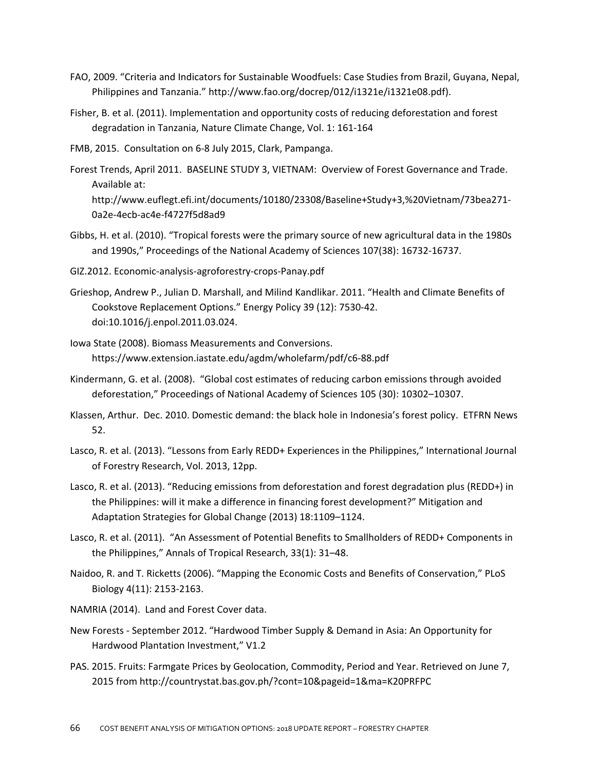FAO, 2009. "Criteria and Indicators for Sustainable Woodfuels: Case Studies from Brazil, Guyana, Nepal, Philippines and Tanzania." http://www.fao.org/docrep/012/i1321e/i1321e08.pdf).

Fisher, B. et al. (2011). Implementation and opportunity costs of reducing deforestation and forest degradation in Tanzania, Nature Climate Change, Vol. 1: 161-164

FMB, 2015. Consultation on 6-8 July 2015, Clark, Pampanga.

Forest Trends, April 2011. BASELINE STUDY 3, VIETNAM: Overview of Forest Governance and Trade. Available at: http://www.euflegt.efi.int/documents/10180/23308/Baseline+Study+3,%20Vietnam/73bea271-0a2e-4ecb-ac4e-f4727f5d8ad9

Gibbs, H. et al. (2010). "Tropical forests were the primary source of new agricultural data in the 1980s and 1990s," Proceedings of the National Academy of Sciences 107(38): 16732-16737.

GIZ.2012. Economic-analysis-agroforestry-crops-Panay.pdf

Grieshop, Andrew P., Julian D. Marshall, and Milind Kandlikar. 2011. "Health and Climate Benefits of Cookstove Replacement Options." Energy Policy 39 (12): 7530-42. doi:10.1016/j.enpol.2011.03.024.

Iowa State (2008). Biomass Measurements and Conversions. https://www.extension.iastate.edu/agdm/wholefarm/pdf/c6-88.pdf

Kindermann, G. et al. (2008). "Global cost estimates of reducing carbon emissions through avoided deforestation," Proceedings of National Academy of Sciences 105 (30): 10302–10307.

Klassen, Arthur. Dec. 2010. Domestic demand: the black hole in Indonesia's forest policy. ETFRN News 52.

Lasco, R. et al. (2013). "Lessons from Early REDD+ Experiences in the Philippines," International Journal of Forestry Research, Vol. 2013, 12pp.

Lasco, R. et al. (2013). "Reducing emissions from deforestation and forest degradation plus (REDD+) in the Philippines: will it make a difference in financing forest development?" Mitigation and Adaptation Strategies for Global Change (2013) 18:1109–1124.

Lasco, R. et al. (2011). "An Assessment of Potential Benefits to Smallholders of REDD+ Components in the Philippines," Annals of Tropical Research, 33(1): 31–48.

Naidoo, R. and T. Ricketts (2006). "Mapping the Economic Costs and Benefits of Conservation," PLoS Biology 4(11): 2153-2163.

NAMRIA (2014). Land and Forest Cover data.

New Forests - September 2012. "Hardwood Timber Supply & Demand in Asia: An Opportunity for Hardwood Plantation Investment," V1.2

PAS. 2015. Fruits: Farmgate Prices by Geolocation, Commodity, Period and Year. Retrieved on June 7, 2015 from http://countrystat.bas.gov.ph/?cont=10&pageid=1&ma=K20PRFPC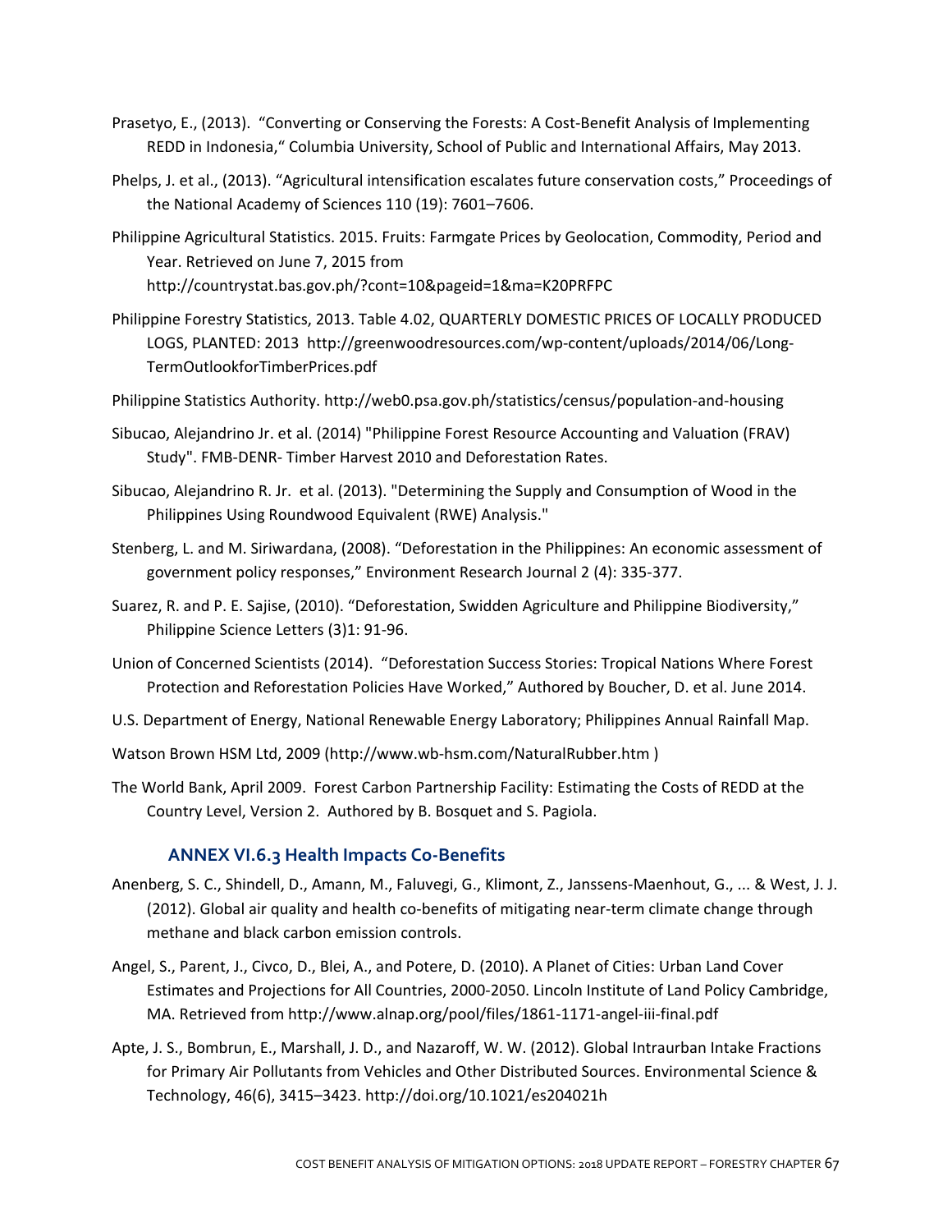Prasetyo, E., (2013). "Converting or Conserving the Forests: A Cost-Benefit Analysis of Implementing REDD in Indonesia," Columbia University, School of Public and International Affairs, May 2013.

Phelps, J. et al., (2013). "Agricultural intensification escalates future conservation costs," Proceedings of the National Academy of Sciences 110 (19): 7601–7606.

Philippine Agricultural Statistics. 2015. Fruits: Farmgate Prices by Geolocation, Commodity, Period and Year. Retrieved on June 7, 2015 from http://countrystat.bas.gov.ph/?cont=10&pageid=1&ma=K20PRFPC

Philippine Forestry Statistics, 2013. Table 4.02, QUARTERLY DOMESTIC PRICES OF LOCALLY PRODUCED LOGS, PLANTED: 2013 http://greenwoodresources.com/wp-content/uploads/2014/06/Long-TermOutlookforTimberPrices.pdf

Philippine Statistics Authority. http://web0.psa.gov.ph/statistics/census/population-and-housing

Sibucao, Alejandrino Jr. et al. (2014) "Philippine Forest Resource Accounting and Valuation (FRAV) Study". FMB-DENR- Timber Harvest 2010 and Deforestation Rates.

Sibucao, Alejandrino R. Jr. et al. (2013). "Determining the Supply and Consumption of Wood in the Philippines Using Roundwood Equivalent (RWE) Analysis."

Stenberg, L. and M. Siriwardana, (2008). "Deforestation in the Philippines: An economic assessment of government policy responses," Environment Research Journal 2 (4): 335-377.

Suarez, R. and P. E. Sajise, (2010). "Deforestation, Swidden Agriculture and Philippine Biodiversity," Philippine Science Letters (3)1: 91-96.

Union of Concerned Scientists (2014). "Deforestation Success Stories: Tropical Nations Where Forest Protection and Reforestation Policies Have Worked," Authored by Boucher, D. et al. June 2014.

U.S. Department of Energy, National Renewable Energy Laboratory; Philippines Annual Rainfall Map.

Watson Brown HSM Ltd, 2009 (http://www.wb-hsm.com/NaturalRubber.htm )

The World Bank, April 2009. Forest Carbon Partnership Facility: Estimating the Costs of REDD at the Country Level, Version 2. Authored by B. Bosquet and S. Pagiola.

### ANNEX VI.6.3 Health Impacts Co-Benefits

Anenberg, S. C., Shindell, D., Amann, M., Faluvegi, G., Klimont, Z., Janssens-Maenhout, G., ... & West, J. J. (2012). Global air quality and health co-benefits of mitigating near-term climate change through methane and black carbon emission controls.

Angel, S., Parent, J., Civco, D., Blei, A., and Potere, D. (2010). A Planet of Cities: Urban Land Cover Estimates and Projections for All Countries, 2000-2050. Lincoln Institute of Land Policy Cambridge, MA. Retrieved from http://www.alnap.org/pool/files/1861-1171-angel-iii-final.pdf

Apte, J. S., Bombrun, E., Marshall, J. D., and Nazaroff, W. W. (2012). Global Intraurban Intake Fractions for Primary Air Pollutants from Vehicles and Other Distributed Sources. Environmental Science & Technology, 46(6), 3415–3423. http://doi.org/10.1021/es204021h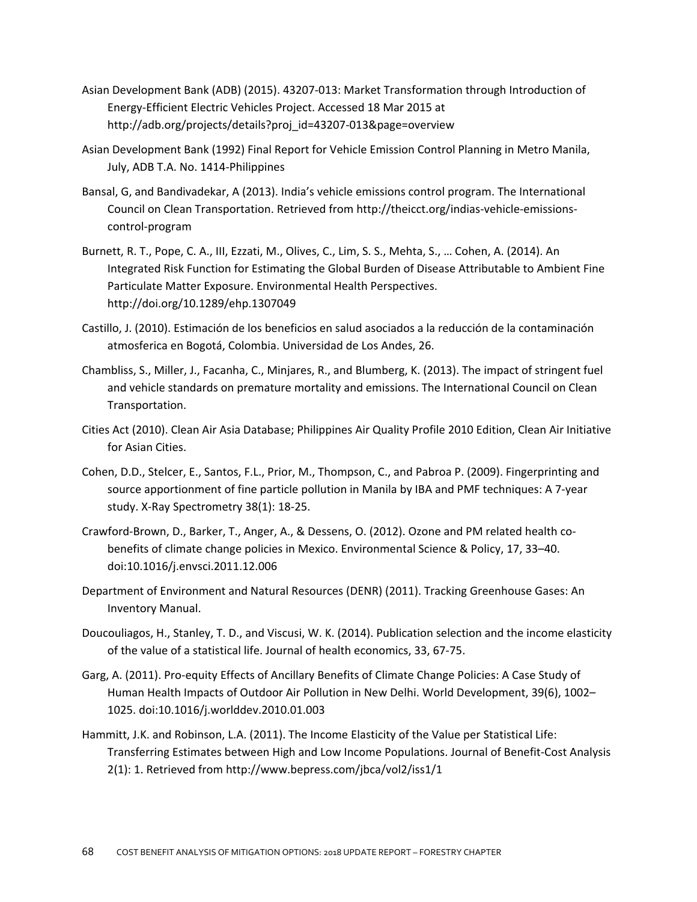Asian Development Bank (ADB) (2015). 43207-013: Market Transformation through Introduction of Energy-Efficient Electric Vehicles Project. Accessed 18 Mar 2015 at http://adb.org/projects/details?proj_id=43207-013&page=overview

Asian Development Bank (1992) Final Report for Vehicle Emission Control Planning in Metro Manila, July, ADB T.A. No. 1414-Philippines

Bansal, G, and Bandivadekar, A (2013). India's vehicle emissions control program. The International Council on Clean Transportation. Retrieved from http://theicct.org/indias-vehicle-emissions-control-program

Burnett, R. T., Pope, C. A., III, Ezzati, M., Olives, C., Lim, S. S., Mehta, S., … Cohen, A. (2014). An Integrated Risk Function for Estimating the Global Burden of Disease Attributable to Ambient Fine Particulate Matter Exposure. Environmental Health Perspectives. http://doi.org/10.1289/ehp.1307049

Castillo, J. (2010). Estimación de los beneficios en salud asociados a la reducción de la contaminación atmosferica en Bogotá, Colombia. Universidad de Los Andes, 26.

Chambliss, S., Miller, J., Facanha, C., Minjares, R., and Blumberg, K. (2013). The impact of stringent fuel and vehicle standards on premature mortality and emissions. The International Council on Clean Transportation.

Cities Act (2010). Clean Air Asia Database; Philippines Air Quality Profile 2010 Edition, Clean Air Initiative for Asian Cities.

Cohen, D.D., Stelcer, E., Santos, F.L., Prior, M., Thompson, C., and Pabroa P. (2009). Fingerprinting and source apportionment of fine particle pollution in Manila by IBA and PMF techniques: A 7-year study. X-Ray Spectrometry 38(1): 18-25.

Crawford-Brown, D., Barker, T., Anger, A., & Dessens, O. (2012). Ozone and PM related health co-benefits of climate change policies in Mexico. Environmental Science & Policy, 17, 33–40. doi:10.1016/j.envsci.2011.12.006

Department of Environment and Natural Resources (DENR) (2011). Tracking Greenhouse Gases: An Inventory Manual.

Doucouliagos, H., Stanley, T. D., and Viscusi, W. K. (2014). Publication selection and the income elasticity of the value of a statistical life. Journal of health economics, 33, 67-75.

Garg, A. (2011). Pro-equity Effects of Ancillary Benefits of Climate Change Policies: A Case Study of Human Health Impacts of Outdoor Air Pollution in New Delhi. World Development, 39(6), 1002–1025. doi:10.1016/j.worlddev.2010.01.003

Hammitt, J.K. and Robinson, L.A. (2011). The Income Elasticity of the Value per Statistical Life: Transferring Estimates between High and Low Income Populations. Journal of Benefit-Cost Analysis 2(1): 1. Retrieved from http://www.bepress.com/jbca/vol2/iss1/1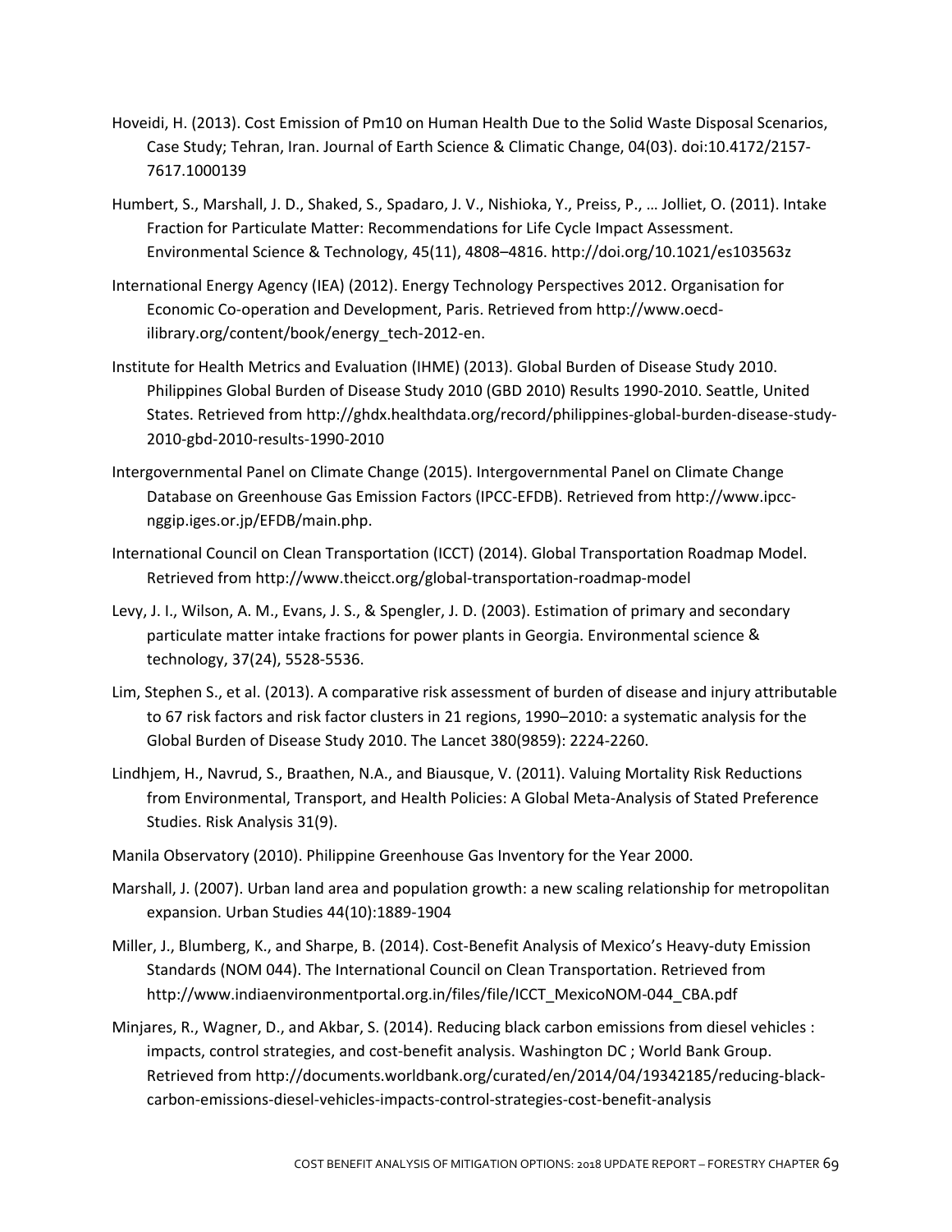Hoveidi, H. (2013). Cost Emission of Pm10 on Human Health Due to the Solid Waste Disposal Scenarios, Case Study; Tehran, Iran. Journal of Earth Science & Climatic Change, 04(03). doi:10.4172/2157-7617.1000139

Humbert, S., Marshall, J. D., Shaked, S., Spadaro, J. V., Nishioka, Y., Preiss, P., … Jolliet, O. (2011). Intake Fraction for Particulate Matter: Recommendations for Life Cycle Impact Assessment. Environmental Science & Technology, 45(11), 4808–4816. http://doi.org/10.1021/es103563z

International Energy Agency (IEA) (2012). Energy Technology Perspectives 2012. Organisation for Economic Co-operation and Development, Paris. Retrieved from http://www.oecd-ilibrary.org/content/book/energy_tech-2012-en.

Institute for Health Metrics and Evaluation (IHME) (2013). Global Burden of Disease Study 2010. Philippines Global Burden of Disease Study 2010 (GBD 2010) Results 1990-2010. Seattle, United States. Retrieved from http://ghdx.healthdata.org/record/philippines-global-burden-disease-study-2010-gbd-2010-results-1990-2010

Intergovernmental Panel on Climate Change (2015). Intergovernmental Panel on Climate Change Database on Greenhouse Gas Emission Factors (IPCC-EFDB). Retrieved from http://www.ipcc-nggip.iges.or.jp/EFDB/main.php.

International Council on Clean Transportation (ICCT) (2014). Global Transportation Roadmap Model. Retrieved from http://www.theicct.org/global-transportation-roadmap-model

Levy, J. I., Wilson, A. M., Evans, J. S., & Spengler, J. D. (2003). Estimation of primary and secondary particulate matter intake fractions for power plants in Georgia. Environmental science & technology, 37(24), 5528-5536.

Lim, Stephen S., et al. (2013). A comparative risk assessment of burden of disease and injury attributable to 67 risk factors and risk factor clusters in 21 regions, 1990–2010: a systematic analysis for the Global Burden of Disease Study 2010. The Lancet 380(9859): 2224-2260.

Lindhjem, H., Navrud, S., Braathen, N.A., and Biausque, V. (2011). Valuing Mortality Risk Reductions from Environmental, Transport, and Health Policies: A Global Meta-Analysis of Stated Preference Studies. Risk Analysis 31(9).

Manila Observatory (2010). Philippine Greenhouse Gas Inventory for the Year 2000.

Marshall, J. (2007). Urban land area and population growth: a new scaling relationship for metropolitan expansion. Urban Studies 44(10):1889-1904

Miller, J., Blumberg, K., and Sharpe, B. (2014). Cost-Benefit Analysis of Mexico's Heavy-duty Emission Standards (NOM 044). The International Council on Clean Transportation. Retrieved from http://www.indiaenvironmentportal.org.in/files/file/ICCT_MexicoNOM-044_CBA.pdf

Minjares, R., Wagner, D., and Akbar, S. (2014). Reducing black carbon emissions from diesel vehicles : impacts, control strategies, and cost-benefit analysis. Washington DC ; World Bank Group. Retrieved from http://documents.worldbank.org/curated/en/2014/04/19342185/reducing-black-carbon-emissions-diesel-vehicles-impacts-control-strategies-cost-benefit-analysis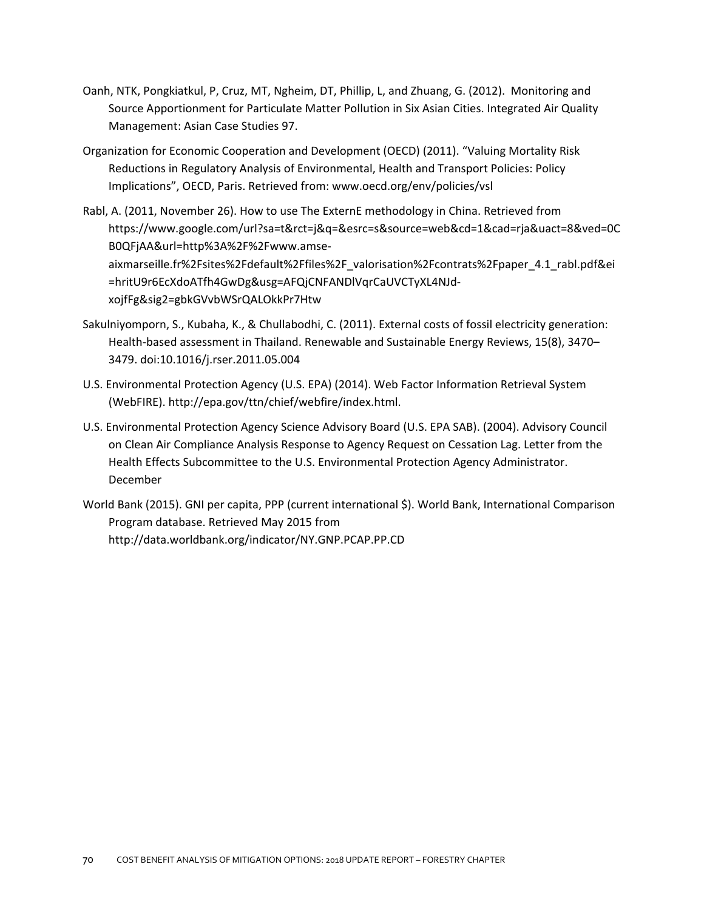Oanh, NTK, Pongkiatkul, P, Cruz, MT, Ngheim, DT, Phillip, L, and Zhuang, G. (2012). Monitoring and Source Apportionment for Particulate Matter Pollution in Six Asian Cities. Integrated Air Quality Management: Asian Case Studies 97.

Organization for Economic Cooperation and Development (OECD) (2011). "Valuing Mortality Risk Reductions in Regulatory Analysis of Environmental, Health and Transport Policies: Policy Implications", OECD, Paris. Retrieved from: www.oecd.org/env/policies/vsl

Rabl, A. (2011, November 26). How to use The ExternE methodology in China. Retrieved from https://www.google.com/url?sa=t&rct=j&q=&esrc=s&source=web&cd=1&cad=rja&uact=8&ved=0CB0QFjAA&url=http%3A%2F%2Fwww.amse-aixmarseille.fr%2Fsites%2Fdefault%2Ffiles%2F_valorisation%2Fcontrats%2Fpaper_4.1_rabl.pdf&ei=hritU9r6EcXdoATfh4GwDg&usg=AFQjCNFANDlVqrCaUVCTyXL4NJd-xojfFg&sig2=gbkGVvbWSrQALOkkPr7Htw

Sakulniyomporn, S., Kubaha, K., & Chullabodhi, C. (2011). External costs of fossil electricity generation: Health-based assessment in Thailand. Renewable and Sustainable Energy Reviews, 15(8), 3470–3479. doi:10.1016/j.rser.2011.05.004

U.S. Environmental Protection Agency (U.S. EPA) (2014). Web Factor Information Retrieval System (WebFIRE). http://epa.gov/ttn/chief/webfire/index.html.

U.S. Environmental Protection Agency Science Advisory Board (U.S. EPA SAB). (2004). Advisory Council on Clean Air Compliance Analysis Response to Agency Request on Cessation Lag. Letter from the Health Effects Subcommittee to the U.S. Environmental Protection Agency Administrator. December

World Bank (2015). GNI per capita, PPP (current international $). World Bank, International Comparison Program database. Retrieved May 2015 from http://data.worldbank.org/indicator/NY.GNP.PCAP.PP.CD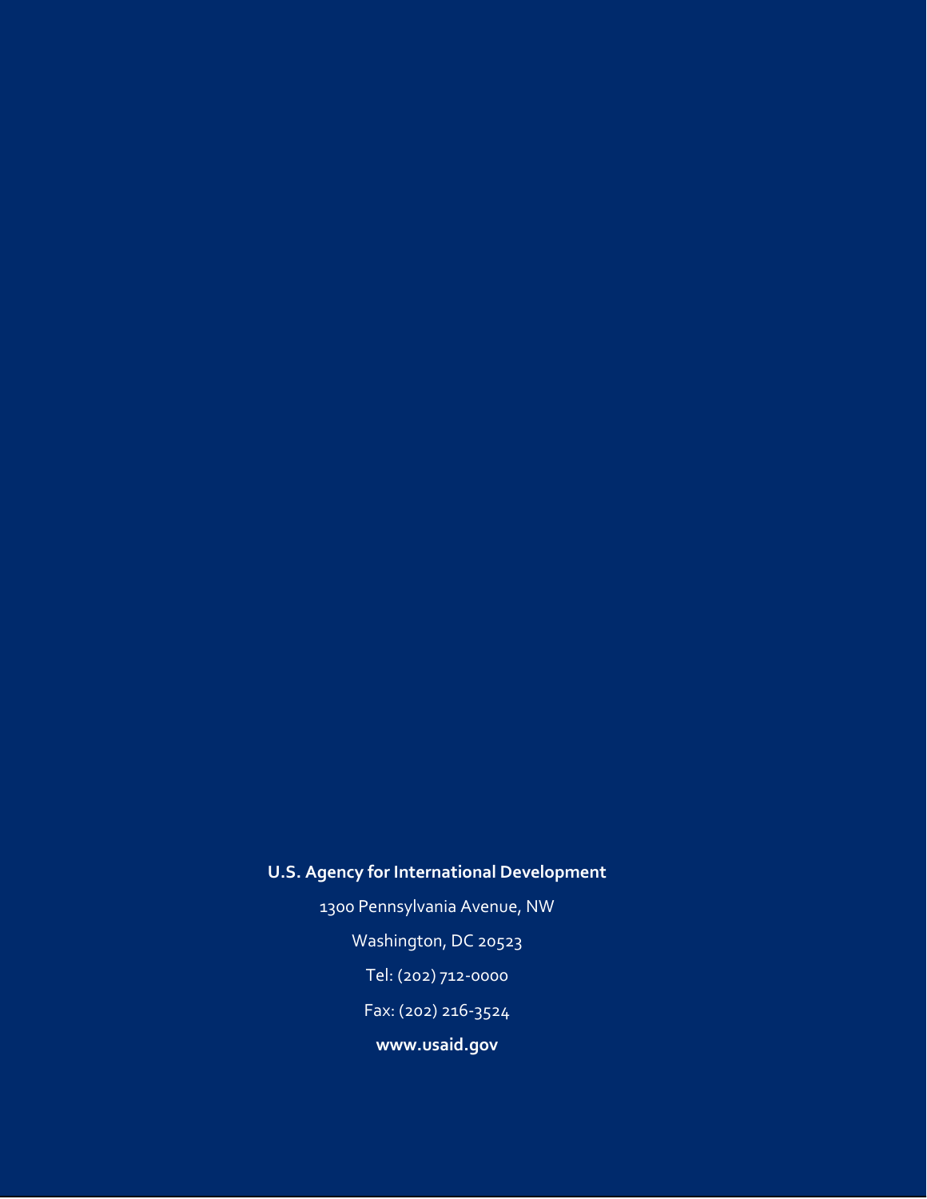**U.S. Agency for International Development**

1300 Pennsylvania Avenue, NW

Washington, DC 20523

Tel: (202) 712-0000

Fax: (202) 216-3524

**www.usaid.gov**